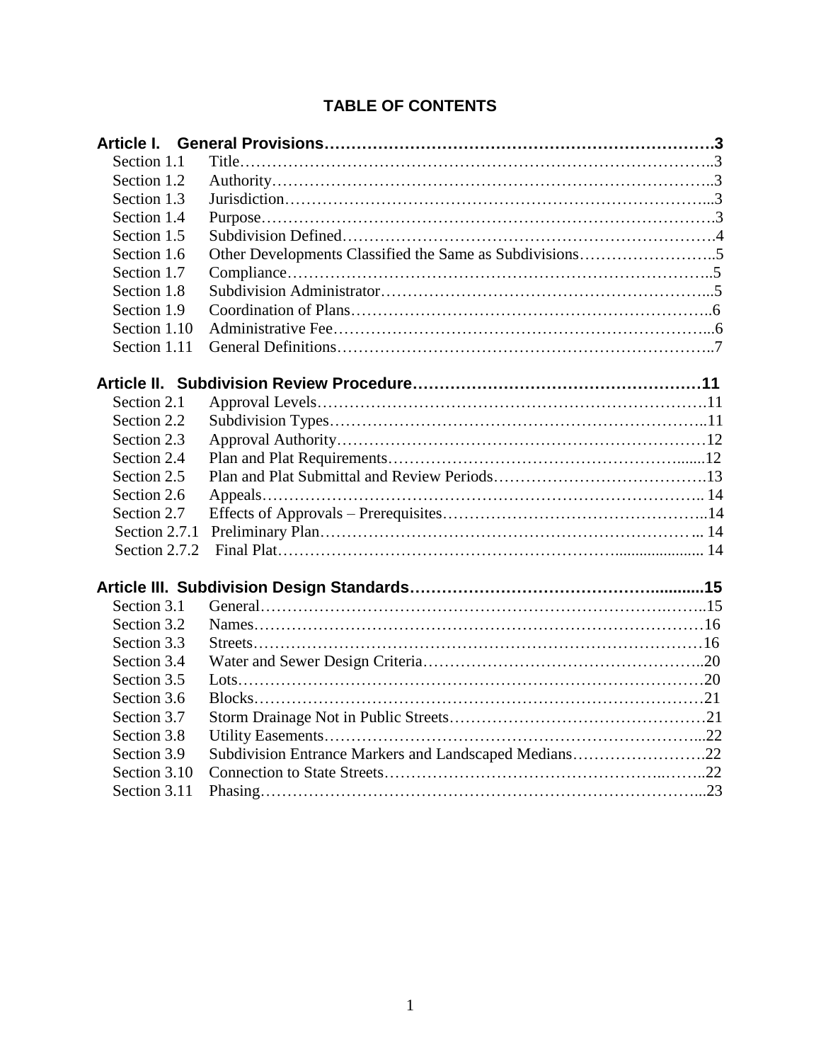# TABLE OF CONTENTS

**Article I. General Provisions……………………………………………………………….3**

Section 1.1 Title………………………………………………………………………………..3
Section 1.2 Authority…………………………………………………………………………..3
Section 1.3 Jurisdiction………………………………………………………………………...3
Section 1.4 Purpose…………………………………………………………………………….3
Section 1.5 Subdivision Defined……………………………………………………………….4
Section 1.6 Other Developments Classified the Same as Subdivisions……………………..5
Section 1.7 Compliance………………………………………………………………………..5
Section 1.8 Subdivision Administrator………………………………………………………...5
Section 1.9 Coordination of Plans……………………………………………………………..6
Section 1.10 Administrative Fee………………………………………………………………...6
Section 1.11 General Definitions………………………………………………………………..7

**Article II. Subdivision Review Procedure……………………………………………11**

Section 2.1 Approval Levels…………………………………………………………………….11
Section 2.2 Subdivision Types…………………………………………………………………..11
Section 2.3 Approval Authority…………………………………………………………………12
Section 2.4 Plan and Plat Requirements……………………………………………………......12
Section 2.5 Plan and Plat Submittal and Review Periods……………………………………….13
Section 2.6 Appeals…………………………………………………………………………….. 14
Section 2.7 Effects of Approvals – Prerequisites………………………………………………..14
Section 2.7.1 Preliminary Plan………………………………………………………………... 14
Section 2.7.2 Final Plat……………………………………………………...................... 14

**Article III. Subdivision Design Standards……………………………………….........15**

Section 3.1 General……………………………………………………………………….……..15
Section 3.2 Names………………………………………………………………………………16
Section 3.3 Streets………………………………………………………………………………16
Section 3.4 Water and Sewer Design Criteria…………………………………………………..20
Section 3.5 Lots…………………………………………………………………………………20
Section 3.6 Blocks………………………………………………………………………………21
Section 3.7 Storm Drainage Not in Public Streets………………………………………………21
Section 3.8 Utility Easements…………………………………………………………………...22
Section 3.9 Subdivision Entrance Markers and Landscaped Medians………………………….22
Section 3.10 Connection to State Streets…………………………………………….…….…..22
Section 3.11 Phasing……………………………………………………………………………...23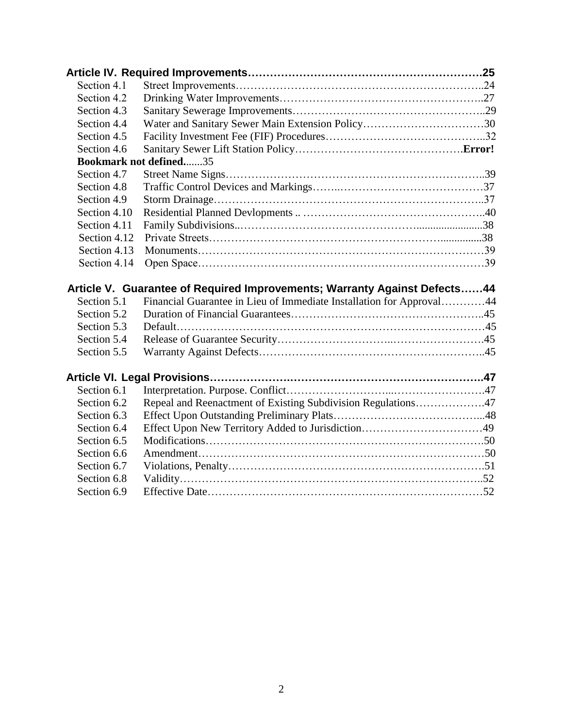**Article IV. Required Improvements……………………………………………………….25**

Section 4.1 Street Improvements………………………………………………………..24
Section 4.2 Drinking Water Improvements………………………………………………..27
Section 4.3 Sanitary Sewerage Improvements……………………………………………..29
Section 4.4 Water and Sanitary Sewer Main Extension Policy……………………………30
Section 4.5 Facility Investment Fee (FIF) Procedures……………………………………..32
Section 4.6 Sanitary Sewer Lift Station Policy…………………………………….**Error! Bookmark not defined.**......35
Section 4.7 Street Name Signs……………………………………………………………..39
Section 4.8 Traffic Control Devices and Markings……..…………………………………37
Section 4.9 Storm Drainage………………………………………………………………..37
Section 4.10 Residential Planned Devlopments .. …………………………………………..40
Section 4.11 Family Subdivisions..…………………………………….........................38
Section 4.12 Private Streets…………………………………………………...............38
Section 4.13 Monuments……………………………………………………………………39
Section 4.14 Open Space……………………………………………………………………39

**Article V. Guarantee of Required Improvements; Warranty Against Defects……44**

Section 5.1 Financial Guarantee in Lieu of Immediate Installation for Approval…………44
Section 5.2 Duration of Financial Guarantees……………………………………………..45
Section 5.3 Default…………………………………………………………………………45
Section 5.4 Release of Guarantee Security………………………..…………………….45
Section 5.5 Warranty Against Defects……………………………………………………..45

**Article VI. Legal Provisions……………………………………………………………..47**

Section 6.1 Interpretation. Purpose. Conflict…………………………..…………………….47
Section 6.2 Repeal and Reenactment of Existing Subdivision Regulations……………….47
Section 6.3 Effect Upon Outstanding Preliminary Plats…………………………………...48
Section 6.4 Effect Upon New Territory Added to Jurisdiction……………………………49
Section 6.5 Modifications…………………………………………………………………..50
Section 6.6 Amendment……………………………………………………………………50
Section 6.7 Violations, Penalty……………………………………………………………51
Section 6.8 Validity…………………………………………………………………………..52
Section 6.9 Effective Date…………………………………………………………………52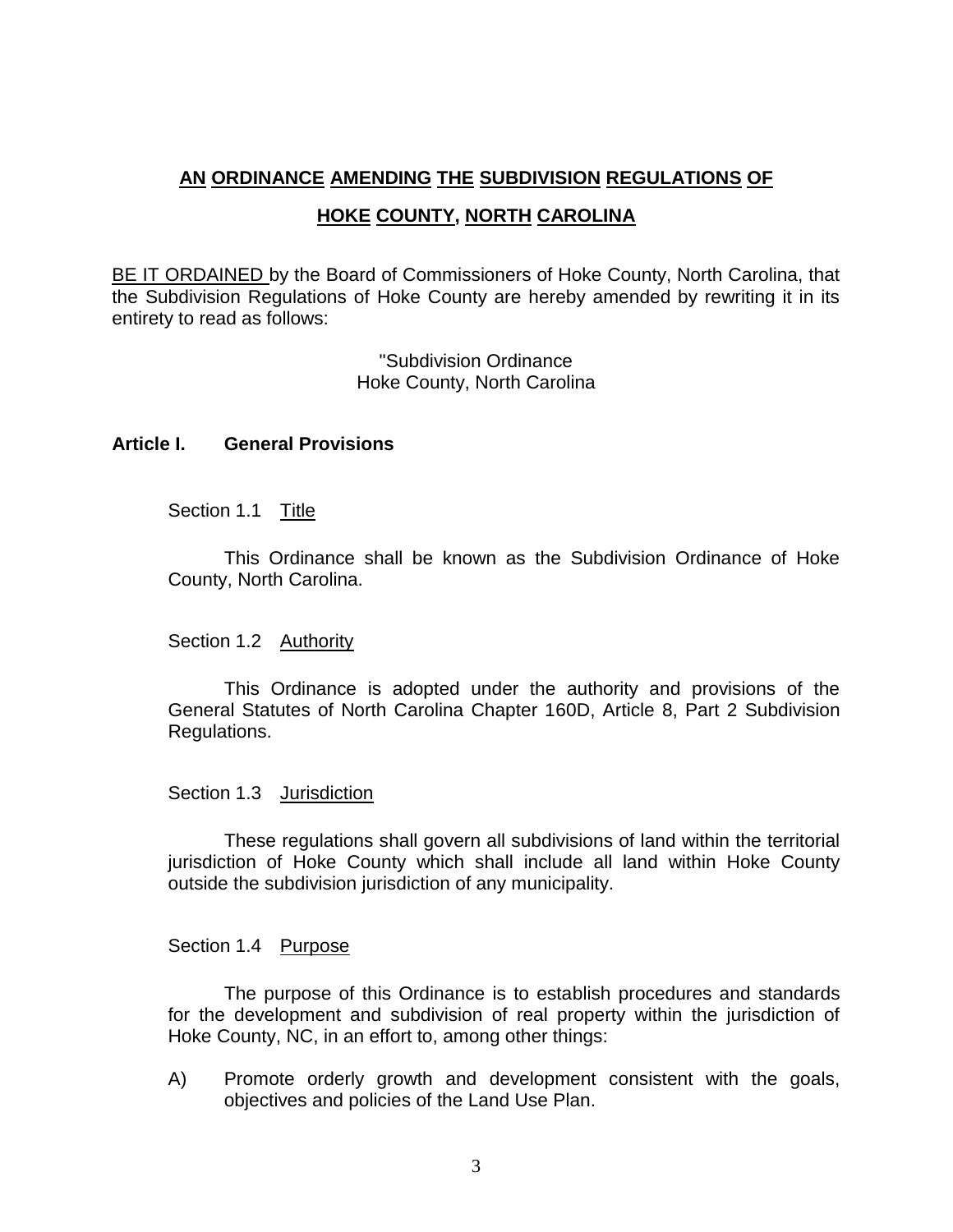## AN ORDINANCE AMENDING THE SUBDIVISION REGULATIONS OF HOKE COUNTY, NORTH CAROLINA

BE IT ORDAINED by the Board of Commissioners of Hoke County, North Carolina, that the Subdivision Regulations of Hoke County are hereby amended by rewriting it in its entirety to read as follows:

"Subdivision Ordinance
Hoke County, North Carolina

### Article I. General Provisions

Section 1.1 Title

This Ordinance shall be known as the Subdivision Ordinance of Hoke County, North Carolina.

Section 1.2 Authority

This Ordinance is adopted under the authority and provisions of the General Statutes of North Carolina Chapter 160D, Article 8, Part 2 Subdivision Regulations.

Section 1.3 Jurisdiction

These regulations shall govern all subdivisions of land within the territorial jurisdiction of Hoke County which shall include all land within Hoke County outside the subdivision jurisdiction of any municipality.

Section 1.4 Purpose

The purpose of this Ordinance is to establish procedures and standards for the development and subdivision of real property within the jurisdiction of Hoke County, NC, in an effort to, among other things:

A) Promote orderly growth and development consistent with the goals, objectives and policies of the Land Use Plan.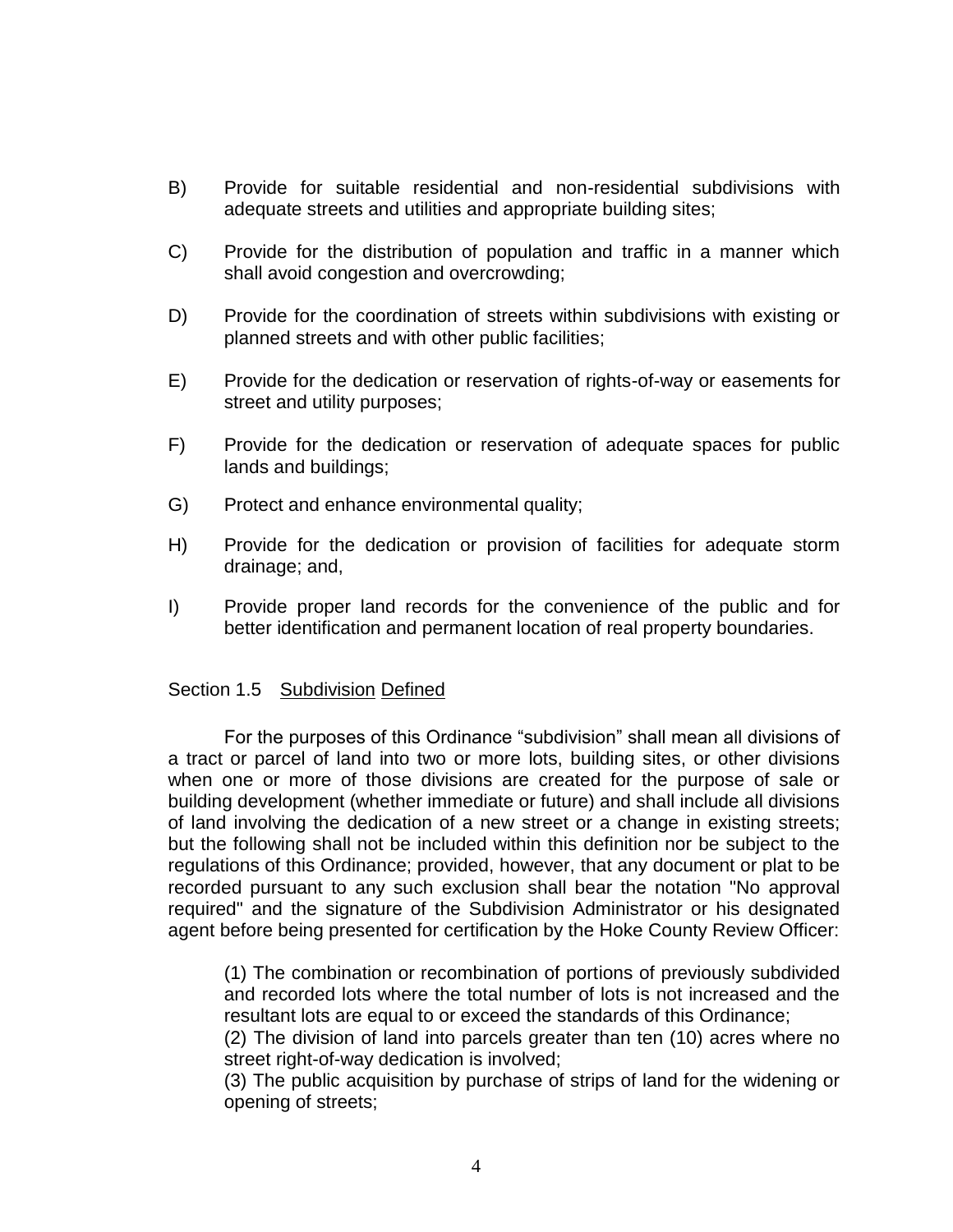B) Provide for suitable residential and non-residential subdivisions with adequate streets and utilities and appropriate building sites;

C) Provide for the distribution of population and traffic in a manner which shall avoid congestion and overcrowding;

D) Provide for the coordination of streets within subdivisions with existing or planned streets and with other public facilities;

E) Provide for the dedication or reservation of rights-of-way or easements for street and utility purposes;

F) Provide for the dedication or reservation of adequate spaces for public lands and buildings;

G) Protect and enhance environmental quality;

H) Provide for the dedication or provision of facilities for adequate storm drainage; and,

I) Provide proper land records for the convenience of the public and for better identification and permanent location of real property boundaries.

## Section 1.5 Subdivision Defined

For the purposes of this Ordinance "subdivision" shall mean all divisions of a tract or parcel of land into two or more lots, building sites, or other divisions when one or more of those divisions are created for the purpose of sale or building development (whether immediate or future) and shall include all divisions of land involving the dedication of a new street or a change in existing streets; but the following shall not be included within this definition nor be subject to the regulations of this Ordinance; provided, however, that any document or plat to be recorded pursuant to any such exclusion shall bear the notation "No approval required" and the signature of the Subdivision Administrator or his designated agent before being presented for certification by the Hoke County Review Officer:

(1) The combination or recombination of portions of previously subdivided and recorded lots where the total number of lots is not increased and the resultant lots are equal to or exceed the standards of this Ordinance;
(2) The division of land into parcels greater than ten (10) acres where no street right-of-way dedication is involved;
(3) The public acquisition by purchase of strips of land for the widening or opening of streets;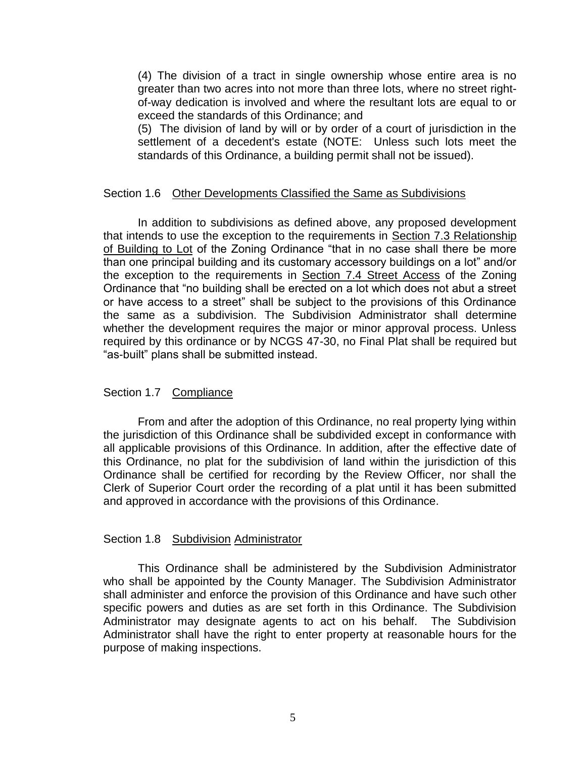(4) The division of a tract in single ownership whose entire area is no greater than two acres into not more than three lots, where no street right-of-way dedication is involved and where the resultant lots are equal to or exceed the standards of this Ordinance; and

(5) The division of land by will or by order of a court of jurisdiction in the settlement of a decedent's estate (NOTE: Unless such lots meet the standards of this Ordinance, a building permit shall not be issued).

## Section 1.6 Other Developments Classified the Same as Subdivisions

In addition to subdivisions as defined above, any proposed development that intends to use the exception to the requirements in Section 7.3 Relationship of Building to Lot of the Zoning Ordinance "that in no case shall there be more than one principal building and its customary accessory buildings on a lot" and/or the exception to the requirements in Section 7.4 Street Access of the Zoning Ordinance that "no building shall be erected on a lot which does not abut a street or have access to a street" shall be subject to the provisions of this Ordinance the same as a subdivision. The Subdivision Administrator shall determine whether the development requires the major or minor approval process. Unless required by this ordinance or by NCGS 47-30, no Final Plat shall be required but "as-built" plans shall be submitted instead.

## Section 1.7 Compliance

From and after the adoption of this Ordinance, no real property lying within the jurisdiction of this Ordinance shall be subdivided except in conformance with all applicable provisions of this Ordinance. In addition, after the effective date of this Ordinance, no plat for the subdivision of land within the jurisdiction of this Ordinance shall be certified for recording by the Review Officer, nor shall the Clerk of Superior Court order the recording of a plat until it has been submitted and approved in accordance with the provisions of this Ordinance.

## Section 1.8 Subdivision Administrator

This Ordinance shall be administered by the Subdivision Administrator who shall be appointed by the County Manager. The Subdivision Administrator shall administer and enforce the provision of this Ordinance and have such other specific powers and duties as are set forth in this Ordinance. The Subdivision Administrator may designate agents to act on his behalf. The Subdivision Administrator shall have the right to enter property at reasonable hours for the purpose of making inspections.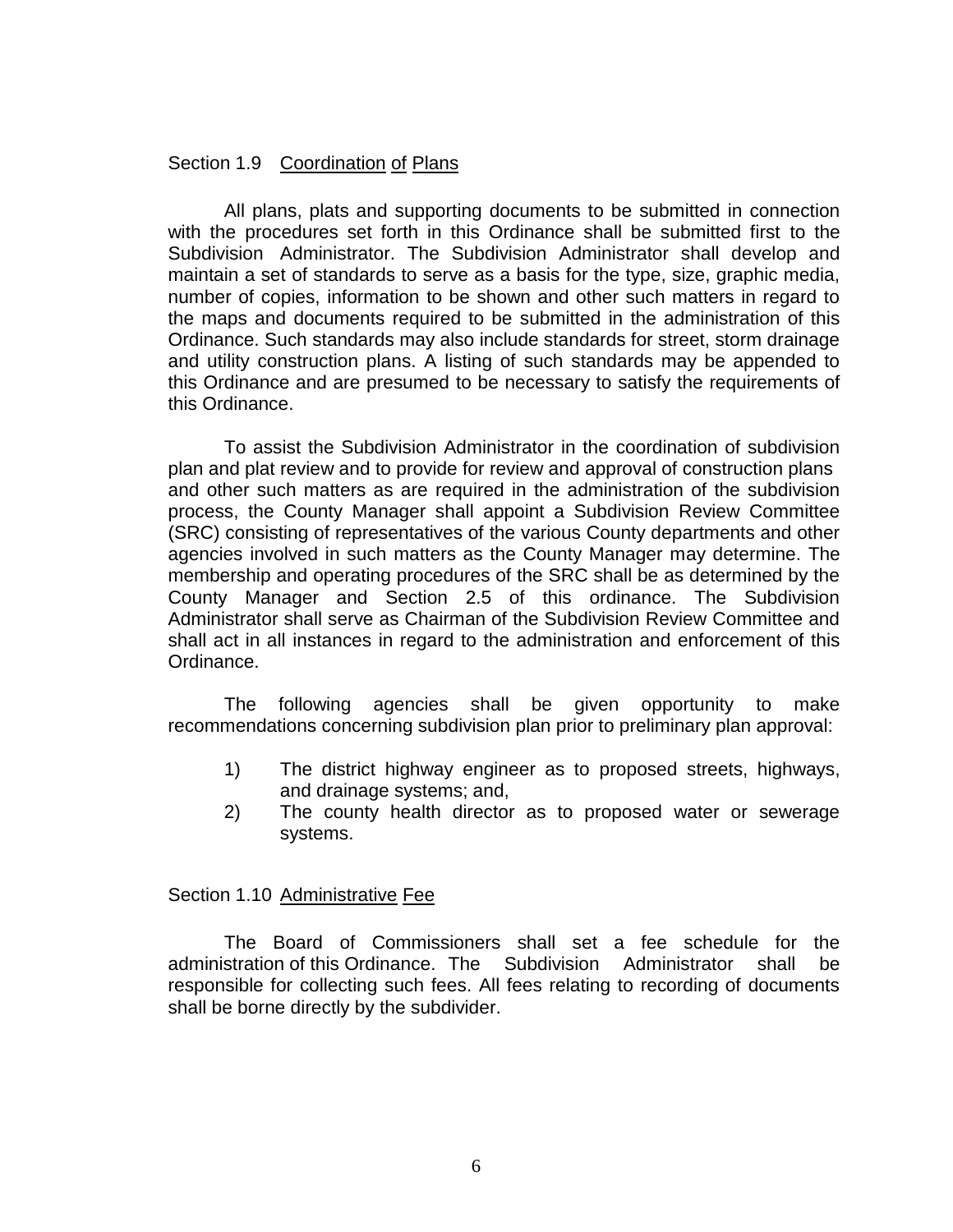## Section 1.9 Coordination of Plans

All plans, plats and supporting documents to be submitted in connection with the procedures set forth in this Ordinance shall be submitted first to the Subdivision Administrator. The Subdivision Administrator shall develop and maintain a set of standards to serve as a basis for the type, size, graphic media, number of copies, information to be shown and other such matters in regard to the maps and documents required to be submitted in the administration of this Ordinance. Such standards may also include standards for street, storm drainage and utility construction plans. A listing of such standards may be appended to this Ordinance and are presumed to be necessary to satisfy the requirements of this Ordinance.

To assist the Subdivision Administrator in the coordination of subdivision plan and plat review and to provide for review and approval of construction plans and other such matters as are required in the administration of the subdivision process, the County Manager shall appoint a Subdivision Review Committee (SRC) consisting of representatives of the various County departments and other agencies involved in such matters as the County Manager may determine. The membership and operating procedures of the SRC shall be as determined by the County Manager and Section 2.5 of this ordinance. The Subdivision Administrator shall serve as Chairman of the Subdivision Review Committee and shall act in all instances in regard to the administration and enforcement of this Ordinance.

The following agencies shall be given opportunity to make recommendations concerning subdivision plan prior to preliminary plan approval:

1) The district highway engineer as to proposed streets, highways, and drainage systems; and,
2) The county health director as to proposed water or sewerage systems.

## Section 1.10 Administrative Fee

The Board of Commissioners shall set a fee schedule for the administration of this Ordinance. The Subdivision Administrator shall be responsible for collecting such fees. All fees relating to recording of documents shall be borne directly by the subdivider.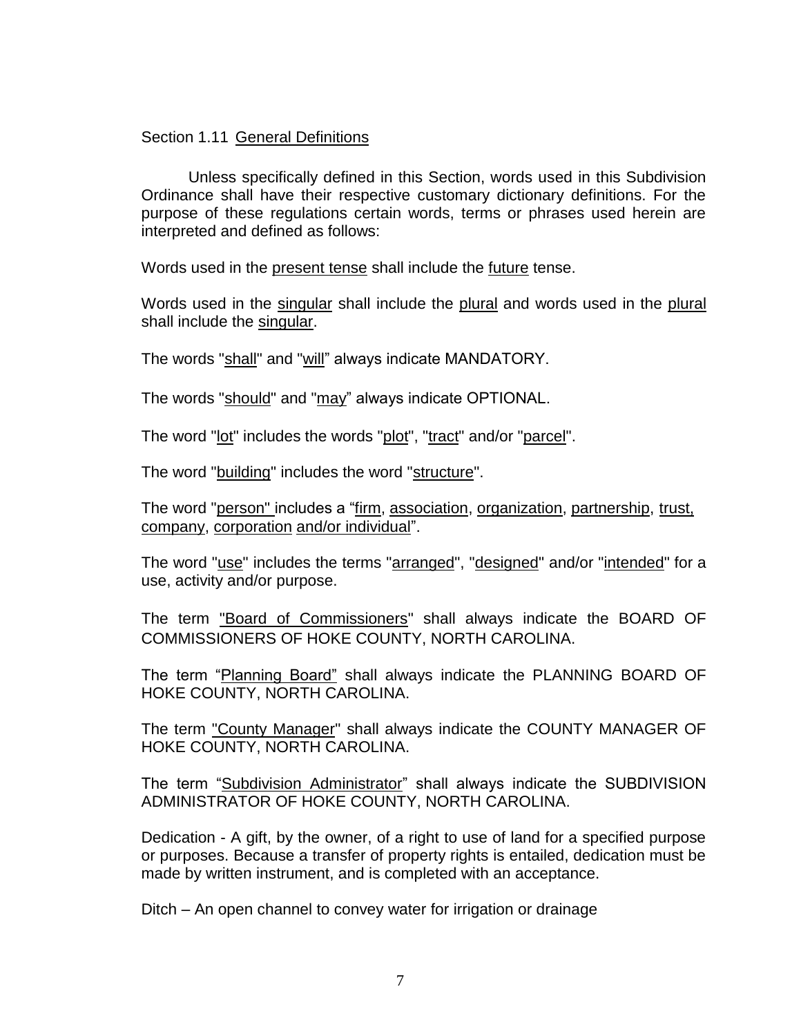Section 1.11 General Definitions

Unless specifically defined in this Section, words used in this Subdivision Ordinance shall have their respective customary dictionary definitions. For the purpose of these regulations certain words, terms or phrases used herein are interpreted and defined as follows:

Words used in the present tense shall include the future tense.

Words used in the singular shall include the plural and words used in the plural shall include the singular.

The words "shall" and "will" always indicate MANDATORY.

The words "should" and "may" always indicate OPTIONAL.

The word "lot" includes the words "plot", "tract" and/or "parcel".

The word "building" includes the word "structure".

The word "person" includes a "firm, association, organization, partnership, trust, company, corporation and/or individual".

The word "use" includes the terms "arranged", "designed" and/or "intended" for a use, activity and/or purpose.

The term "Board of Commissioners" shall always indicate the BOARD OF COMMISSIONERS OF HOKE COUNTY, NORTH CAROLINA.

The term "Planning Board" shall always indicate the PLANNING BOARD OF HOKE COUNTY, NORTH CAROLINA.

The term "County Manager" shall always indicate the COUNTY MANAGER OF HOKE COUNTY, NORTH CAROLINA.

The term "Subdivision Administrator" shall always indicate the SUBDIVISION ADMINISTRATOR OF HOKE COUNTY, NORTH CAROLINA.

Dedication - A gift, by the owner, of a right to use of land for a specified purpose or purposes. Because a transfer of property rights is entailed, dedication must be made by written instrument, and is completed with an acceptance.

Ditch – An open channel to convey water for irrigation or drainage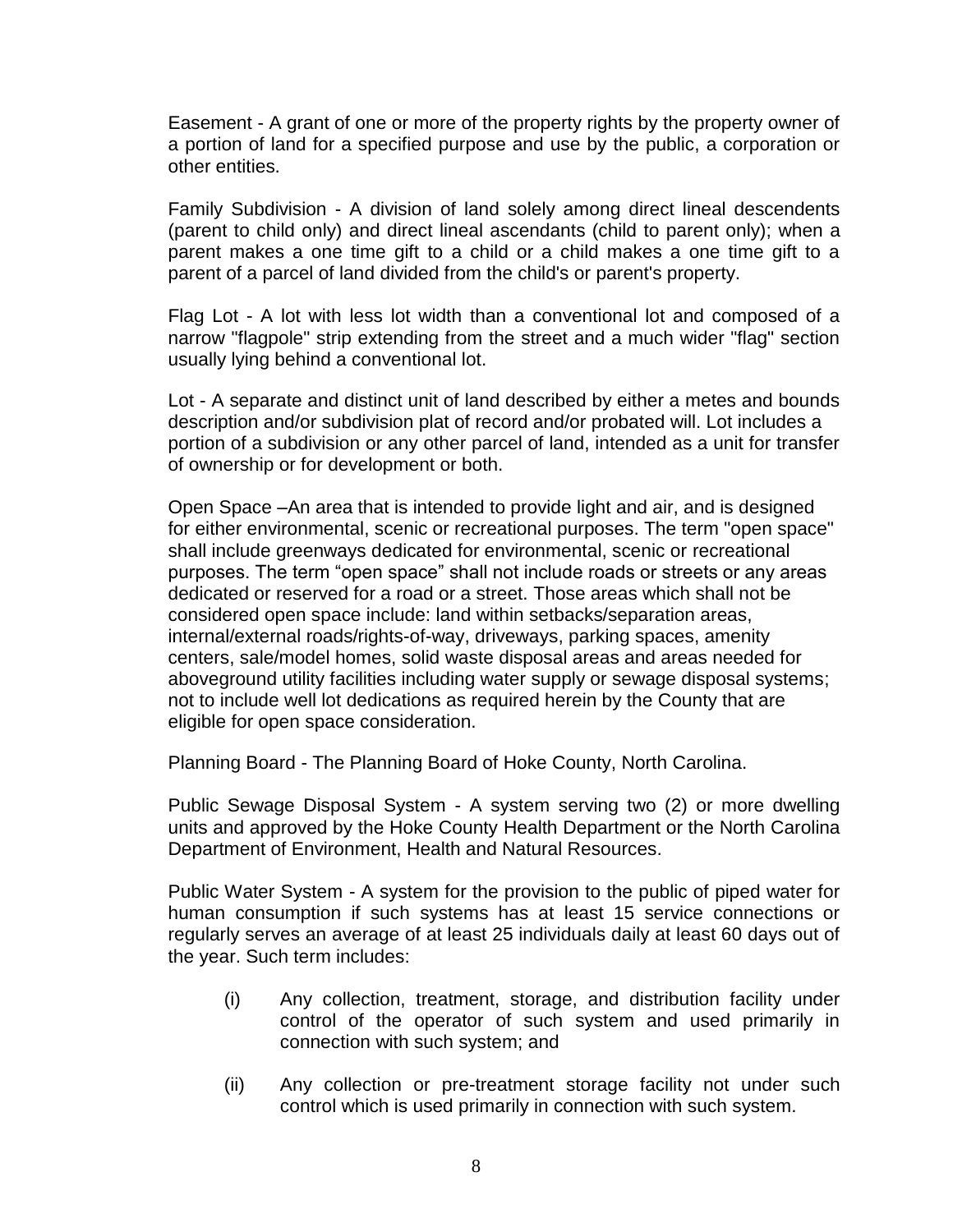Easement - A grant of one or more of the property rights by the property owner of a portion of land for a specified purpose and use by the public, a corporation or other entities.

Family Subdivision - A division of land solely among direct lineal descendents (parent to child only) and direct lineal ascendants (child to parent only); when a parent makes a one time gift to a child or a child makes a one time gift to a parent of a parcel of land divided from the child's or parent's property.

Flag Lot - A lot with less lot width than a conventional lot and composed of a narrow "flagpole" strip extending from the street and a much wider "flag" section usually lying behind a conventional lot.

Lot - A separate and distinct unit of land described by either a metes and bounds description and/or subdivision plat of record and/or probated will. Lot includes a portion of a subdivision or any other parcel of land, intended as a unit for transfer of ownership or for development or both.

Open Space –An area that is intended to provide light and air, and is designed for either environmental, scenic or recreational purposes. The term "open space" shall include greenways dedicated for environmental, scenic or recreational purposes. The term "open space" shall not include roads or streets or any areas dedicated or reserved for a road or a street. Those areas which shall not be considered open space include: land within setbacks/separation areas, internal/external roads/rights-of-way, driveways, parking spaces, amenity centers, sale/model homes, solid waste disposal areas and areas needed for aboveground utility facilities including water supply or sewage disposal systems; not to include well lot dedications as required herein by the County that are eligible for open space consideration.

Planning Board - The Planning Board of Hoke County, North Carolina.

Public Sewage Disposal System - A system serving two (2) or more dwelling units and approved by the Hoke County Health Department or the North Carolina Department of Environment, Health and Natural Resources.

Public Water System - A system for the provision to the public of piped water for human consumption if such systems has at least 15 service connections or regularly serves an average of at least 25 individuals daily at least 60 days out of the year. Such term includes:

(i) Any collection, treatment, storage, and distribution facility under control of the operator of such system and used primarily in connection with such system; and

(ii) Any collection or pre-treatment storage facility not under such control which is used primarily in connection with such system.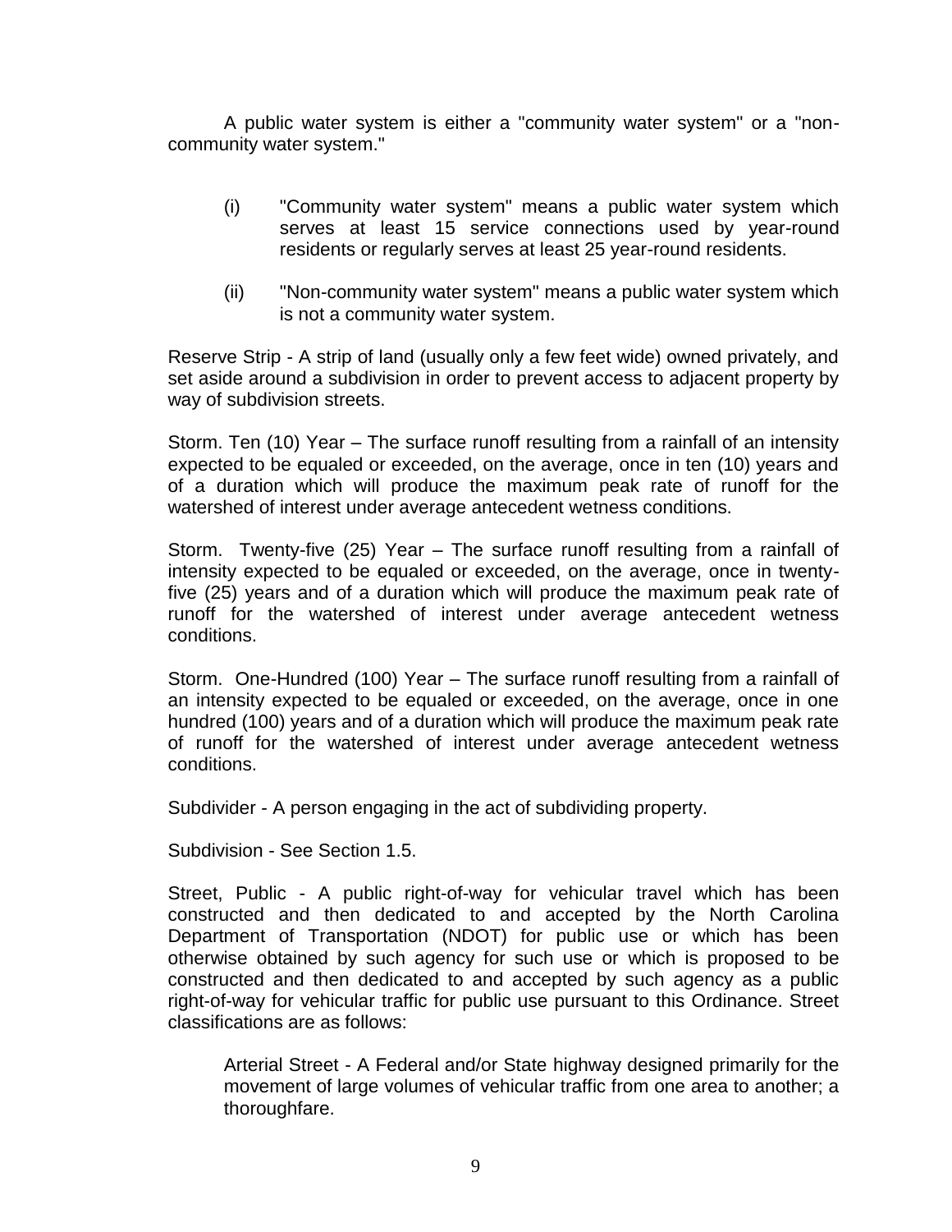A public water system is either a "community water system" or a "non-community water system."

(i) "Community water system" means a public water system which serves at least 15 service connections used by year-round residents or regularly serves at least 25 year-round residents.

(ii) "Non-community water system" means a public water system which is not a community water system.

Reserve Strip - A strip of land (usually only a few feet wide) owned privately, and set aside around a subdivision in order to prevent access to adjacent property by way of subdivision streets.

Storm. Ten (10) Year – The surface runoff resulting from a rainfall of an intensity expected to be equaled or exceeded, on the average, once in ten (10) years and of a duration which will produce the maximum peak rate of runoff for the watershed of interest under average antecedent wetness conditions.

Storm. Twenty-five (25) Year – The surface runoff resulting from a rainfall of intensity expected to be equaled or exceeded, on the average, once in twenty-five (25) years and of a duration which will produce the maximum peak rate of runoff for the watershed of interest under average antecedent wetness conditions.

Storm. One-Hundred (100) Year – The surface runoff resulting from a rainfall of an intensity expected to be equaled or exceeded, on the average, once in one hundred (100) years and of a duration which will produce the maximum peak rate of runoff for the watershed of interest under average antecedent wetness conditions.

Subdivider - A person engaging in the act of subdividing property.

Subdivision - See Section 1.5.

Street, Public - A public right-of-way for vehicular travel which has been constructed and then dedicated to and accepted by the North Carolina Department of Transportation (NDOT) for public use or which has been otherwise obtained by such agency for such use or which is proposed to be constructed and then dedicated to and accepted by such agency as a public right-of-way for vehicular traffic for public use pursuant to this Ordinance. Street classifications are as follows:

Arterial Street - A Federal and/or State highway designed primarily for the movement of large volumes of vehicular traffic from one area to another; a thoroughfare.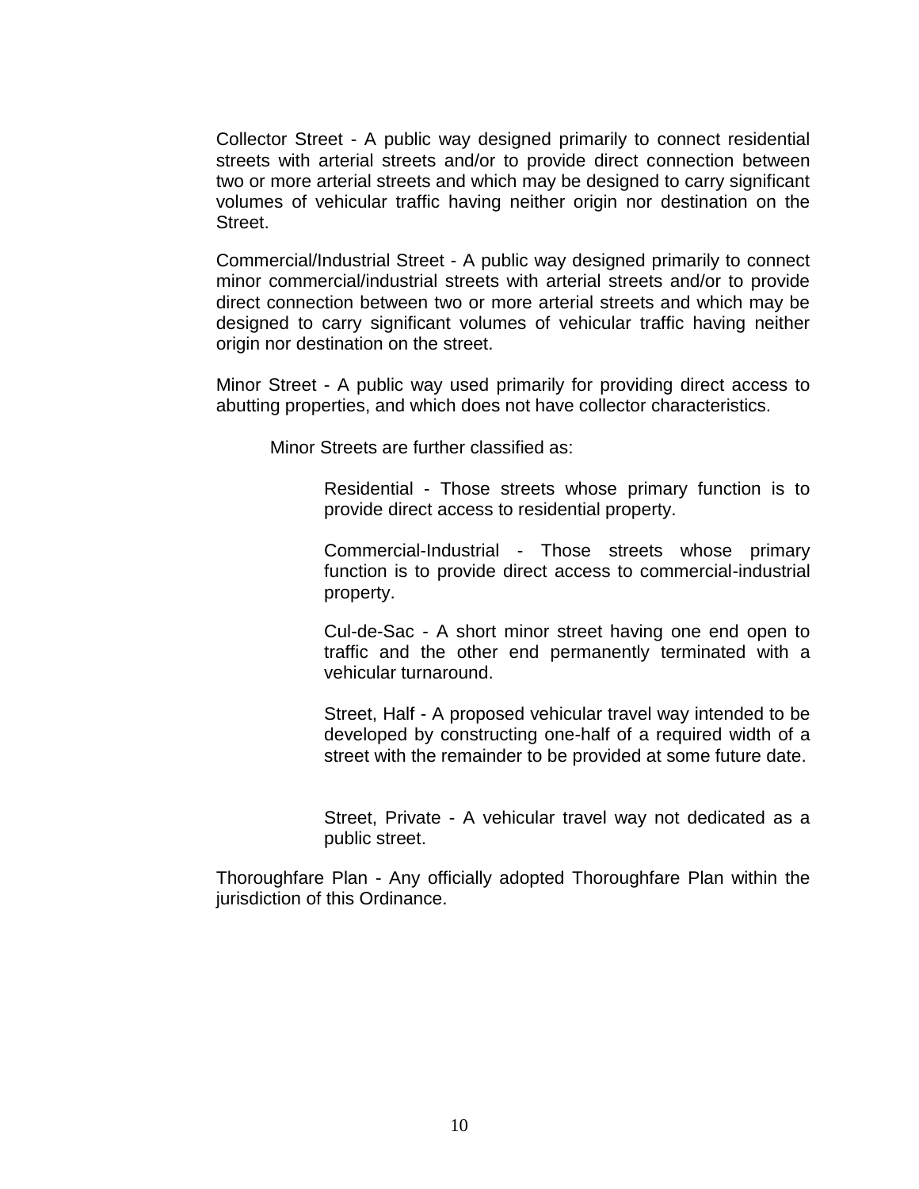Collector Street - A public way designed primarily to connect residential streets with arterial streets and/or to provide direct connection between two or more arterial streets and which may be designed to carry significant volumes of vehicular traffic having neither origin nor destination on the Street.

Commercial/Industrial Street - A public way designed primarily to connect minor commercial/industrial streets with arterial streets and/or to provide direct connection between two or more arterial streets and which may be designed to carry significant volumes of vehicular traffic having neither origin nor destination on the street.

Minor Street - A public way used primarily for providing direct access to abutting properties, and which does not have collector characteristics.

Minor Streets are further classified as:

Residential - Those streets whose primary function is to provide direct access to residential property.

Commercial-Industrial - Those streets whose primary function is to provide direct access to commercial-industrial property.

Cul-de-Sac - A short minor street having one end open to traffic and the other end permanently terminated with a vehicular turnaround.

Street, Half - A proposed vehicular travel way intended to be developed by constructing one-half of a required width of a street with the remainder to be provided at some future date.

Street, Private - A vehicular travel way not dedicated as a public street.

Thoroughfare Plan - Any officially adopted Thoroughfare Plan within the jurisdiction of this Ordinance.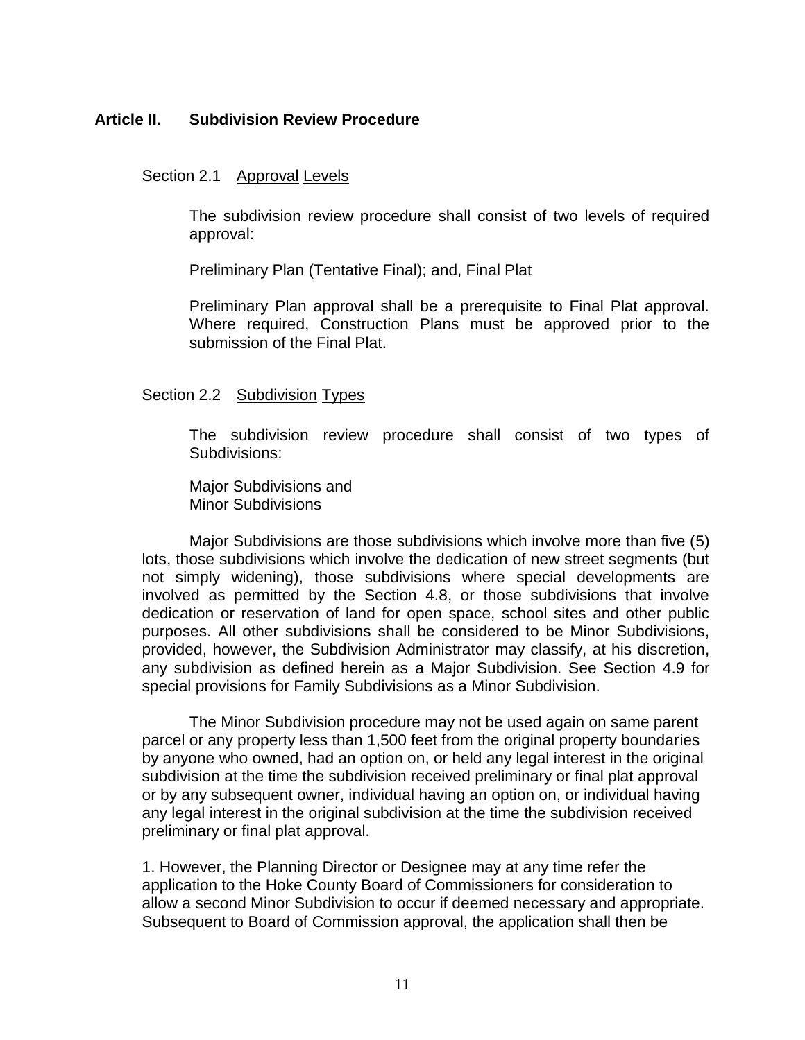## Article II. Subdivision Review Procedure

### Section 2.1 Approval Levels

The subdivision review procedure shall consist of two levels of required approval:

Preliminary Plan (Tentative Final); and, Final Plat

Preliminary Plan approval shall be a prerequisite to Final Plat approval. Where required, Construction Plans must be approved prior to the submission of the Final Plat.

### Section 2.2 Subdivision Types

The subdivision review procedure shall consist of two types of Subdivisions:

Major Subdivisions and
Minor Subdivisions

Major Subdivisions are those subdivisions which involve more than five (5) lots, those subdivisions which involve the dedication of new street segments (but not simply widening), those subdivisions where special developments are involved as permitted by the Section 4.8, or those subdivisions that involve dedication or reservation of land for open space, school sites and other public purposes. All other subdivisions shall be considered to be Minor Subdivisions, provided, however, the Subdivision Administrator may classify, at his discretion, any subdivision as defined herein as a Major Subdivision. See Section 4.9 for special provisions for Family Subdivisions as a Minor Subdivision.

The Minor Subdivision procedure may not be used again on same parent parcel or any property less than 1,500 feet from the original property boundaries by anyone who owned, had an option on, or held any legal interest in the original subdivision at the time the subdivision received preliminary or final plat approval or by any subsequent owner, individual having an option on, or individual having any legal interest in the original subdivision at the time the subdivision received preliminary or final plat approval.

1. However, the Planning Director or Designee may at any time refer the application to the Hoke County Board of Commissioners for consideration to allow a second Minor Subdivision to occur if deemed necessary and appropriate. Subsequent to Board of Commission approval, the application shall then be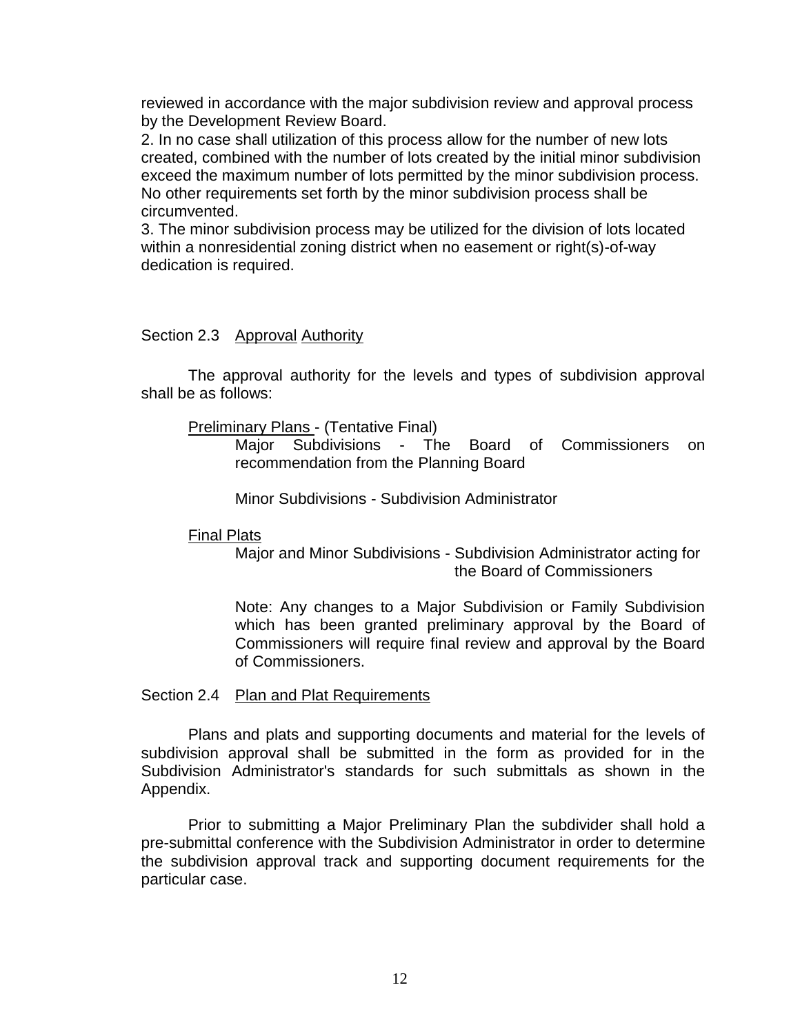reviewed in accordance with the major subdivision review and approval process by the Development Review Board.

2. In no case shall utilization of this process allow for the number of new lots created, combined with the number of lots created by the initial minor subdivision exceed the maximum number of lots permitted by the minor subdivision process. No other requirements set forth by the minor subdivision process shall be circumvented.

3. The minor subdivision process may be utilized for the division of lots located within a nonresidential zoning district when no easement or right(s)-of-way dedication is required.

### Section 2.3 Approval Authority

The approval authority for the levels and types of subdivision approval shall be as follows:

Preliminary Plans - (Tentative Final)

Major Subdivisions - The Board of Commissioners on recommendation from the Planning Board

Minor Subdivisions - Subdivision Administrator

Final Plats

Major and Minor Subdivisions - Subdivision Administrator acting for the Board of Commissioners

Note: Any changes to a Major Subdivision or Family Subdivision which has been granted preliminary approval by the Board of Commissioners will require final review and approval by the Board of Commissioners.

### Section 2.4 Plan and Plat Requirements

Plans and plats and supporting documents and material for the levels of subdivision approval shall be submitted in the form as provided for in the Subdivision Administrator's standards for such submittals as shown in the Appendix.

Prior to submitting a Major Preliminary Plan the subdivider shall hold a pre-submittal conference with the Subdivision Administrator in order to determine the subdivision approval track and supporting document requirements for the particular case.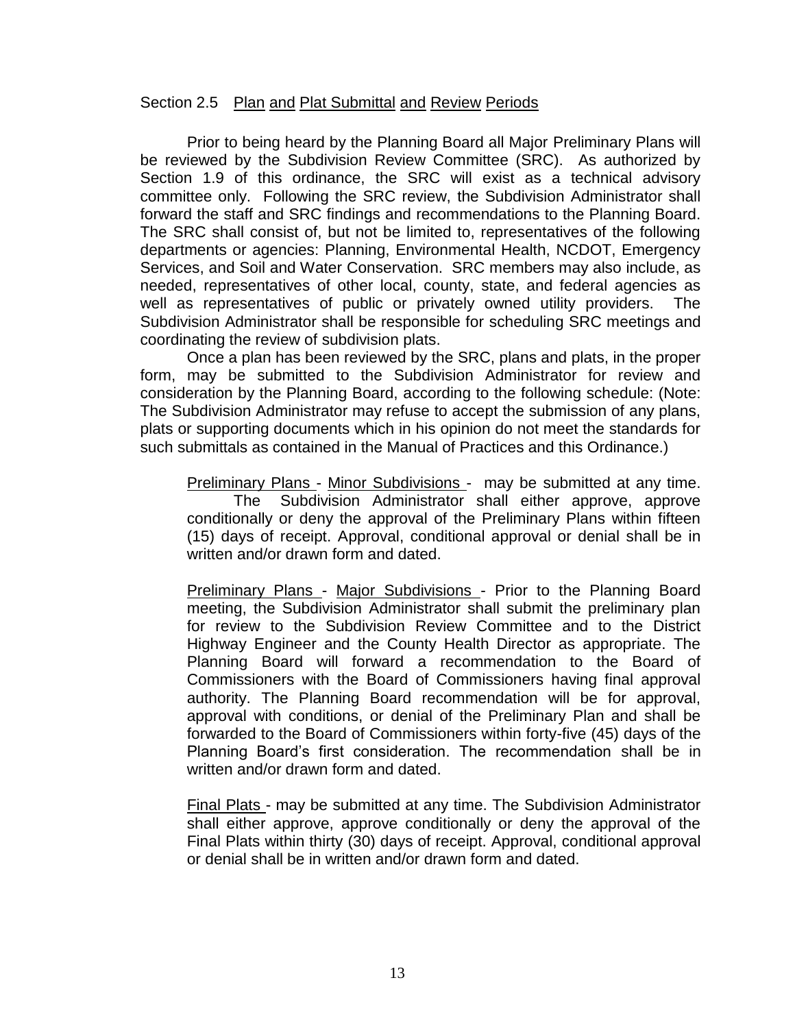## Section 2.5 Plan and Plat Submittal and Review Periods

Prior to being heard by the Planning Board all Major Preliminary Plans will be reviewed by the Subdivision Review Committee (SRC). As authorized by Section 1.9 of this ordinance, the SRC will exist as a technical advisory committee only. Following the SRC review, the Subdivision Administrator shall forward the staff and SRC findings and recommendations to the Planning Board. The SRC shall consist of, but not be limited to, representatives of the following departments or agencies: Planning, Environmental Health, NCDOT, Emergency Services, and Soil and Water Conservation. SRC members may also include, as needed, representatives of other local, county, state, and federal agencies as well as representatives of public or privately owned utility providers. The Subdivision Administrator shall be responsible for scheduling SRC meetings and coordinating the review of subdivision plats.

Once a plan has been reviewed by the SRC, plans and plats, in the proper form, may be submitted to the Subdivision Administrator for review and consideration by the Planning Board, according to the following schedule: (Note: The Subdivision Administrator may refuse to accept the submission of any plans, plats or supporting documents which in his opinion do not meet the standards for such submittals as contained in the Manual of Practices and this Ordinance.)

Preliminary Plans - Minor Subdivisions - may be submitted at any time. The Subdivision Administrator shall either approve, approve conditionally or deny the approval of the Preliminary Plans within fifteen (15) days of receipt. Approval, conditional approval or denial shall be in written and/or drawn form and dated.

Preliminary Plans - Major Subdivisions - Prior to the Planning Board meeting, the Subdivision Administrator shall submit the preliminary plan for review to the Subdivision Review Committee and to the District Highway Engineer and the County Health Director as appropriate. The Planning Board will forward a recommendation to the Board of Commissioners with the Board of Commissioners having final approval authority. The Planning Board recommendation will be for approval, approval with conditions, or denial of the Preliminary Plan and shall be forwarded to the Board of Commissioners within forty-five (45) days of the Planning Board's first consideration. The recommendation shall be in written and/or drawn form and dated.

Final Plats - may be submitted at any time. The Subdivision Administrator shall either approve, approve conditionally or deny the approval of the Final Plats within thirty (30) days of receipt. Approval, conditional approval or denial shall be in written and/or drawn form and dated.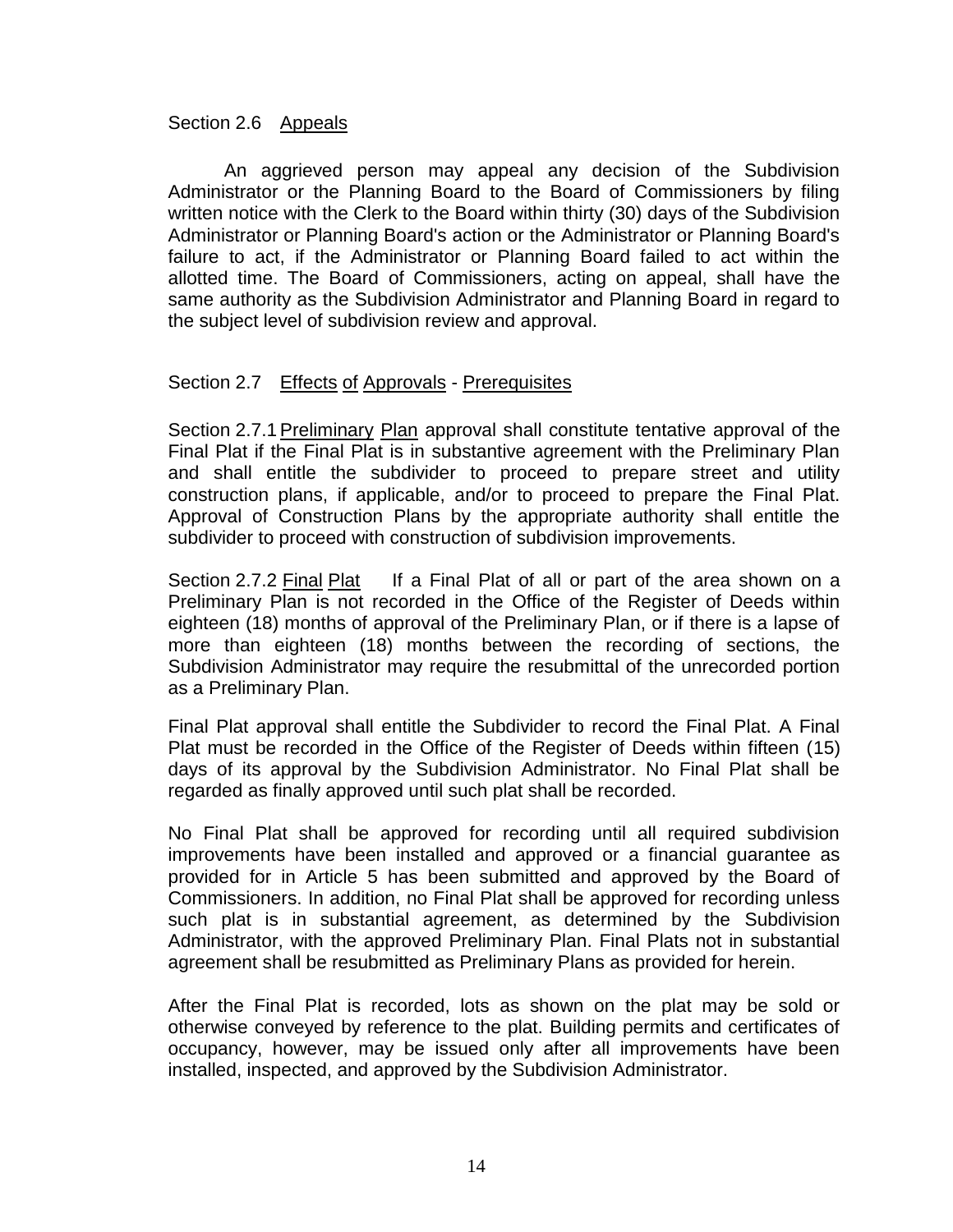## Section 2.6 Appeals

An aggrieved person may appeal any decision of the Subdivision Administrator or the Planning Board to the Board of Commissioners by filing written notice with the Clerk to the Board within thirty (30) days of the Subdivision Administrator or Planning Board's action or the Administrator or Planning Board's failure to act, if the Administrator or Planning Board failed to act within the allotted time. The Board of Commissioners, acting on appeal, shall have the same authority as the Subdivision Administrator and Planning Board in regard to the subject level of subdivision review and approval.

## Section 2.7 Effects of Approvals - Prerequisites

Section 2.7.1 Preliminary Plan approval shall constitute tentative approval of the Final Plat if the Final Plat is in substantive agreement with the Preliminary Plan and shall entitle the subdivider to proceed to prepare street and utility construction plans, if applicable, and/or to proceed to prepare the Final Plat. Approval of Construction Plans by the appropriate authority shall entitle the subdivider to proceed with construction of subdivision improvements.

Section 2.7.2 Final Plat If a Final Plat of all or part of the area shown on a Preliminary Plan is not recorded in the Office of the Register of Deeds within eighteen (18) months of approval of the Preliminary Plan, or if there is a lapse of more than eighteen (18) months between the recording of sections, the Subdivision Administrator may require the resubmittal of the unrecorded portion as a Preliminary Plan.

Final Plat approval shall entitle the Subdivider to record the Final Plat. A Final Plat must be recorded in the Office of the Register of Deeds within fifteen (15) days of its approval by the Subdivision Administrator. No Final Plat shall be regarded as finally approved until such plat shall be recorded.

No Final Plat shall be approved for recording until all required subdivision improvements have been installed and approved or a financial guarantee as provided for in Article 5 has been submitted and approved by the Board of Commissioners. In addition, no Final Plat shall be approved for recording unless such plat is in substantial agreement, as determined by the Subdivision Administrator, with the approved Preliminary Plan. Final Plats not in substantial agreement shall be resubmitted as Preliminary Plans as provided for herein.

After the Final Plat is recorded, lots as shown on the plat may be sold or otherwise conveyed by reference to the plat. Building permits and certificates of occupancy, however, may be issued only after all improvements have been installed, inspected, and approved by the Subdivision Administrator.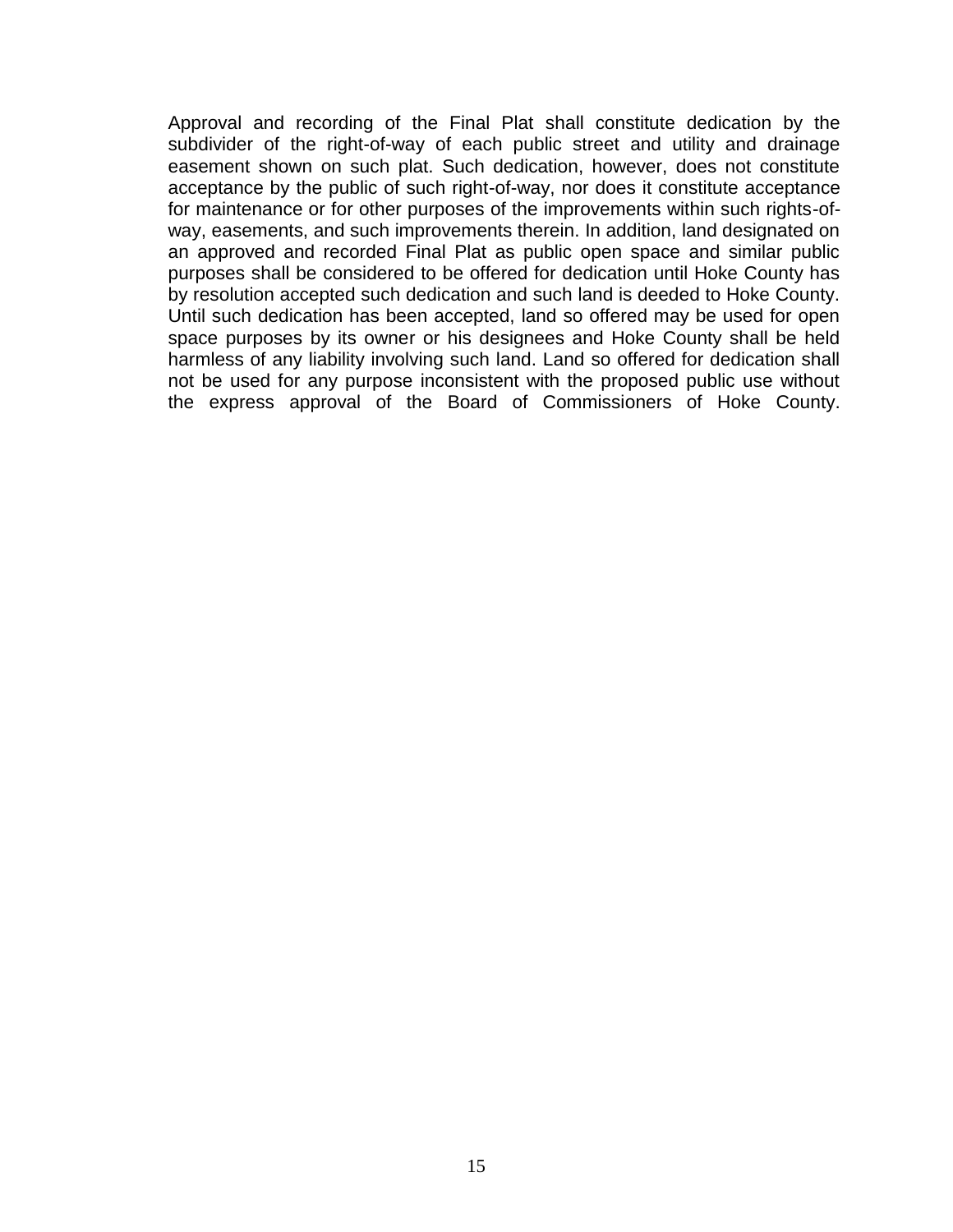Approval and recording of the Final Plat shall constitute dedication by the subdivider of the right-of-way of each public street and utility and drainage easement shown on such plat. Such dedication, however, does not constitute acceptance by the public of such right-of-way, nor does it constitute acceptance for maintenance or for other purposes of the improvements within such rights-of-way, easements, and such improvements therein. In addition, land designated on an approved and recorded Final Plat as public open space and similar public purposes shall be considered to be offered for dedication until Hoke County has by resolution accepted such dedication and such land is deeded to Hoke County. Until such dedication has been accepted, land so offered may be used for open space purposes by its owner or his designees and Hoke County shall be held harmless of any liability involving such land. Land so offered for dedication shall not be used for any purpose inconsistent with the proposed public use without the express approval of the Board of Commissioners of Hoke County.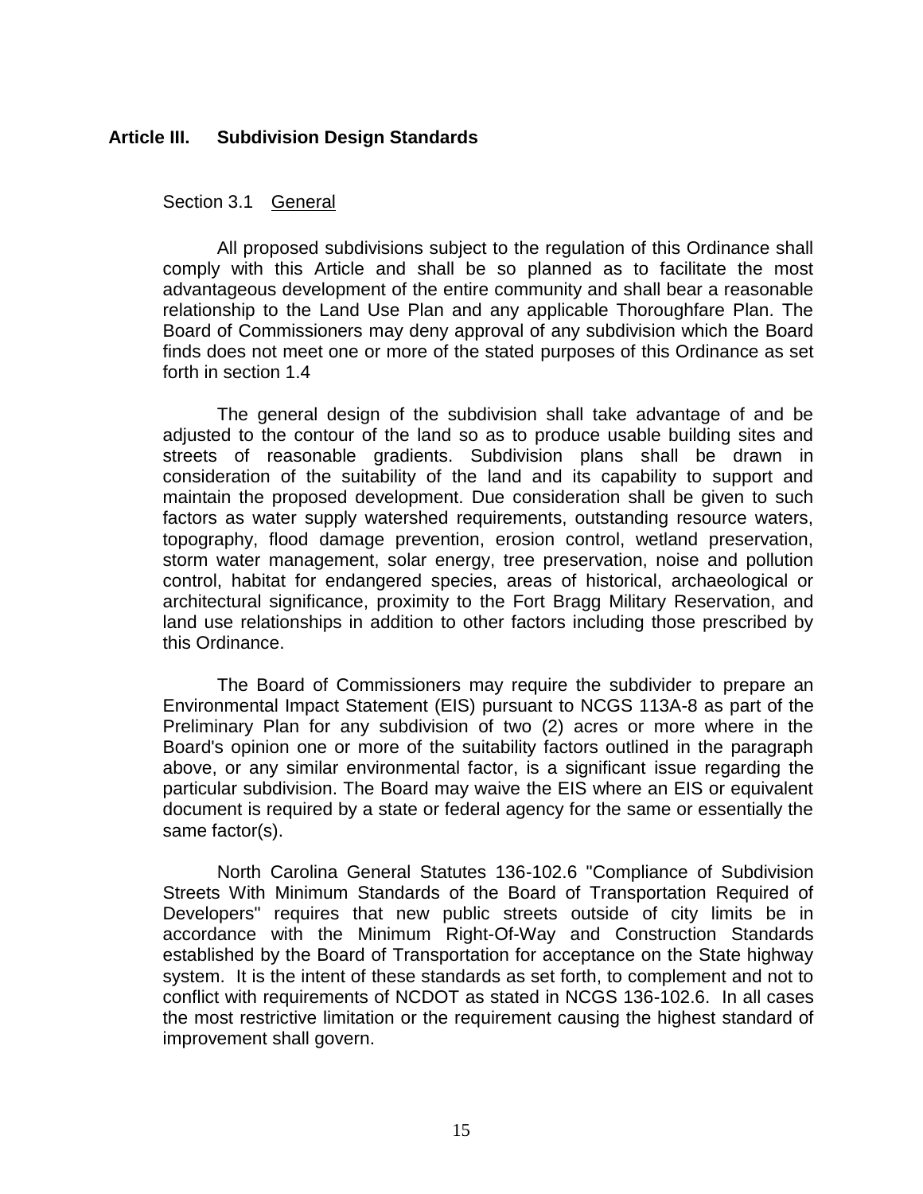## Article III. Subdivision Design Standards

### Section 3.1 General

All proposed subdivisions subject to the regulation of this Ordinance shall comply with this Article and shall be so planned as to facilitate the most advantageous development of the entire community and shall bear a reasonable relationship to the Land Use Plan and any applicable Thoroughfare Plan. The Board of Commissioners may deny approval of any subdivision which the Board finds does not meet one or more of the stated purposes of this Ordinance as set forth in section 1.4

The general design of the subdivision shall take advantage of and be adjusted to the contour of the land so as to produce usable building sites and streets of reasonable gradients. Subdivision plans shall be drawn in consideration of the suitability of the land and its capability to support and maintain the proposed development. Due consideration shall be given to such factors as water supply watershed requirements, outstanding resource waters, topography, flood damage prevention, erosion control, wetland preservation, storm water management, solar energy, tree preservation, noise and pollution control, habitat for endangered species, areas of historical, archaeological or architectural significance, proximity to the Fort Bragg Military Reservation, and land use relationships in addition to other factors including those prescribed by this Ordinance.

The Board of Commissioners may require the subdivider to prepare an Environmental Impact Statement (EIS) pursuant to NCGS 113A-8 as part of the Preliminary Plan for any subdivision of two (2) acres or more where in the Board's opinion one or more of the suitability factors outlined in the paragraph above, or any similar environmental factor, is a significant issue regarding the particular subdivision. The Board may waive the EIS where an EIS or equivalent document is required by a state or federal agency for the same or essentially the same factor(s).

North Carolina General Statutes 136-102.6 "Compliance of Subdivision Streets With Minimum Standards of the Board of Transportation Required of Developers" requires that new public streets outside of city limits be in accordance with the Minimum Right-Of-Way and Construction Standards established by the Board of Transportation for acceptance on the State highway system. It is the intent of these standards as set forth, to complement and not to conflict with requirements of NCDOT as stated in NCGS 136-102.6. In all cases the most restrictive limitation or the requirement causing the highest standard of improvement shall govern.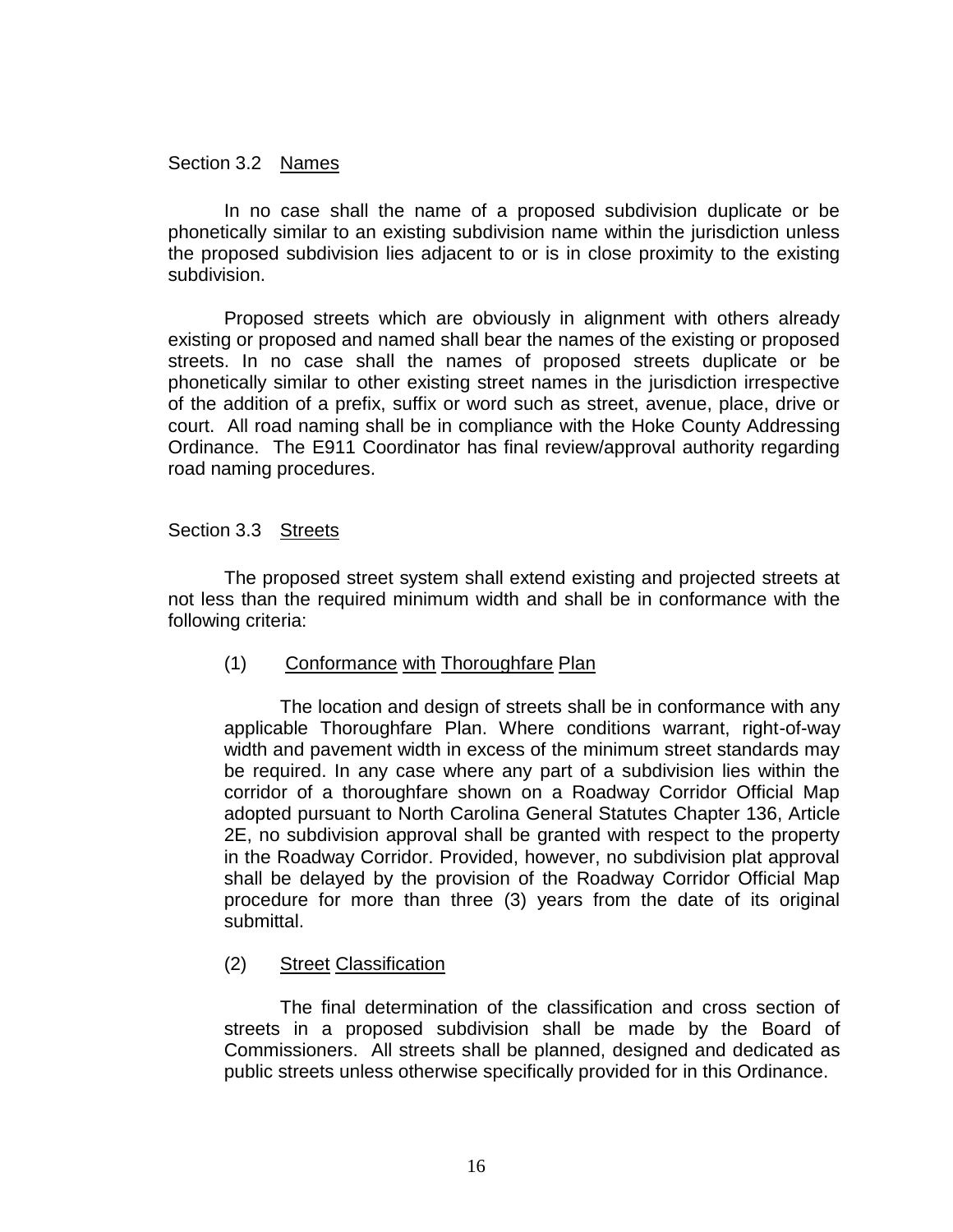## Section 3.2 Names

In no case shall the name of a proposed subdivision duplicate or be phonetically similar to an existing subdivision name within the jurisdiction unless the proposed subdivision lies adjacent to or is in close proximity to the existing subdivision.

Proposed streets which are obviously in alignment with others already existing or proposed and named shall bear the names of the existing or proposed streets. In no case shall the names of proposed streets duplicate or be phonetically similar to other existing street names in the jurisdiction irrespective of the addition of a prefix, suffix or word such as street, avenue, place, drive or court. All road naming shall be in compliance with the Hoke County Addressing Ordinance. The E911 Coordinator has final review/approval authority regarding road naming procedures.

## Section 3.3 Streets

The proposed street system shall extend existing and projected streets at not less than the required minimum width and shall be in conformance with the following criteria:

(1) Conformance with Thoroughfare Plan

The location and design of streets shall be in conformance with any applicable Thoroughfare Plan. Where conditions warrant, right-of-way width and pavement width in excess of the minimum street standards may be required. In any case where any part of a subdivision lies within the corridor of a thoroughfare shown on a Roadway Corridor Official Map adopted pursuant to North Carolina General Statutes Chapter 136, Article 2E, no subdivision approval shall be granted with respect to the property in the Roadway Corridor. Provided, however, no subdivision plat approval shall be delayed by the provision of the Roadway Corridor Official Map procedure for more than three (3) years from the date of its original submittal.

(2) Street Classification

The final determination of the classification and cross section of streets in a proposed subdivision shall be made by the Board of Commissioners. All streets shall be planned, designed and dedicated as public streets unless otherwise specifically provided for in this Ordinance.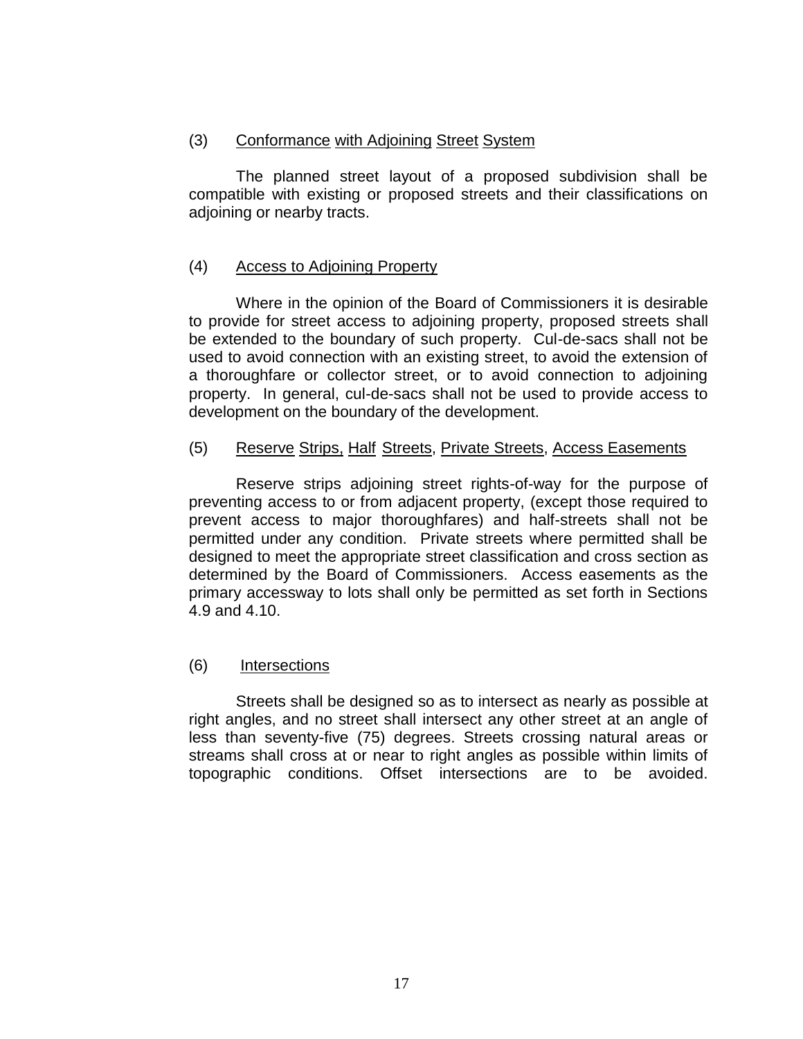(3) Conformance with Adjoining Street System

The planned street layout of a proposed subdivision shall be compatible with existing or proposed streets and their classifications on adjoining or nearby tracts.

(4) Access to Adjoining Property

Where in the opinion of the Board of Commissioners it is desirable to provide for street access to adjoining property, proposed streets shall be extended to the boundary of such property. Cul-de-sacs shall not be used to avoid connection with an existing street, to avoid the extension of a thoroughfare or collector street, or to avoid connection to adjoining property. In general, cul-de-sacs shall not be used to provide access to development on the boundary of the development.

(5) Reserve Strips, Half Streets, Private Streets, Access Easements

Reserve strips adjoining street rights-of-way for the purpose of preventing access to or from adjacent property, (except those required to prevent access to major thoroughfares) and half-streets shall not be permitted under any condition. Private streets where permitted shall be designed to meet the appropriate street classification and cross section as determined by the Board of Commissioners. Access easements as the primary accessway to lots shall only be permitted as set forth in Sections 4.9 and 4.10.

(6) Intersections

Streets shall be designed so as to intersect as nearly as possible at right angles, and no street shall intersect any other street at an angle of less than seventy-five (75) degrees. Streets crossing natural areas or streams shall cross at or near to right angles as possible within limits of topographic conditions. Offset intersections are to be avoided.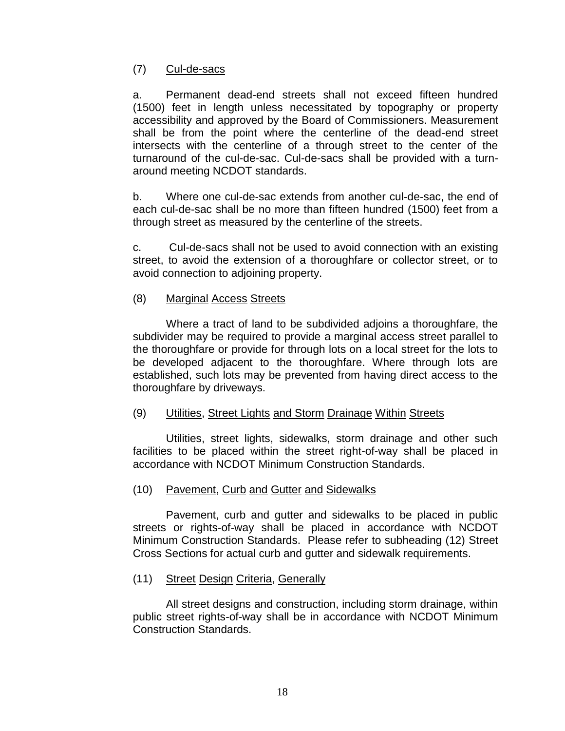(7) Cul-de-sacs

a. Permanent dead-end streets shall not exceed fifteen hundred (1500) feet in length unless necessitated by topography or property accessibility and approved by the Board of Commissioners. Measurement shall be from the point where the centerline of the dead-end street intersects with the centerline of a through street to the center of the turnaround of the cul-de-sac. Cul-de-sacs shall be provided with a turn-around meeting NCDOT standards.

b. Where one cul-de-sac extends from another cul-de-sac, the end of each cul-de-sac shall be no more than fifteen hundred (1500) feet from a through street as measured by the centerline of the streets.

c. Cul-de-sacs shall not be used to avoid connection with an existing street, to avoid the extension of a thoroughfare or collector street, or to avoid connection to adjoining property.

(8) Marginal Access Streets

Where a tract of land to be subdivided adjoins a thoroughfare, the subdivider may be required to provide a marginal access street parallel to the thoroughfare or provide for through lots on a local street for the lots to be developed adjacent to the thoroughfare. Where through lots are established, such lots may be prevented from having direct access to the thoroughfare by driveways.

(9) Utilities, Street Lights and Storm Drainage Within Streets

Utilities, street lights, sidewalks, storm drainage and other such facilities to be placed within the street right-of-way shall be placed in accordance with NCDOT Minimum Construction Standards.

(10) Pavement, Curb and Gutter and Sidewalks

Pavement, curb and gutter and sidewalks to be placed in public streets or rights-of-way shall be placed in accordance with NCDOT Minimum Construction Standards. Please refer to subheading (12) Street Cross Sections for actual curb and gutter and sidewalk requirements.

(11) Street Design Criteria, Generally

All street designs and construction, including storm drainage, within public street rights-of-way shall be in accordance with NCDOT Minimum Construction Standards.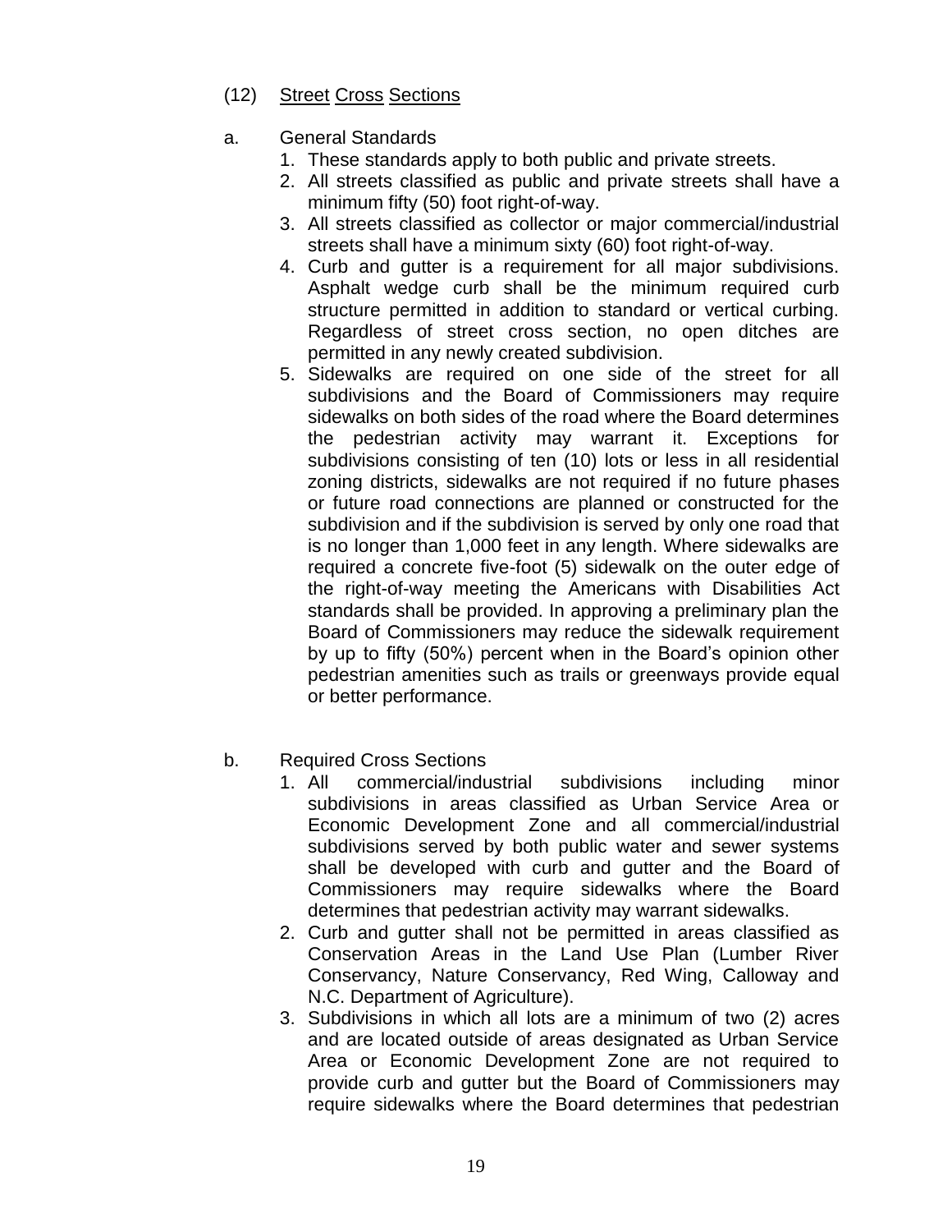(12) Street Cross Sections

a. General Standards

1. These standards apply to both public and private streets.
2. All streets classified as public and private streets shall have a minimum fifty (50) foot right-of-way.
3. All streets classified as collector or major commercial/industrial streets shall have a minimum sixty (60) foot right-of-way.
4. Curb and gutter is a requirement for all major subdivisions. Asphalt wedge curb shall be the minimum required curb structure permitted in addition to standard or vertical curbing. Regardless of street cross section, no open ditches are permitted in any newly created subdivision.
5. Sidewalks are required on one side of the street for all subdivisions and the Board of Commissioners may require sidewalks on both sides of the road where the Board determines the pedestrian activity may warrant it. Exceptions for subdivisions consisting of ten (10) lots or less in all residential zoning districts, sidewalks are not required if no future phases or future road connections are planned or constructed for the subdivision and if the subdivision is served by only one road that is no longer than 1,000 feet in any length. Where sidewalks are required a concrete five-foot (5) sidewalk on the outer edge of the right-of-way meeting the Americans with Disabilities Act standards shall be provided. In approving a preliminary plan the Board of Commissioners may reduce the sidewalk requirement by up to fifty (50%) percent when in the Board's opinion other pedestrian amenities such as trails or greenways provide equal or better performance.

b. Required Cross Sections

1. All commercial/industrial subdivisions including minor subdivisions in areas classified as Urban Service Area or Economic Development Zone and all commercial/industrial subdivisions served by both public water and sewer systems shall be developed with curb and gutter and the Board of Commissioners may require sidewalks where the Board determines that pedestrian activity may warrant sidewalks.
2. Curb and gutter shall not be permitted in areas classified as Conservation Areas in the Land Use Plan (Lumber River Conservancy, Nature Conservancy, Red Wing, Calloway and N.C. Department of Agriculture).
3. Subdivisions in which all lots are a minimum of two (2) acres and are located outside of areas designated as Urban Service Area or Economic Development Zone are not required to provide curb and gutter but the Board of Commissioners may require sidewalks where the Board determines that pedestrian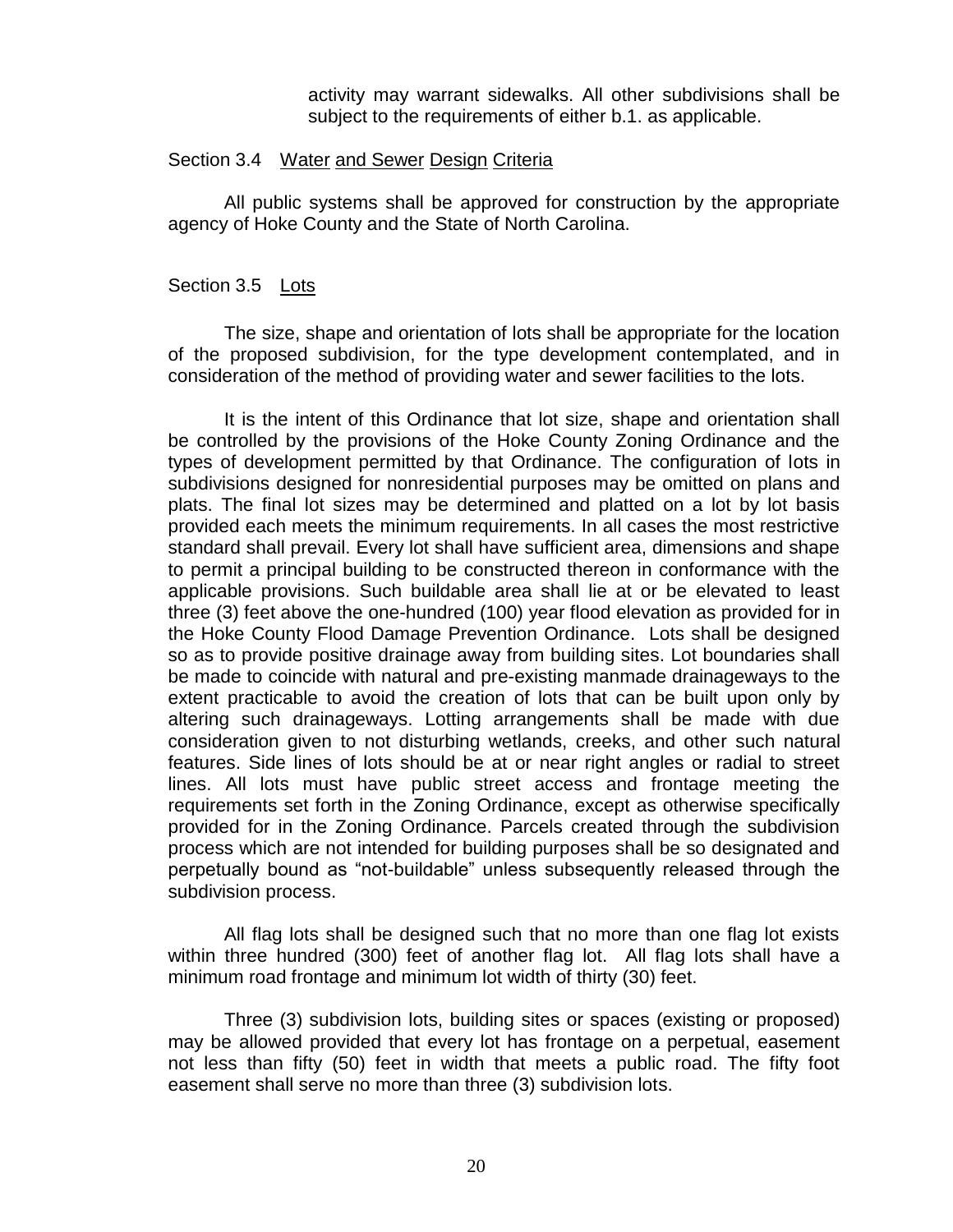activity may warrant sidewalks. All other subdivisions shall be subject to the requirements of either b.1. as applicable.

## Section 3.4 Water and Sewer Design Criteria

All public systems shall be approved for construction by the appropriate agency of Hoke County and the State of North Carolina.

## Section 3.5 Lots

The size, shape and orientation of lots shall be appropriate for the location of the proposed subdivision, for the type development contemplated, and in consideration of the method of providing water and sewer facilities to the lots.

It is the intent of this Ordinance that lot size, shape and orientation shall be controlled by the provisions of the Hoke County Zoning Ordinance and the types of development permitted by that Ordinance. The configuration of lots in subdivisions designed for nonresidential purposes may be omitted on plans and plats. The final lot sizes may be determined and platted on a lot by lot basis provided each meets the minimum requirements. In all cases the most restrictive standard shall prevail. Every lot shall have sufficient area, dimensions and shape to permit a principal building to be constructed thereon in conformance with the applicable provisions. Such buildable area shall lie at or be elevated to least three (3) feet above the one-hundred (100) year flood elevation as provided for in the Hoke County Flood Damage Prevention Ordinance. Lots shall be designed so as to provide positive drainage away from building sites. Lot boundaries shall be made to coincide with natural and pre-existing manmade drainageways to the extent practicable to avoid the creation of lots that can be built upon only by altering such drainageways. Lotting arrangements shall be made with due consideration given to not disturbing wetlands, creeks, and other such natural features. Side lines of lots should be at or near right angles or radial to street lines. All lots must have public street access and frontage meeting the requirements set forth in the Zoning Ordinance, except as otherwise specifically provided for in the Zoning Ordinance. Parcels created through the subdivision process which are not intended for building purposes shall be so designated and perpetually bound as "not-buildable" unless subsequently released through the subdivision process.

All flag lots shall be designed such that no more than one flag lot exists within three hundred (300) feet of another flag lot. All flag lots shall have a minimum road frontage and minimum lot width of thirty (30) feet.

Three (3) subdivision lots, building sites or spaces (existing or proposed) may be allowed provided that every lot has frontage on a perpetual, easement not less than fifty (50) feet in width that meets a public road. The fifty foot easement shall serve no more than three (3) subdivision lots.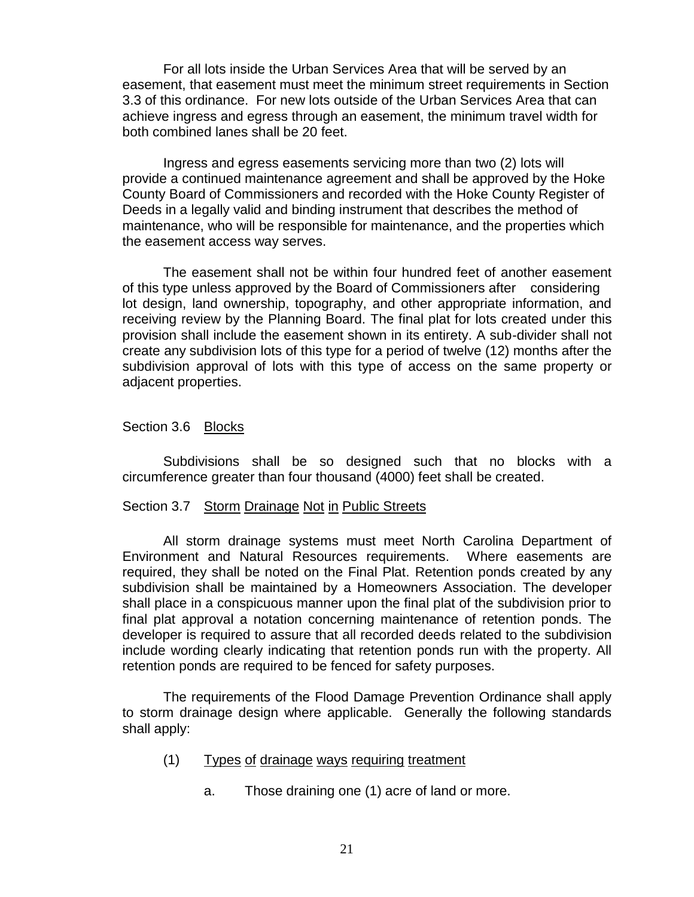For all lots inside the Urban Services Area that will be served by an easement, that easement must meet the minimum street requirements in Section 3.3 of this ordinance. For new lots outside of the Urban Services Area that can achieve ingress and egress through an easement, the minimum travel width for both combined lanes shall be 20 feet.

Ingress and egress easements servicing more than two (2) lots will provide a continued maintenance agreement and shall be approved by the Hoke County Board of Commissioners and recorded with the Hoke County Register of Deeds in a legally valid and binding instrument that describes the method of maintenance, who will be responsible for maintenance, and the properties which the easement access way serves.

The easement shall not be within four hundred feet of another easement of this type unless approved by the Board of Commissioners after considering lot design, land ownership, topography, and other appropriate information, and receiving review by the Planning Board. The final plat for lots created under this provision shall include the easement shown in its entirety. A sub-divider shall not create any subdivision lots of this type for a period of twelve (12) months after the subdivision approval of lots with this type of access on the same property or adjacent properties.

Section 3.6 Blocks

Subdivisions shall be so designed such that no blocks with a circumference greater than four thousand (4000) feet shall be created.

Section 3.7 Storm Drainage Not in Public Streets

All storm drainage systems must meet North Carolina Department of Environment and Natural Resources requirements. Where easements are required, they shall be noted on the Final Plat. Retention ponds created by any subdivision shall be maintained by a Homeowners Association. The developer shall place in a conspicuous manner upon the final plat of the subdivision prior to final plat approval a notation concerning maintenance of retention ponds. The developer is required to assure that all recorded deeds related to the subdivision include wording clearly indicating that retention ponds run with the property. All retention ponds are required to be fenced for safety purposes.

The requirements of the Flood Damage Prevention Ordinance shall apply to storm drainage design where applicable. Generally the following standards shall apply:

(1) Types of drainage ways requiring treatment

   a. Those draining one (1) acre of land or more.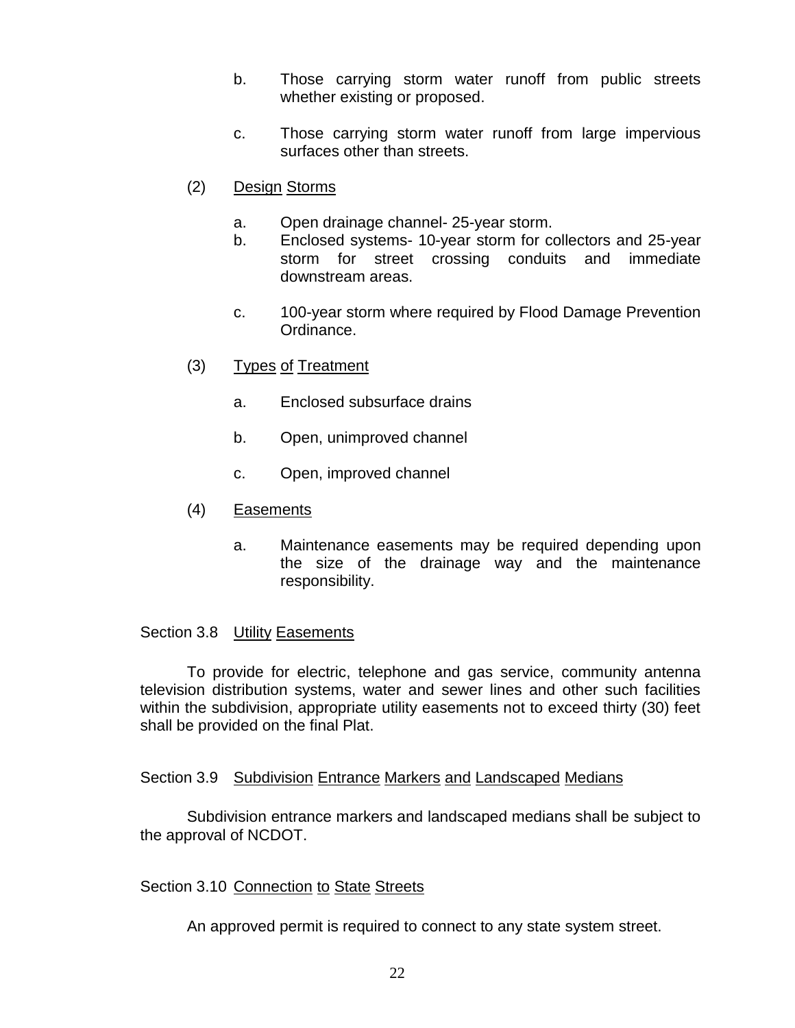b. Those carrying storm water runoff from public streets whether existing or proposed.

c. Those carrying storm water runoff from large impervious surfaces other than streets.

(2) Design Storms

a. Open drainage channel- 25-year storm.
b. Enclosed systems- 10-year storm for collectors and 25-year storm for street crossing conduits and immediate downstream areas.

c. 100-year storm where required by Flood Damage Prevention Ordinance.

(3) Types of Treatment

a. Enclosed subsurface drains

b. Open, unimproved channel

c. Open, improved channel

(4) Easements

a. Maintenance easements may be required depending upon the size of the drainage way and the maintenance responsibility.

## Section 3.8 Utility Easements

To provide for electric, telephone and gas service, community antenna television distribution systems, water and sewer lines and other such facilities within the subdivision, appropriate utility easements not to exceed thirty (30) feet shall be provided on the final Plat.

## Section 3.9 Subdivision Entrance Markers and Landscaped Medians

Subdivision entrance markers and landscaped medians shall be subject to the approval of NCDOT.

## Section 3.10 Connection to State Streets

An approved permit is required to connect to any state system street.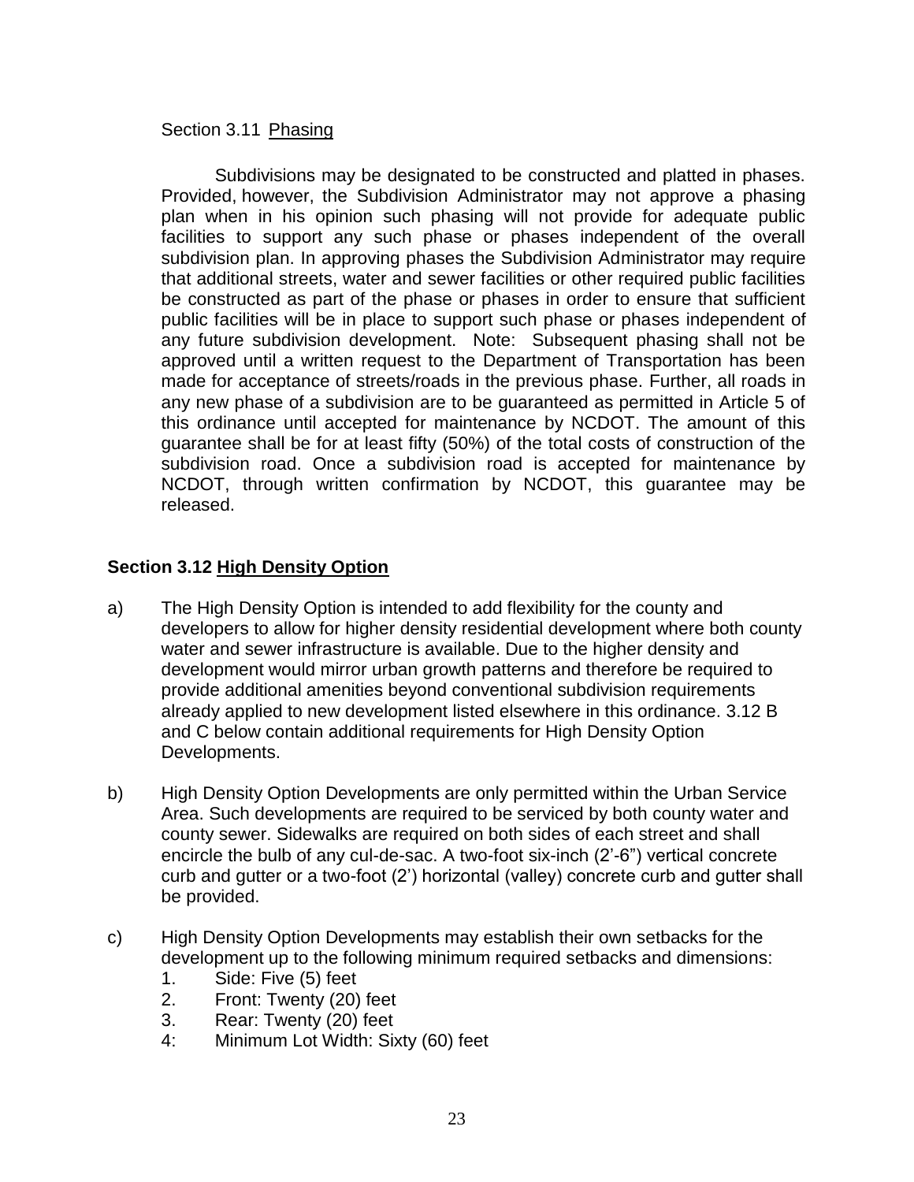Section 3.11 Phasing

Subdivisions may be designated to be constructed and platted in phases. Provided, however, the Subdivision Administrator may not approve a phasing plan when in his opinion such phasing will not provide for adequate public facilities to support any such phase or phases independent of the overall subdivision plan. In approving phases the Subdivision Administrator may require that additional streets, water and sewer facilities or other required public facilities be constructed as part of the phase or phases in order to ensure that sufficient public facilities will be in place to support such phase or phases independent of any future subdivision development. Note: Subsequent phasing shall not be approved until a written request to the Department of Transportation has been made for acceptance of streets/roads in the previous phase. Further, all roads in any new phase of a subdivision are to be guaranteed as permitted in Article 5 of this ordinance until accepted for maintenance by NCDOT. The amount of this guarantee shall be for at least fifty (50%) of the total costs of construction of the subdivision road. Once a subdivision road is accepted for maintenance by NCDOT, through written confirmation by NCDOT, this guarantee may be released.

**Section 3.12 High Density Option**

a) The High Density Option is intended to add flexibility for the county and developers to allow for higher density residential development where both county water and sewer infrastructure is available. Due to the higher density and development would mirror urban growth patterns and therefore be required to provide additional amenities beyond conventional subdivision requirements already applied to new development listed elsewhere in this ordinance. 3.12 B and C below contain additional requirements for High Density Option Developments.

b) High Density Option Developments are only permitted within the Urban Service Area. Such developments are required to be serviced by both county water and county sewer. Sidewalks are required on both sides of each street and shall encircle the bulb of any cul-de-sac. A two-foot six-inch (2'-6") vertical concrete curb and gutter or a two-foot (2') horizontal (valley) concrete curb and gutter shall be provided.

c) High Density Option Developments may establish their own setbacks for the development up to the following minimum required setbacks and dimensions:
    1. Side: Five (5) feet
    2. Front: Twenty (20) feet
    3. Rear: Twenty (20) feet
    4: Minimum Lot Width: Sixty (60) feet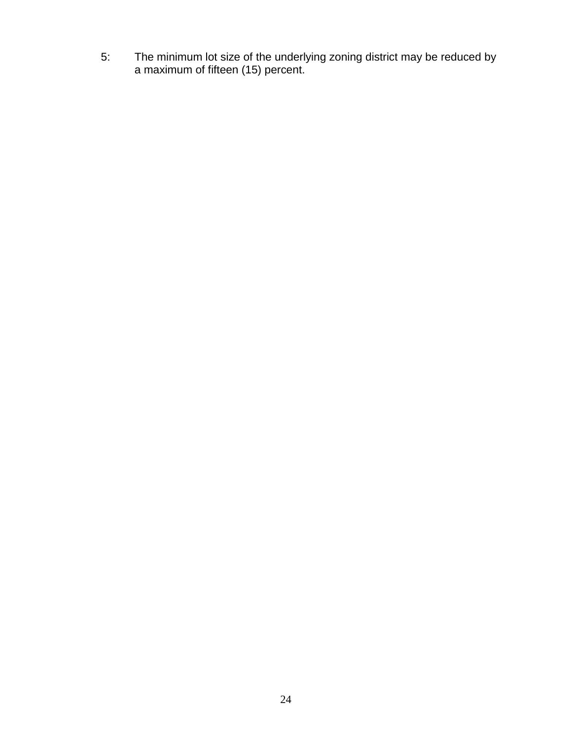5: The minimum lot size of the underlying zoning district may be reduced by a maximum of fifteen (15) percent.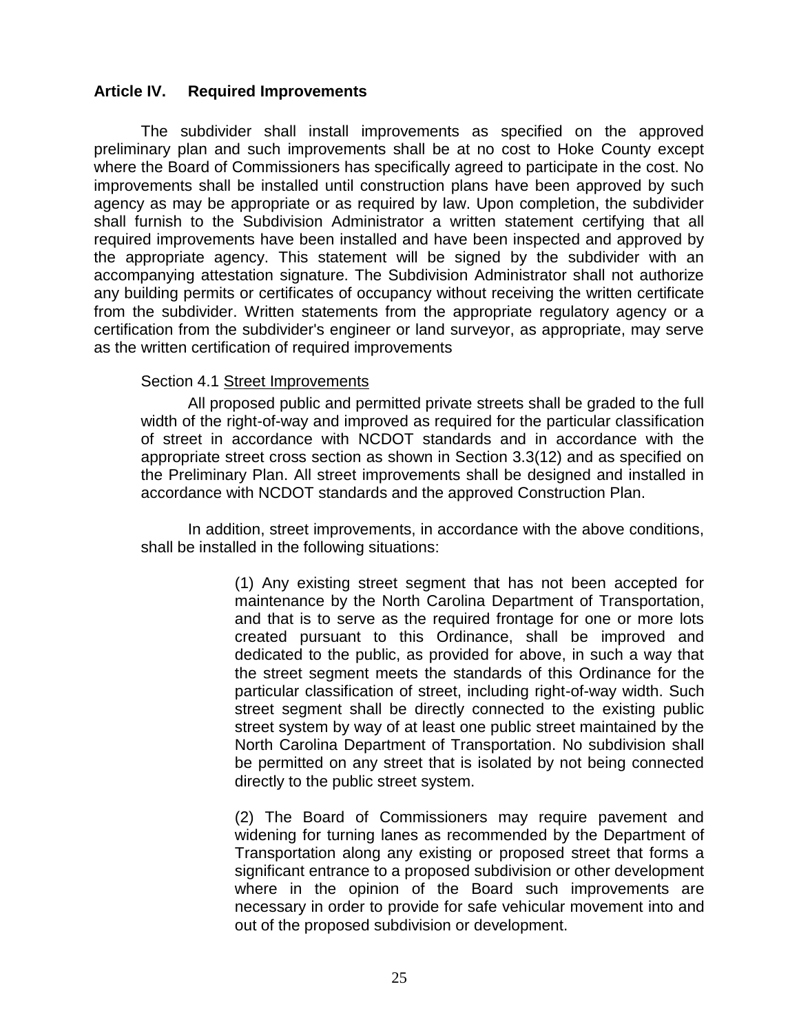## Article IV. Required Improvements

The subdivider shall install improvements as specified on the approved preliminary plan and such improvements shall be at no cost to Hoke County except where the Board of Commissioners has specifically agreed to participate in the cost. No improvements shall be installed until construction plans have been approved by such agency as may be appropriate or as required by law. Upon completion, the subdivider shall furnish to the Subdivision Administrator a written statement certifying that all required improvements have been installed and have been inspected and approved by the appropriate agency. This statement will be signed by the subdivider with an accompanying attestation signature. The Subdivision Administrator shall not authorize any building permits or certificates of occupancy without receiving the written certificate from the subdivider. Written statements from the appropriate regulatory agency or a certification from the subdivider's engineer or land surveyor, as appropriate, may serve as the written certification of required improvements

### Section 4.1 Street Improvements

All proposed public and permitted private streets shall be graded to the full width of the right-of-way and improved as required for the particular classification of street in accordance with NCDOT standards and in accordance with the appropriate street cross section as shown in Section 3.3(12) and as specified on the Preliminary Plan. All street improvements shall be designed and installed in accordance with NCDOT standards and the approved Construction Plan.

In addition, street improvements, in accordance with the above conditions, shall be installed in the following situations:

(1) Any existing street segment that has not been accepted for maintenance by the North Carolina Department of Transportation, and that is to serve as the required frontage for one or more lots created pursuant to this Ordinance, shall be improved and dedicated to the public, as provided for above, in such a way that the street segment meets the standards of this Ordinance for the particular classification of street, including right-of-way width. Such street segment shall be directly connected to the existing public street system by way of at least one public street maintained by the North Carolina Department of Transportation. No subdivision shall be permitted on any street that is isolated by not being connected directly to the public street system.

(2) The Board of Commissioners may require pavement and widening for turning lanes as recommended by the Department of Transportation along any existing or proposed street that forms a significant entrance to a proposed subdivision or other development where in the opinion of the Board such improvements are necessary in order to provide for safe vehicular movement into and out of the proposed subdivision or development.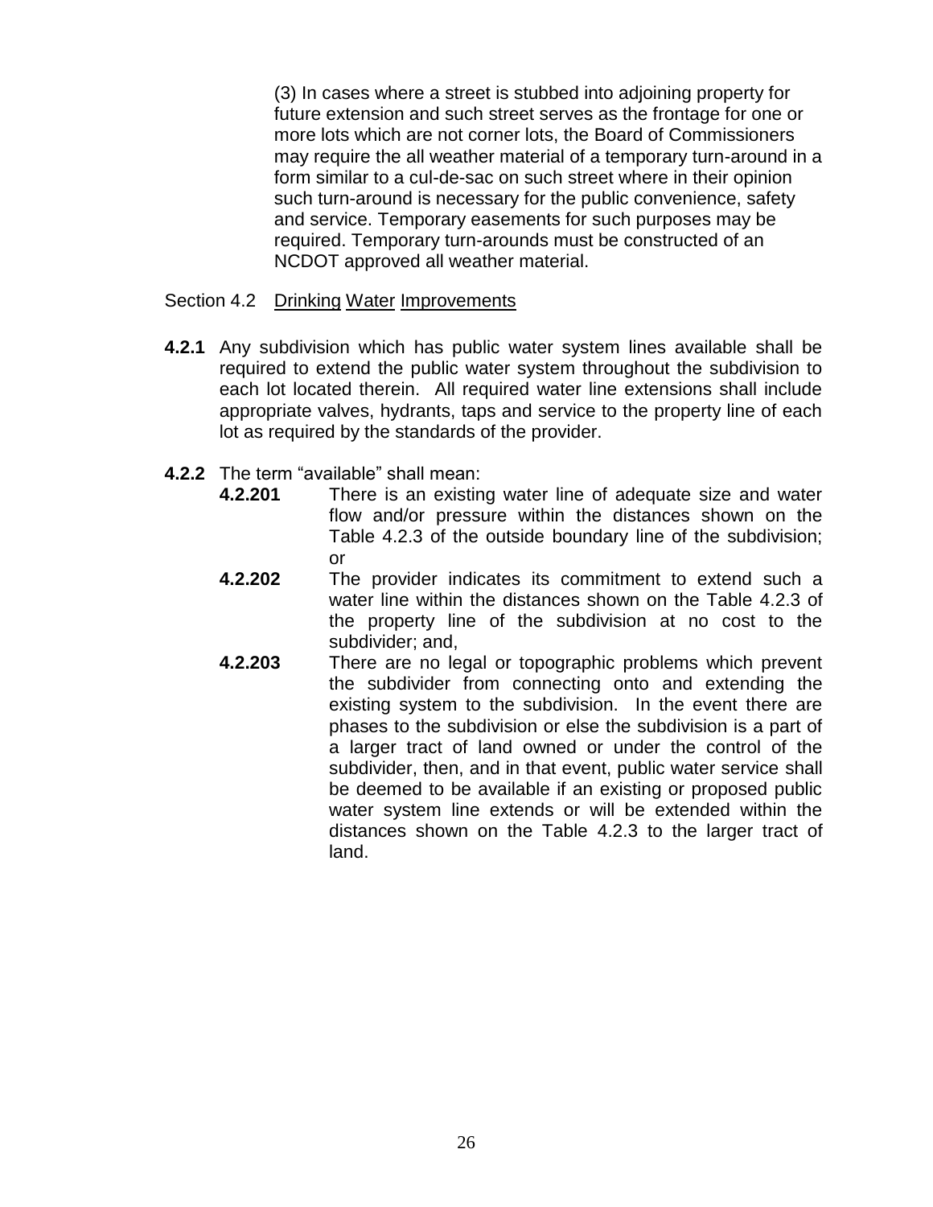(3) In cases where a street is stubbed into adjoining property for future extension and such street serves as the frontage for one or more lots which are not corner lots, the Board of Commissioners may require the all weather material of a temporary turn-around in a form similar to a cul-de-sac on such street where in their opinion such turn-around is necessary for the public convenience, safety and service. Temporary easements for such purposes may be required. Temporary turn-arounds must be constructed of an NCDOT approved all weather material.

Section 4.2 Drinking Water Improvements

**4.2.1** Any subdivision which has public water system lines available shall be required to extend the public water system throughout the subdivision to each lot located therein. All required water line extensions shall include appropriate valves, hydrants, taps and service to the property line of each lot as required by the standards of the provider.

**4.2.2** The term "available" shall mean:

**4.2.201** There is an existing water line of adequate size and water flow and/or pressure within the distances shown on the Table 4.2.3 of the outside boundary line of the subdivision; or

**4.2.202** The provider indicates its commitment to extend such a water line within the distances shown on the Table 4.2.3 of the property line of the subdivision at no cost to the subdivider; and,

**4.2.203** There are no legal or topographic problems which prevent the subdivider from connecting onto and extending the existing system to the subdivision. In the event there are phases to the subdivision or else the subdivision is a part of a larger tract of land owned or under the control of the subdivider, then, and in that event, public water service shall be deemed to be available if an existing or proposed public water system line extends or will be extended within the distances shown on the Table 4.2.3 to the larger tract of land.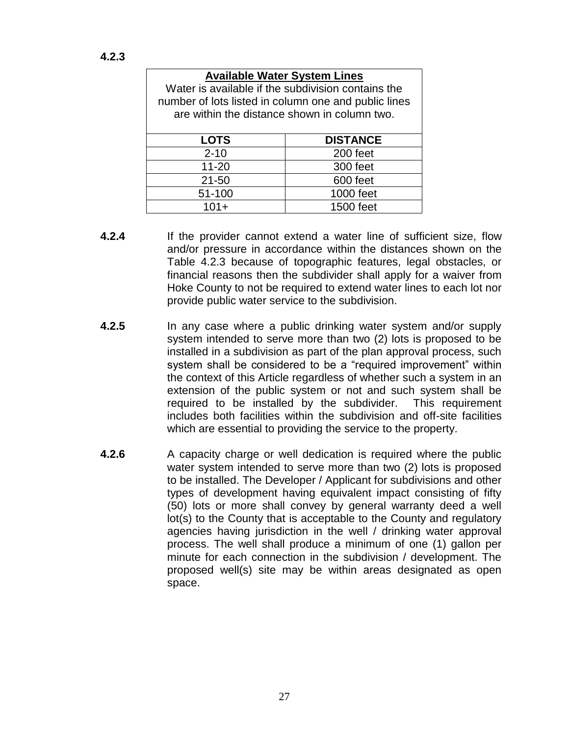**4.2.3**

| **Available Water System Lines**<br>Water is available if the subdivision contains the number of lots listed in column one and public lines are within the distance shown in column two. | |
|---|---|
| **LOTS** | **DISTANCE** |
| 2-10 | 200 feet |
| 11-20 | 300 feet |
| 21-50 | 600 feet |
| 51-100 | 1000 feet |
| 101+ | 1500 feet |

**4.2.4** If the provider cannot extend a water line of sufficient size, flow and/or pressure in accordance within the distances shown on the Table 4.2.3 because of topographic features, legal obstacles, or financial reasons then the subdivider shall apply for a waiver from Hoke County to not be required to extend water lines to each lot nor provide public water service to the subdivision.

**4.2.5** In any case where a public drinking water system and/or supply system intended to serve more than two (2) lots is proposed to be installed in a subdivision as part of the plan approval process, such system shall be considered to be a "required improvement" within the context of this Article regardless of whether such a system in an extension of the public system or not and such system shall be required to be installed by the subdivider. This requirement includes both facilities within the subdivision and off-site facilities which are essential to providing the service to the property.

**4.2.6** A capacity charge or well dedication is required where the public water system intended to serve more than two (2) lots is proposed to be installed. The Developer / Applicant for subdivisions and other types of development having equivalent impact consisting of fifty (50) lots or more shall convey by general warranty deed a well lot(s) to the County that is acceptable to the County and regulatory agencies having jurisdiction in the well / drinking water approval process. The well shall produce a minimum of one (1) gallon per minute for each connection in the subdivision / development. The proposed well(s) site may be within areas designated as open space.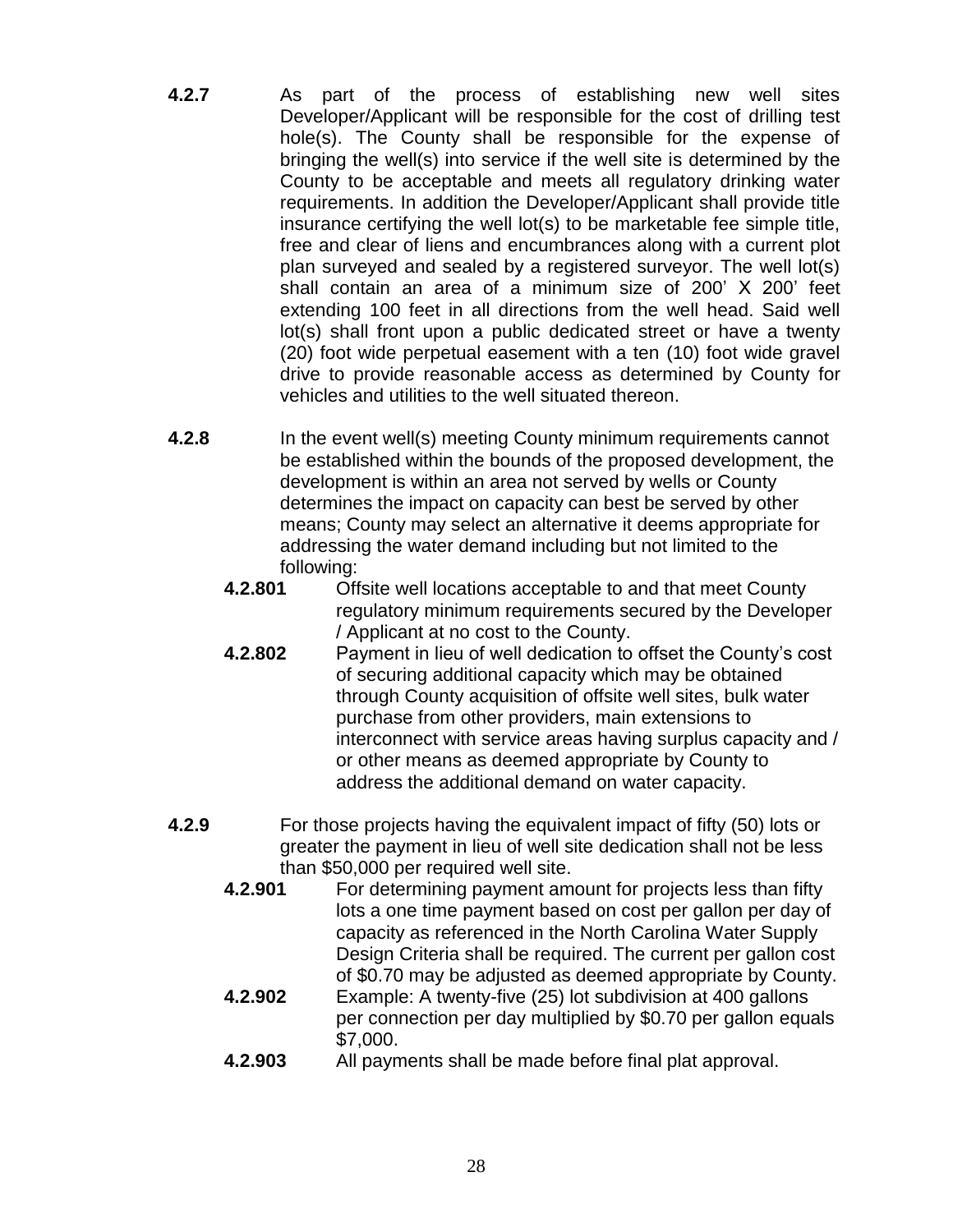**4.2.7** As part of the process of establishing new well sites Developer/Applicant will be responsible for the cost of drilling test hole(s). The County shall be responsible for the expense of bringing the well(s) into service if the well site is determined by the County to be acceptable and meets all regulatory drinking water requirements. In addition the Developer/Applicant shall provide title insurance certifying the well lot(s) to be marketable fee simple title, free and clear of liens and encumbrances along with a current plot plan surveyed and sealed by a registered surveyor. The well lot(s) shall contain an area of a minimum size of 200' X 200' feet extending 100 feet in all directions from the well head. Said well lot(s) shall front upon a public dedicated street or have a twenty (20) foot wide perpetual easement with a ten (10) foot wide gravel drive to provide reasonable access as determined by County for vehicles and utilities to the well situated thereon.

**4.2.8** In the event well(s) meeting County minimum requirements cannot be established within the bounds of the proposed development, the development is within an area not served by wells or County determines the impact on capacity can best be served by other means; County may select an alternative it deems appropriate for addressing the water demand including but not limited to the following:

- **4.2.801** Offsite well locations acceptable to and that meet County regulatory minimum requirements secured by the Developer / Applicant at no cost to the County.
- **4.2.802** Payment in lieu of well dedication to offset the County's cost of securing additional capacity which may be obtained through County acquisition of offsite well sites, bulk water purchase from other providers, main extensions to interconnect with service areas having surplus capacity and / or other means as deemed appropriate by County to address the additional demand on water capacity.

**4.2.9** For those projects having the equivalent impact of fifty (50) lots or greater the payment in lieu of well site dedication shall not be less than $50,000 per required well site.

- **4.2.901** For determining payment amount for projects less than fifty lots a one time payment based on cost per gallon per day of capacity as referenced in the North Carolina Water Supply Design Criteria shall be required. The current per gallon cost of $0.70 may be adjusted as deemed appropriate by County.
- **4.2.902** Example: A twenty-five (25) lot subdivision at 400 gallons per connection per day multiplied by $0.70 per gallon equals $7,000.
- **4.2.903** All payments shall be made before final plat approval.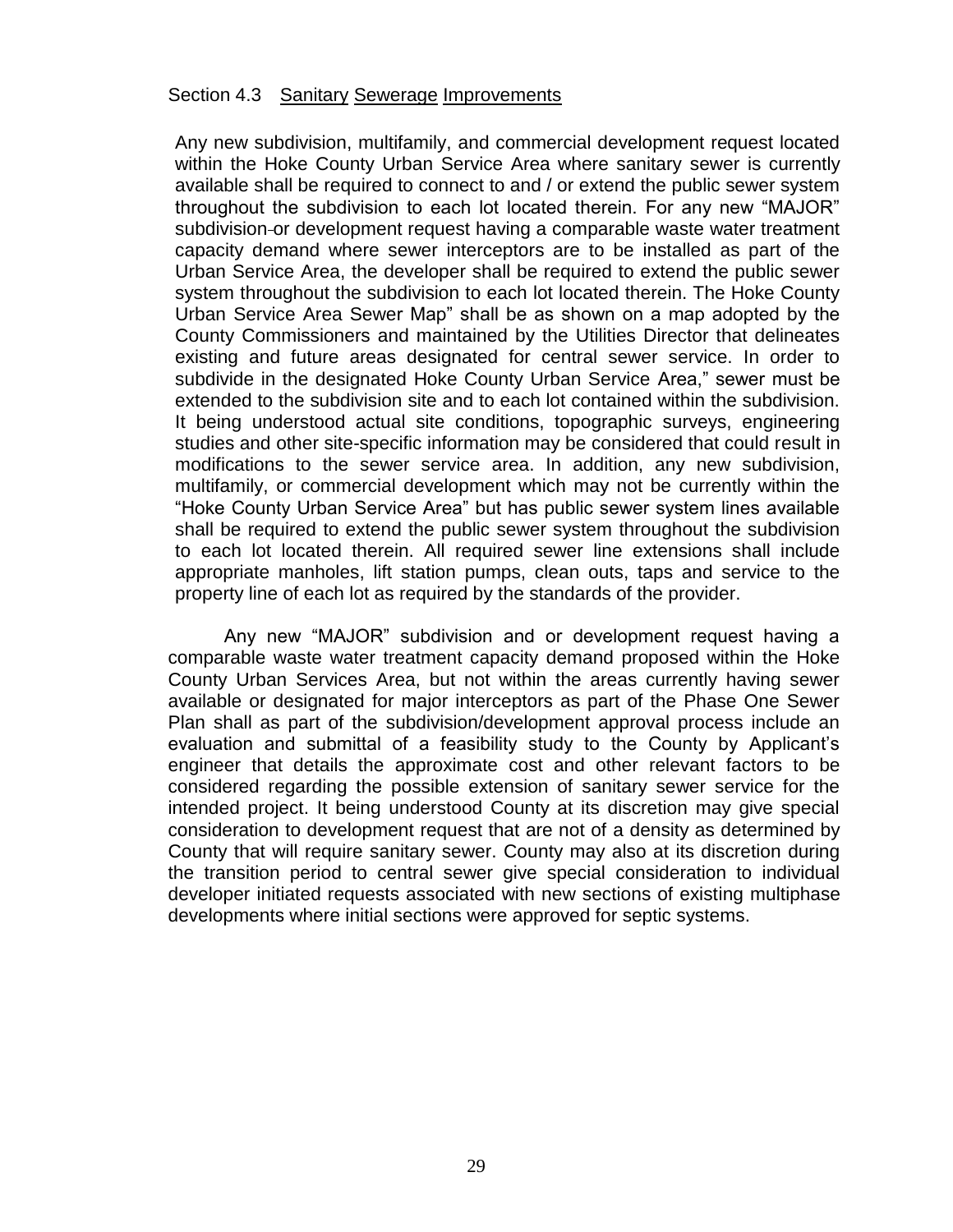Section 4.3 Sanitary Sewerage Improvements

Any new subdivision, multifamily, and commercial development request located within the Hoke County Urban Service Area where sanitary sewer is currently available shall be required to connect to and / or extend the public sewer system throughout the subdivision to each lot located therein. For any new "MAJOR" subdivision or development request having a comparable waste water treatment capacity demand where sewer interceptors are to be installed as part of the Urban Service Area, the developer shall be required to extend the public sewer system throughout the subdivision to each lot located therein. The Hoke County Urban Service Area Sewer Map" shall be as shown on a map adopted by the County Commissioners and maintained by the Utilities Director that delineates existing and future areas designated for central sewer service. In order to subdivide in the designated Hoke County Urban Service Area," sewer must be extended to the subdivision site and to each lot contained within the subdivision. It being understood actual site conditions, topographic surveys, engineering studies and other site-specific information may be considered that could result in modifications to the sewer service area. In addition, any new subdivision, multifamily, or commercial development which may not be currently within the "Hoke County Urban Service Area" but has public sewer system lines available shall be required to extend the public sewer system throughout the subdivision to each lot located therein. All required sewer line extensions shall include appropriate manholes, lift station pumps, clean outs, taps and service to the property line of each lot as required by the standards of the provider.

Any new "MAJOR" subdivision and or development request having a comparable waste water treatment capacity demand proposed within the Hoke County Urban Services Area, but not within the areas currently having sewer available or designated for major interceptors as part of the Phase One Sewer Plan shall as part of the subdivision/development approval process include an evaluation and submittal of a feasibility study to the County by Applicant's engineer that details the approximate cost and other relevant factors to be considered regarding the possible extension of sanitary sewer service for the intended project. It being understood County at its discretion may give special consideration to development request that are not of a density as determined by County that will require sanitary sewer. County may also at its discretion during the transition period to central sewer give special consideration to individual developer initiated requests associated with new sections of existing multiphase developments where initial sections were approved for septic systems.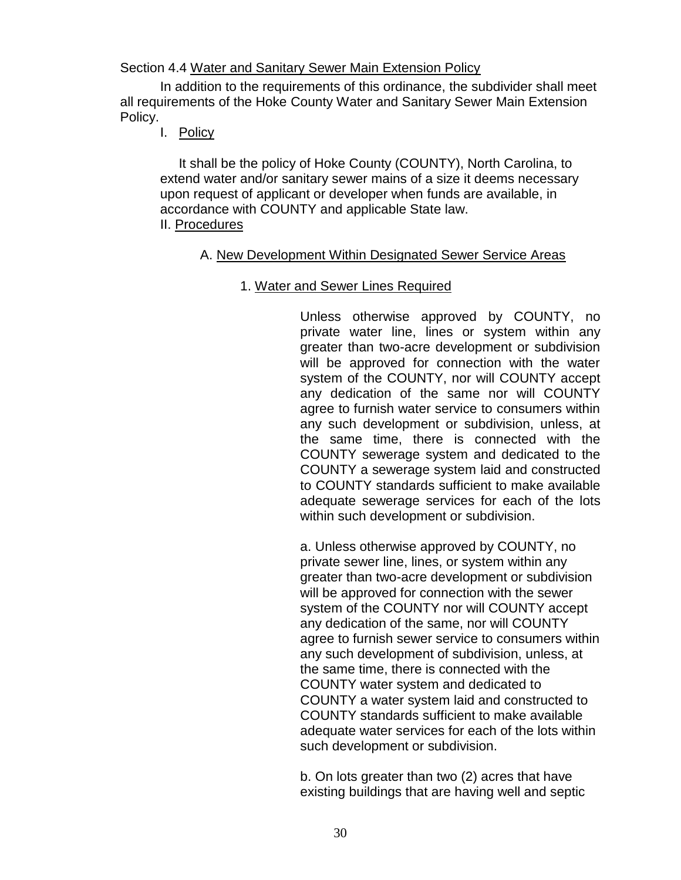Section 4.4 Water and Sanitary Sewer Main Extension Policy

In addition to the requirements of this ordinance, the subdivider shall meet all requirements of the Hoke County Water and Sanitary Sewer Main Extension Policy.

I. Policy

It shall be the policy of Hoke County (COUNTY), North Carolina, to extend water and/or sanitary sewer mains of a size it deems necessary upon request of applicant or developer when funds are available, in accordance with COUNTY and applicable State law.

II. Procedures

A. New Development Within Designated Sewer Service Areas

1. Water and Sewer Lines Required

Unless otherwise approved by COUNTY, no private water line, lines or system within any greater than two-acre development or subdivision will be approved for connection with the water system of the COUNTY, nor will COUNTY accept any dedication of the same nor will COUNTY agree to furnish water service to consumers within any such development or subdivision, unless, at the same time, there is connected with the COUNTY sewerage system and dedicated to the COUNTY a sewerage system laid and constructed to COUNTY standards sufficient to make available adequate sewerage services for each of the lots within such development or subdivision.

a. Unless otherwise approved by COUNTY, no private sewer line, lines, or system within any greater than two-acre development or subdivision will be approved for connection with the sewer system of the COUNTY nor will COUNTY accept any dedication of the same, nor will COUNTY agree to furnish sewer service to consumers within any such development of subdivision, unless, at the same time, there is connected with the COUNTY water system and dedicated to COUNTY a water system laid and constructed to COUNTY standards sufficient to make available adequate water services for each of the lots within such development or subdivision.

b. On lots greater than two (2) acres that have existing buildings that are having well and septic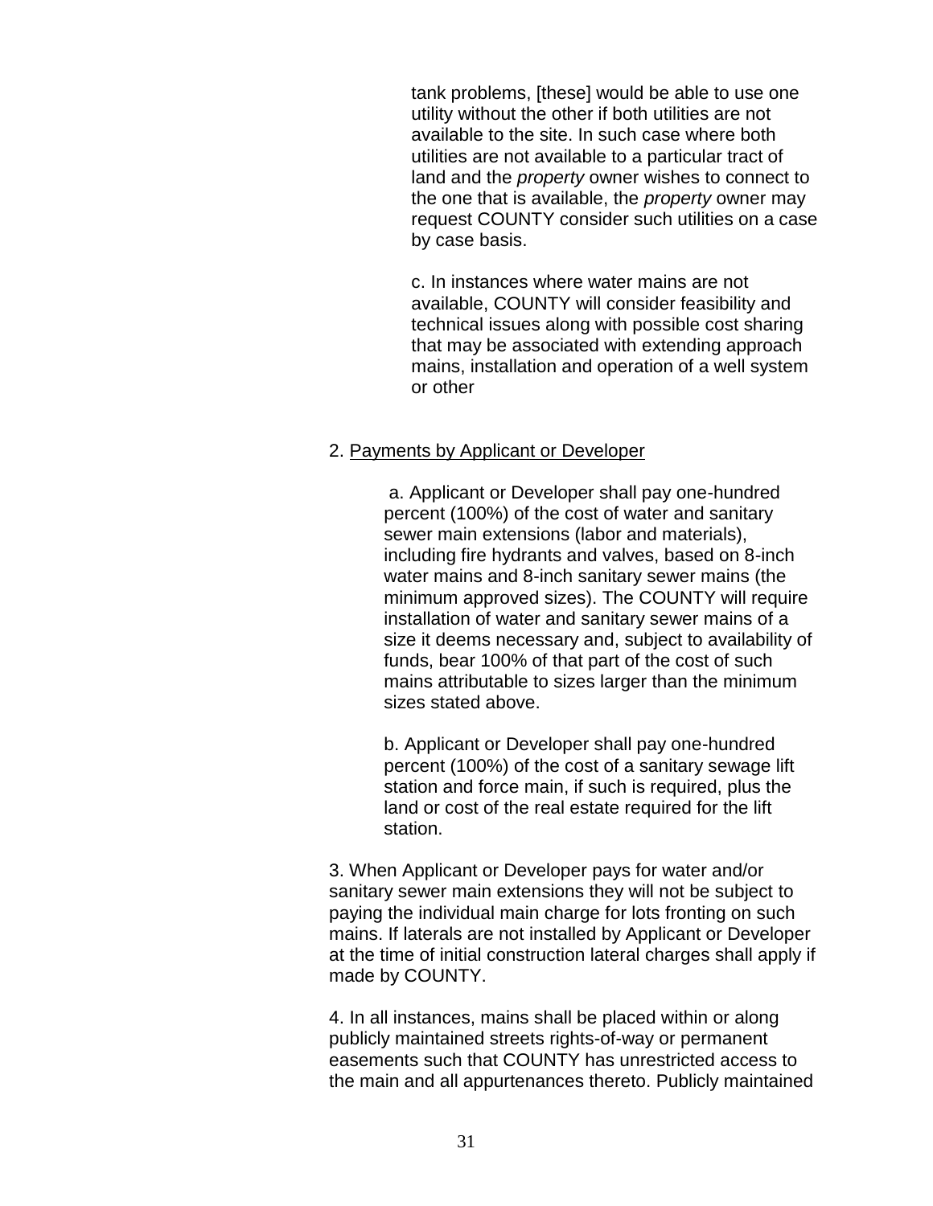tank problems, [these] would be able to use one utility without the other if both utilities are not available to the site. In such case where both utilities are not available to a particular tract of land and the *property* owner wishes to connect to the one that is available, the *property* owner may request COUNTY consider such utilities on a case by case basis.

c. In instances where water mains are not available, COUNTY will consider feasibility and technical issues along with possible cost sharing that may be associated with extending approach mains, installation and operation of a well system or other

2. Payments by Applicant or Developer

a. Applicant or Developer shall pay one-hundred percent (100%) of the cost of water and sanitary sewer main extensions (labor and materials), including fire hydrants and valves, based on 8-inch water mains and 8-inch sanitary sewer mains (the minimum approved sizes). The COUNTY will require installation of water and sanitary sewer mains of a size it deems necessary and, subject to availability of funds, bear 100% of that part of the cost of such mains attributable to sizes larger than the minimum sizes stated above.

b. Applicant or Developer shall pay one-hundred percent (100%) of the cost of a sanitary sewage lift station and force main, if such is required, plus the land or cost of the real estate required for the lift station.

3. When Applicant or Developer pays for water and/or sanitary sewer main extensions they will not be subject to paying the individual main charge for lots fronting on such mains. If laterals are not installed by Applicant or Developer at the time of initial construction lateral charges shall apply if made by COUNTY.

4. In all instances, mains shall be placed within or along publicly maintained streets rights-of-way or permanent easements such that COUNTY has unrestricted access to the main and all appurtenances thereto. Publicly maintained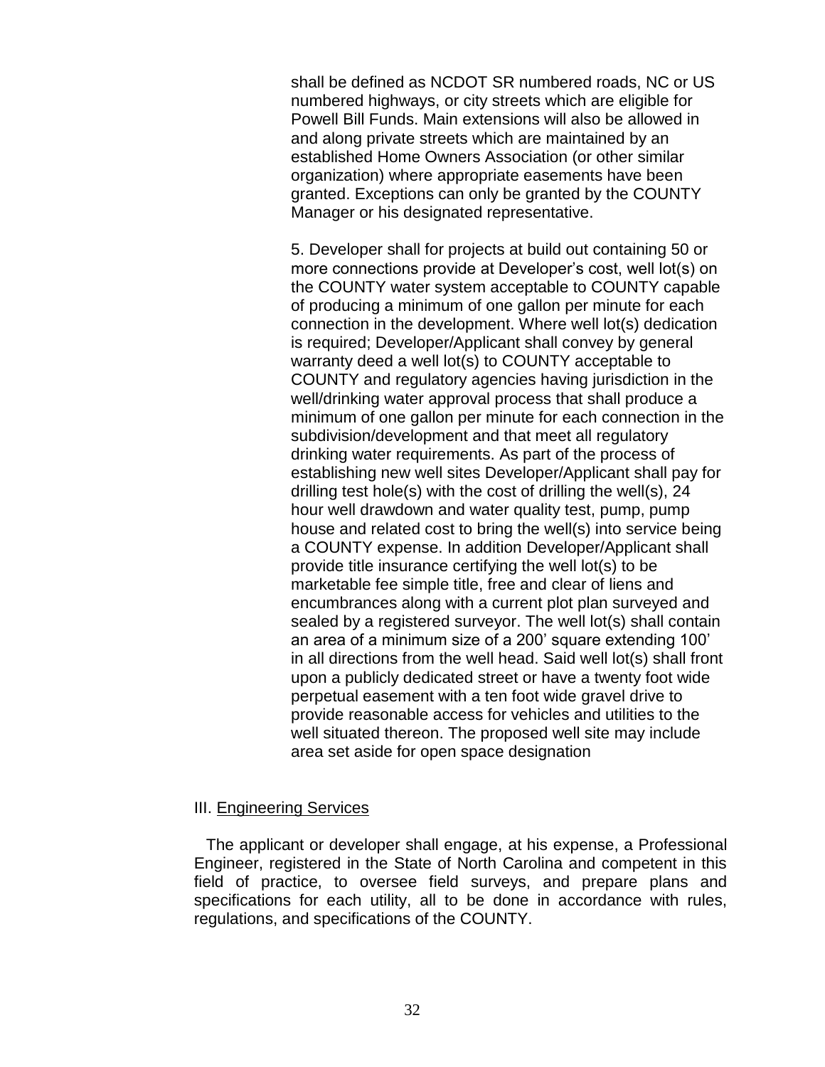shall be defined as NCDOT SR numbered roads, NC or US numbered highways, or city streets which are eligible for Powell Bill Funds. Main extensions will also be allowed in and along private streets which are maintained by an established Home Owners Association (or other similar organization) where appropriate easements have been granted. Exceptions can only be granted by the COUNTY Manager or his designated representative.

5. Developer shall for projects at build out containing 50 or more connections provide at Developer's cost, well lot(s) on the COUNTY water system acceptable to COUNTY capable of producing a minimum of one gallon per minute for each connection in the development. Where well lot(s) dedication is required; Developer/Applicant shall convey by general warranty deed a well lot(s) to COUNTY acceptable to COUNTY and regulatory agencies having jurisdiction in the well/drinking water approval process that shall produce a minimum of one gallon per minute for each connection in the subdivision/development and that meet all regulatory drinking water requirements. As part of the process of establishing new well sites Developer/Applicant shall pay for drilling test hole(s) with the cost of drilling the well(s), 24 hour well drawdown and water quality test, pump, pump house and related cost to bring the well(s) into service being a COUNTY expense. In addition Developer/Applicant shall provide title insurance certifying the well lot(s) to be marketable fee simple title, free and clear of liens and encumbrances along with a current plot plan surveyed and sealed by a registered surveyor. The well lot(s) shall contain an area of a minimum size of a 200' square extending 100' in all directions from the well head. Said well lot(s) shall front upon a publicly dedicated street or have a twenty foot wide perpetual easement with a ten foot wide gravel drive to provide reasonable access for vehicles and utilities to the well situated thereon. The proposed well site may include area set aside for open space designation

III. Engineering Services

The applicant or developer shall engage, at his expense, a Professional Engineer, registered in the State of North Carolina and competent in this field of practice, to oversee field surveys, and prepare plans and specifications for each utility, all to be done in accordance with rules, regulations, and specifications of the COUNTY.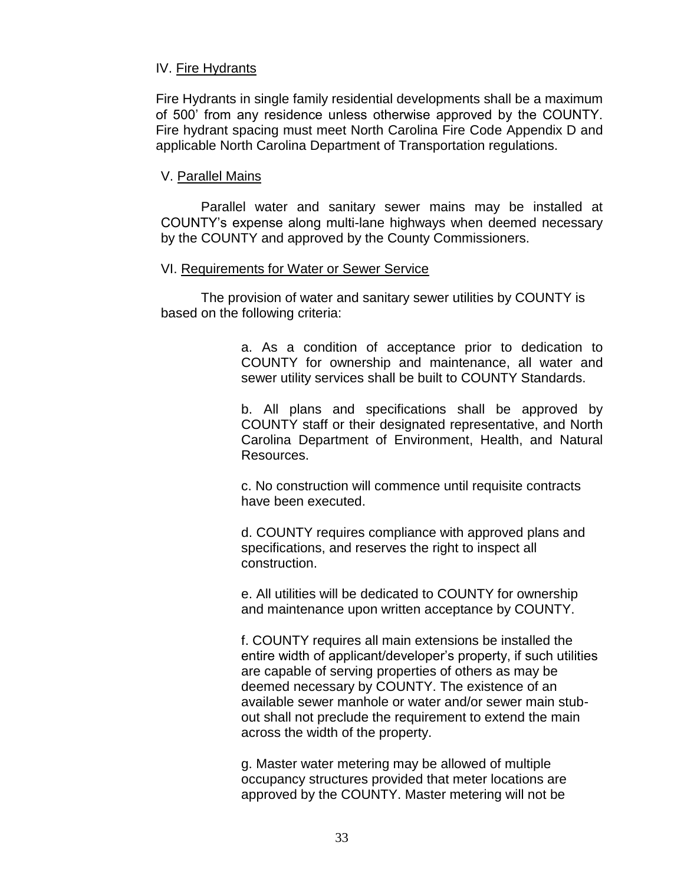## IV. Fire Hydrants

Fire Hydrants in single family residential developments shall be a maximum of 500' from any residence unless otherwise approved by the COUNTY. Fire hydrant spacing must meet North Carolina Fire Code Appendix D and applicable North Carolina Department of Transportation regulations.

## V. Parallel Mains

Parallel water and sanitary sewer mains may be installed at COUNTY's expense along multi-lane highways when deemed necessary by the COUNTY and approved by the County Commissioners.

## VI. Requirements for Water or Sewer Service

The provision of water and sanitary sewer utilities by COUNTY is based on the following criteria:

a. As a condition of acceptance prior to dedication to COUNTY for ownership and maintenance, all water and sewer utility services shall be built to COUNTY Standards.

b. All plans and specifications shall be approved by COUNTY staff or their designated representative, and North Carolina Department of Environment, Health, and Natural Resources.

c. No construction will commence until requisite contracts have been executed.

d. COUNTY requires compliance with approved plans and specifications, and reserves the right to inspect all construction.

e. All utilities will be dedicated to COUNTY for ownership and maintenance upon written acceptance by COUNTY.

f. COUNTY requires all main extensions be installed the entire width of applicant/developer's property, if such utilities are capable of serving properties of others as may be deemed necessary by COUNTY. The existence of an available sewer manhole or water and/or sewer main stub-out shall not preclude the requirement to extend the main across the width of the property.

g. Master water metering may be allowed of multiple occupancy structures provided that meter locations are approved by the COUNTY. Master metering will not be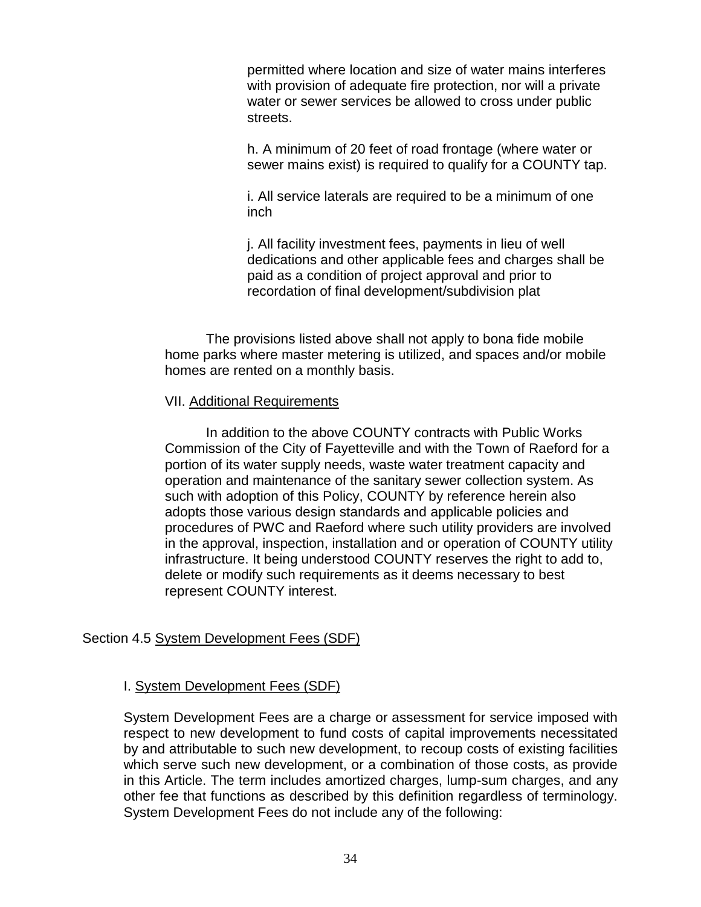permitted where location and size of water mains interferes with provision of adequate fire protection, nor will a private water or sewer services be allowed to cross under public streets.

h. A minimum of 20 feet of road frontage (where water or sewer mains exist) is required to qualify for a COUNTY tap.

i. All service laterals are required to be a minimum of one inch

j. All facility investment fees, payments in lieu of well dedications and other applicable fees and charges shall be paid as a condition of project approval and prior to recordation of final development/subdivision plat

The provisions listed above shall not apply to bona fide mobile home parks where master metering is utilized, and spaces and/or mobile homes are rented on a monthly basis.

VII. Additional Requirements

In addition to the above COUNTY contracts with Public Works Commission of the City of Fayetteville and with the Town of Raeford for a portion of its water supply needs, waste water treatment capacity and operation and maintenance of the sanitary sewer collection system. As such with adoption of this Policy, COUNTY by reference herein also adopts those various design standards and applicable policies and procedures of PWC and Raeford where such utility providers are involved in the approval, inspection, installation and or operation of COUNTY utility infrastructure. It being understood COUNTY reserves the right to add to, delete or modify such requirements as it deems necessary to best represent COUNTY interest.

## Section 4.5 System Development Fees (SDF)

### I. System Development Fees (SDF)

System Development Fees are a charge or assessment for service imposed with respect to new development to fund costs of capital improvements necessitated by and attributable to such new development, to recoup costs of existing facilities which serve such new development, or a combination of those costs, as provide in this Article. The term includes amortized charges, lump-sum charges, and any other fee that functions as described by this definition regardless of terminology. System Development Fees do not include any of the following: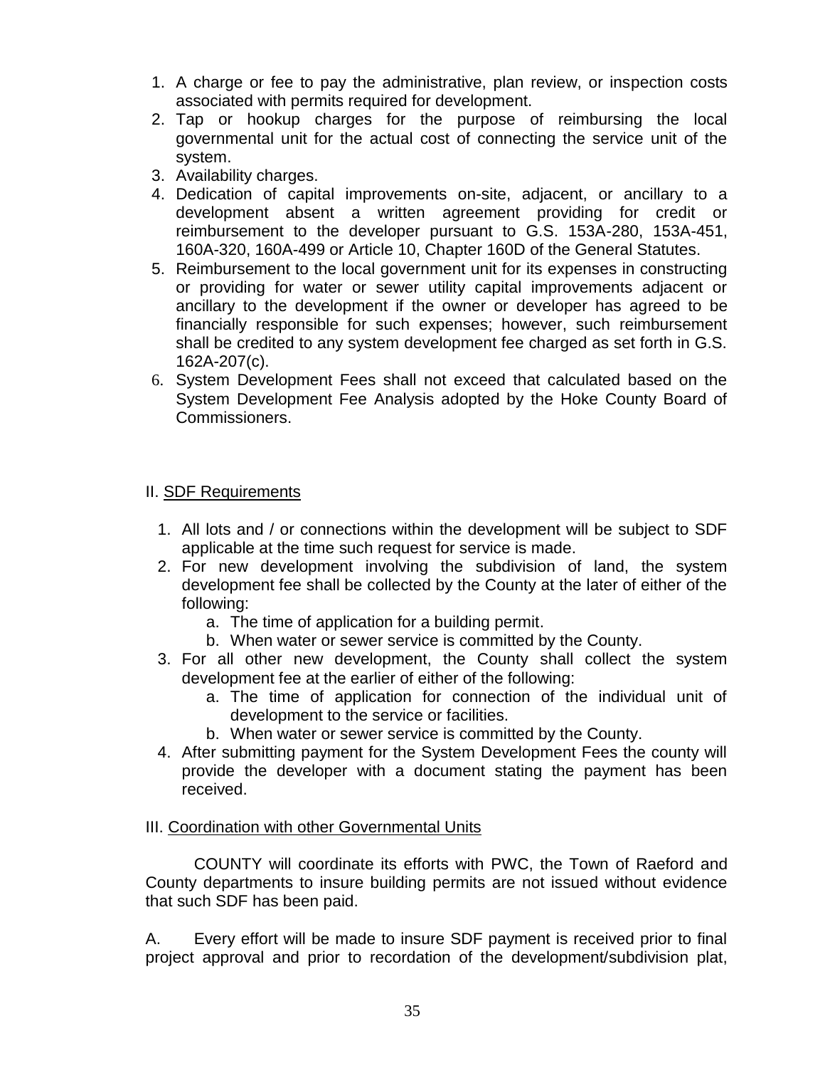1. A charge or fee to pay the administrative, plan review, or inspection costs associated with permits required for development.
2. Tap or hookup charges for the purpose of reimbursing the local governmental unit for the actual cost of connecting the service unit of the system.
3. Availability charges.
4. Dedication of capital improvements on-site, adjacent, or ancillary to a development absent a written agreement providing for credit or reimbursement to the developer pursuant to G.S. 153A-280, 153A-451, 160A-320, 160A-499 or Article 10, Chapter 160D of the General Statutes.
5. Reimbursement to the local government unit for its expenses in constructing or providing for water or sewer utility capital improvements adjacent or ancillary to the development if the owner or developer has agreed to be financially responsible for such expenses; however, such reimbursement shall be credited to any system development fee charged as set forth in G.S. 162A-207(c).
6. System Development Fees shall not exceed that calculated based on the System Development Fee Analysis adopted by the Hoke County Board of Commissioners.

II. SDF Requirements

1. All lots and / or connections within the development will be subject to SDF applicable at the time such request for service is made.
2. For new development involving the subdivision of land, the system development fee shall be collected by the County at the later of either of the following:
   a. The time of application for a building permit.
   b. When water or sewer service is committed by the County.
3. For all other new development, the County shall collect the system development fee at the earlier of either of the following:
   a. The time of application for connection of the individual unit of development to the service or facilities.
   b. When water or sewer service is committed by the County.
4. After submitting payment for the System Development Fees the county will provide the developer with a document stating the payment has been received.

III. Coordination with other Governmental Units

COUNTY will coordinate its efforts with PWC, the Town of Raeford and County departments to insure building permits are not issued without evidence that such SDF has been paid.

A. Every effort will be made to insure SDF payment is received prior to final project approval and prior to recordation of the development/subdivision plat,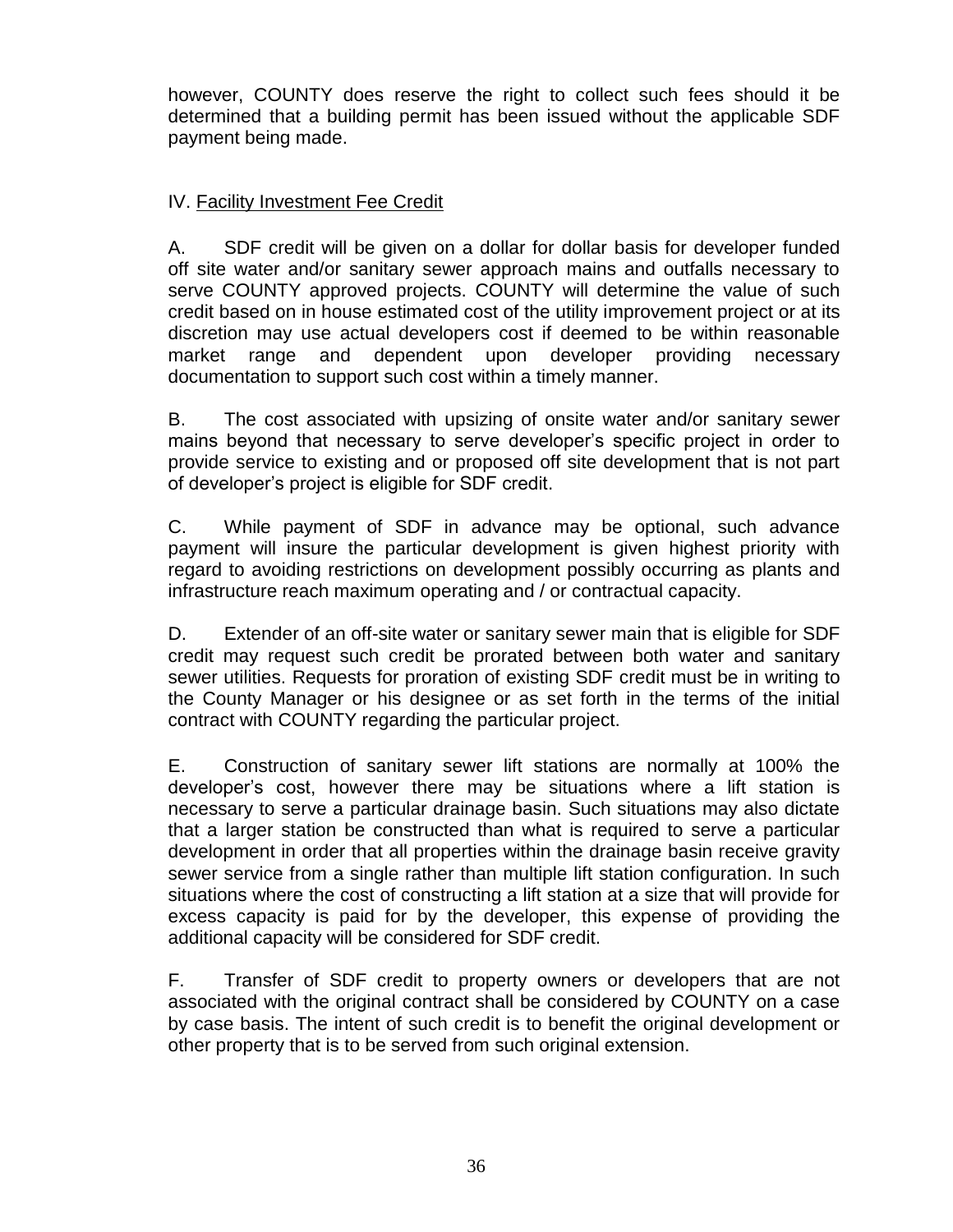however, COUNTY does reserve the right to collect such fees should it be determined that a building permit has been issued without the applicable SDF payment being made.

## IV. Facility Investment Fee Credit

A. SDF credit will be given on a dollar for dollar basis for developer funded off site water and/or sanitary sewer approach mains and outfalls necessary to serve COUNTY approved projects. COUNTY will determine the value of such credit based on in house estimated cost of the utility improvement project or at its discretion may use actual developers cost if deemed to be within reasonable market range and dependent upon developer providing necessary documentation to support such cost within a timely manner.

B. The cost associated with upsizing of onsite water and/or sanitary sewer mains beyond that necessary to serve developer's specific project in order to provide service to existing and or proposed off site development that is not part of developer's project is eligible for SDF credit.

C. While payment of SDF in advance may be optional, such advance payment will insure the particular development is given highest priority with regard to avoiding restrictions on development possibly occurring as plants and infrastructure reach maximum operating and / or contractual capacity.

D. Extender of an off-site water or sanitary sewer main that is eligible for SDF credit may request such credit be prorated between both water and sanitary sewer utilities. Requests for proration of existing SDF credit must be in writing to the County Manager or his designee or as set forth in the terms of the initial contract with COUNTY regarding the particular project.

E. Construction of sanitary sewer lift stations are normally at 100% the developer's cost, however there may be situations where a lift station is necessary to serve a particular drainage basin. Such situations may also dictate that a larger station be constructed than what is required to serve a particular development in order that all properties within the drainage basin receive gravity sewer service from a single rather than multiple lift station configuration. In such situations where the cost of constructing a lift station at a size that will provide for excess capacity is paid for by the developer, this expense of providing the additional capacity will be considered for SDF credit.

F. Transfer of SDF credit to property owners or developers that are not associated with the original contract shall be considered by COUNTY on a case by case basis. The intent of such credit is to benefit the original development or other property that is to be served from such original extension.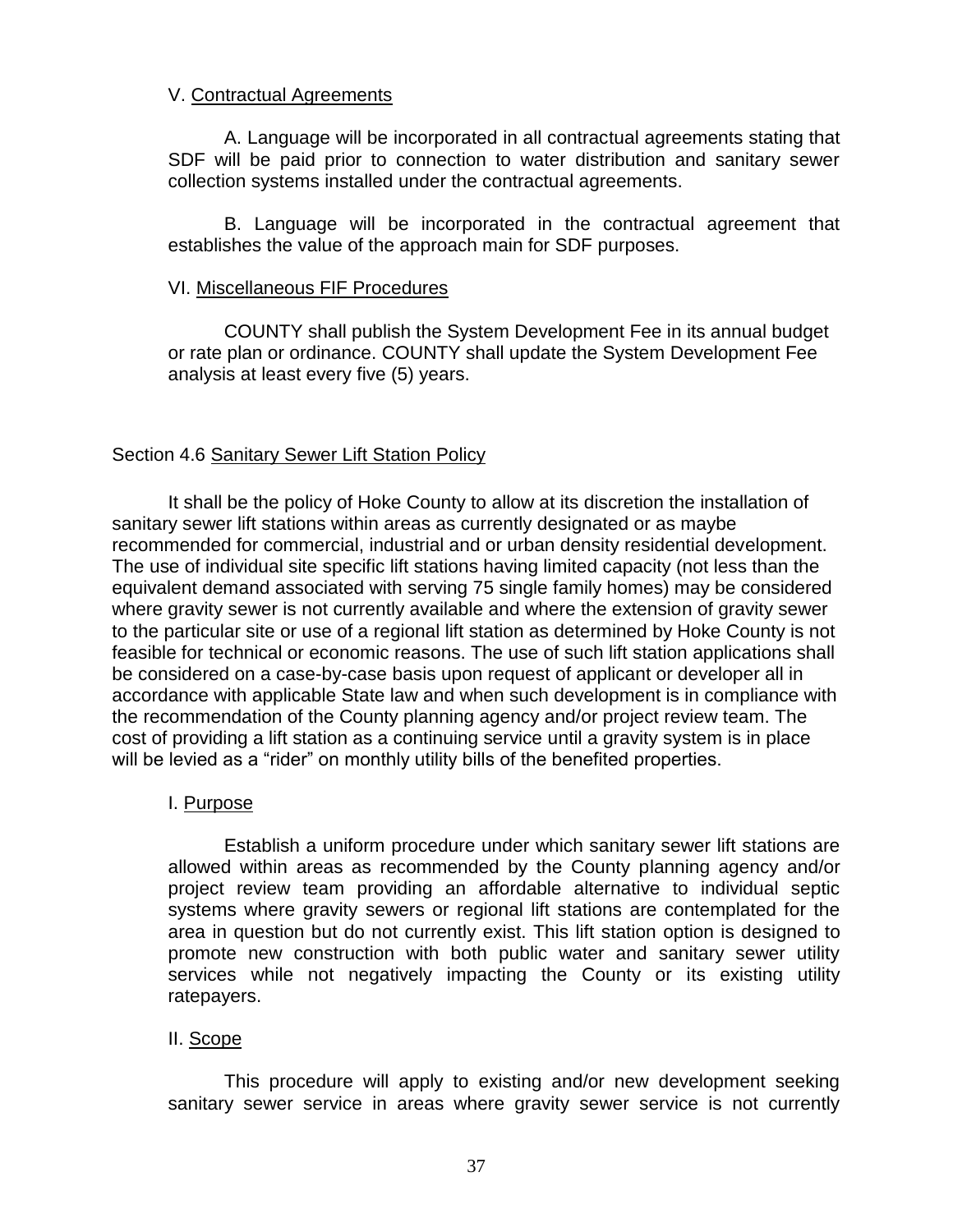V. Contractual Agreements

A. Language will be incorporated in all contractual agreements stating that SDF will be paid prior to connection to water distribution and sanitary sewer collection systems installed under the contractual agreements.

B. Language will be incorporated in the contractual agreement that establishes the value of the approach main for SDF purposes.

VI. Miscellaneous FIF Procedures

COUNTY shall publish the System Development Fee in its annual budget or rate plan or ordinance. COUNTY shall update the System Development Fee analysis at least every five (5) years.

## Section 4.6 Sanitary Sewer Lift Station Policy

It shall be the policy of Hoke County to allow at its discretion the installation of sanitary sewer lift stations within areas as currently designated or as maybe recommended for commercial, industrial and or urban density residential development. The use of individual site specific lift stations having limited capacity (not less than the equivalent demand associated with serving 75 single family homes) may be considered where gravity sewer is not currently available and where the extension of gravity sewer to the particular site or use of a regional lift station as determined by Hoke County is not feasible for technical or economic reasons. The use of such lift station applications shall be considered on a case-by-case basis upon request of applicant or developer all in accordance with applicable State law and when such development is in compliance with the recommendation of the County planning agency and/or project review team. The cost of providing a lift station as a continuing service until a gravity system is in place will be levied as a "rider" on monthly utility bills of the benefited properties.

I. Purpose

Establish a uniform procedure under which sanitary sewer lift stations are allowed within areas as recommended by the County planning agency and/or project review team providing an affordable alternative to individual septic systems where gravity sewers or regional lift stations are contemplated for the area in question but do not currently exist. This lift station option is designed to promote new construction with both public water and sanitary sewer utility services while not negatively impacting the County or its existing utility ratepayers.

II. Scope

This procedure will apply to existing and/or new development seeking sanitary sewer service in areas where gravity sewer service is not currently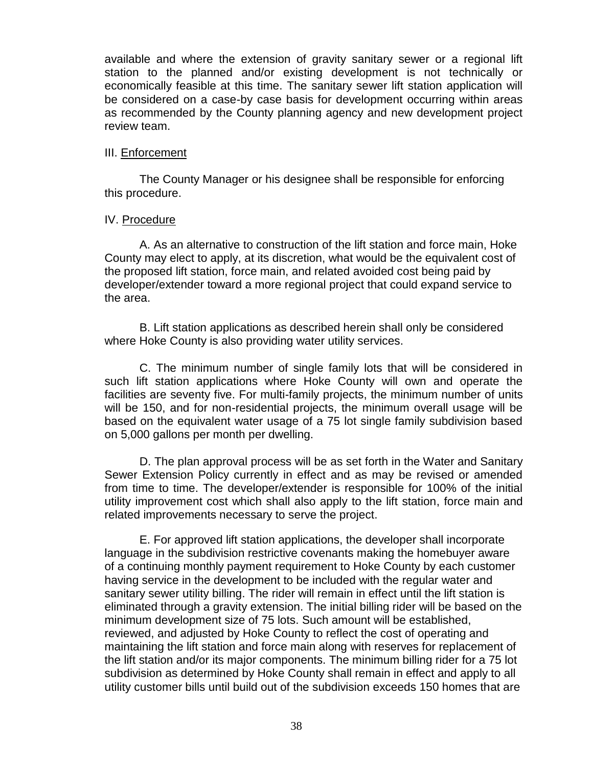available and where the extension of gravity sanitary sewer or a regional lift station to the planned and/or existing development is not technically or economically feasible at this time. The sanitary sewer lift station application will be considered on a case-by case basis for development occurring within areas as recommended by the County planning agency and new development project review team.

III. <u>Enforcement</u>

The County Manager or his designee shall be responsible for enforcing this procedure.

IV. <u>Procedure</u>

A. As an alternative to construction of the lift station and force main, Hoke County may elect to apply, at its discretion, what would be the equivalent cost of the proposed lift station, force main, and related avoided cost being paid by developer/extender toward a more regional project that could expand service to the area.

B. Lift station applications as described herein shall only be considered where Hoke County is also providing water utility services.

C. The minimum number of single family lots that will be considered in such lift station applications where Hoke County will own and operate the facilities are seventy five. For multi-family projects, the minimum number of units will be 150, and for non-residential projects, the minimum overall usage will be based on the equivalent water usage of a 75 lot single family subdivision based on 5,000 gallons per month per dwelling.

D. The plan approval process will be as set forth in the Water and Sanitary Sewer Extension Policy currently in effect and as may be revised or amended from time to time. The developer/extender is responsible for 100% of the initial utility improvement cost which shall also apply to the lift station, force main and related improvements necessary to serve the project.

E. For approved lift station applications, the developer shall incorporate language in the subdivision restrictive covenants making the homebuyer aware of a continuing monthly payment requirement to Hoke County by each customer having service in the development to be included with the regular water and sanitary sewer utility billing. The rider will remain in effect until the lift station is eliminated through a gravity extension. The initial billing rider will be based on the minimum development size of 75 lots. Such amount will be established, reviewed, and adjusted by Hoke County to reflect the cost of operating and maintaining the lift station and force main along with reserves for replacement of the lift station and/or its major components. The minimum billing rider for a 75 lot subdivision as determined by Hoke County shall remain in effect and apply to all utility customer bills until build out of the subdivision exceeds 150 homes that are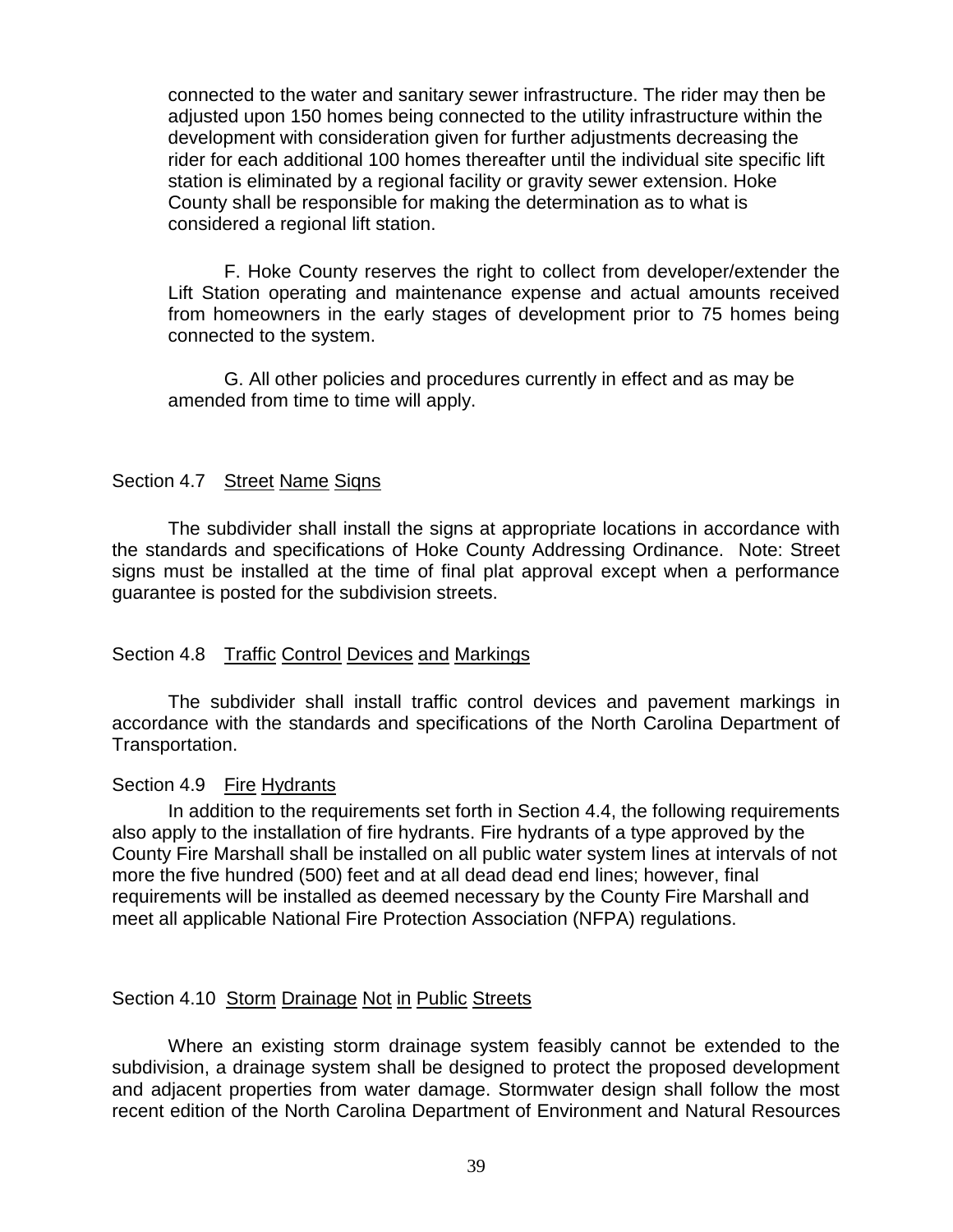connected to the water and sanitary sewer infrastructure. The rider may then be adjusted upon 150 homes being connected to the utility infrastructure within the development with consideration given for further adjustments decreasing the rider for each additional 100 homes thereafter until the individual site specific lift station is eliminated by a regional facility or gravity sewer extension. Hoke County shall be responsible for making the determination as to what is considered a regional lift station.

F. Hoke County reserves the right to collect from developer/extender the Lift Station operating and maintenance expense and actual amounts received from homeowners in the early stages of development prior to 75 homes being connected to the system.

G. All other policies and procedures currently in effect and as may be amended from time to time will apply.

## Section 4.7 Street Name Signs

The subdivider shall install the signs at appropriate locations in accordance with the standards and specifications of Hoke County Addressing Ordinance. Note: Street signs must be installed at the time of final plat approval except when a performance guarantee is posted for the subdivision streets.

## Section 4.8 Traffic Control Devices and Markings

The subdivider shall install traffic control devices and pavement markings in accordance with the standards and specifications of the North Carolina Department of Transportation.

## Section 4.9 Fire Hydrants

In addition to the requirements set forth in Section 4.4, the following requirements also apply to the installation of fire hydrants. Fire hydrants of a type approved by the County Fire Marshall shall be installed on all public water system lines at intervals of not more the five hundred (500) feet and at all dead dead end lines; however, final requirements will be installed as deemed necessary by the County Fire Marshall and meet all applicable National Fire Protection Association (NFPA) regulations.

## Section 4.10 Storm Drainage Not in Public Streets

Where an existing storm drainage system feasibly cannot be extended to the subdivision, a drainage system shall be designed to protect the proposed development and adjacent properties from water damage. Stormwater design shall follow the most recent edition of the North Carolina Department of Environment and Natural Resources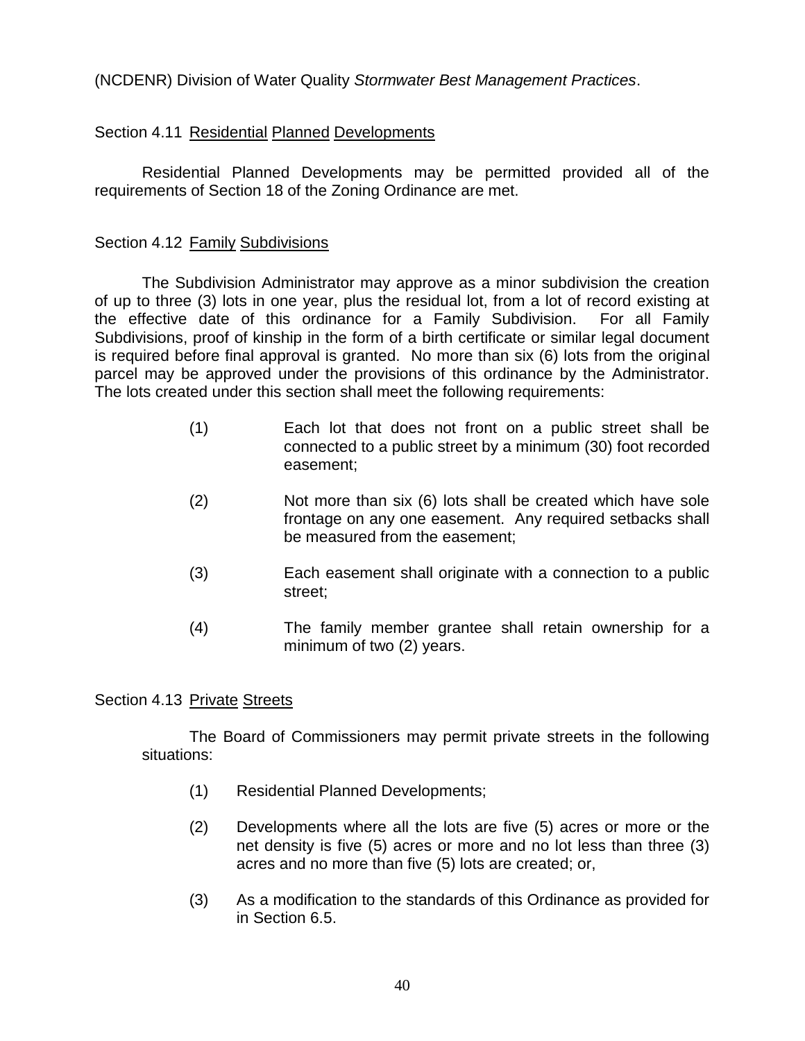(NCDENR) Division of Water Quality *Stormwater Best Management Practices*.

## Section 4.11 Residential Planned Developments

Residential Planned Developments may be permitted provided all of the requirements of Section 18 of the Zoning Ordinance are met.

## Section 4.12 Family Subdivisions

The Subdivision Administrator may approve as a minor subdivision the creation of up to three (3) lots in one year, plus the residual lot, from a lot of record existing at the effective date of this ordinance for a Family Subdivision. For all Family Subdivisions, proof of kinship in the form of a birth certificate or similar legal document is required before final approval is granted. No more than six (6) lots from the original parcel may be approved under the provisions of this ordinance by the Administrator. The lots created under this section shall meet the following requirements:

(1) Each lot that does not front on a public street shall be connected to a public street by a minimum (30) foot recorded easement;

(2) Not more than six (6) lots shall be created which have sole frontage on any one easement. Any required setbacks shall be measured from the easement;

(3) Each easement shall originate with a connection to a public street;

(4) The family member grantee shall retain ownership for a minimum of two (2) years.

## Section 4.13 Private Streets

The Board of Commissioners may permit private streets in the following situations:

(1) Residential Planned Developments;

(2) Developments where all the lots are five (5) acres or more or the net density is five (5) acres or more and no lot less than three (3) acres and no more than five (5) lots are created; or,

(3) As a modification to the standards of this Ordinance as provided for in Section 6.5.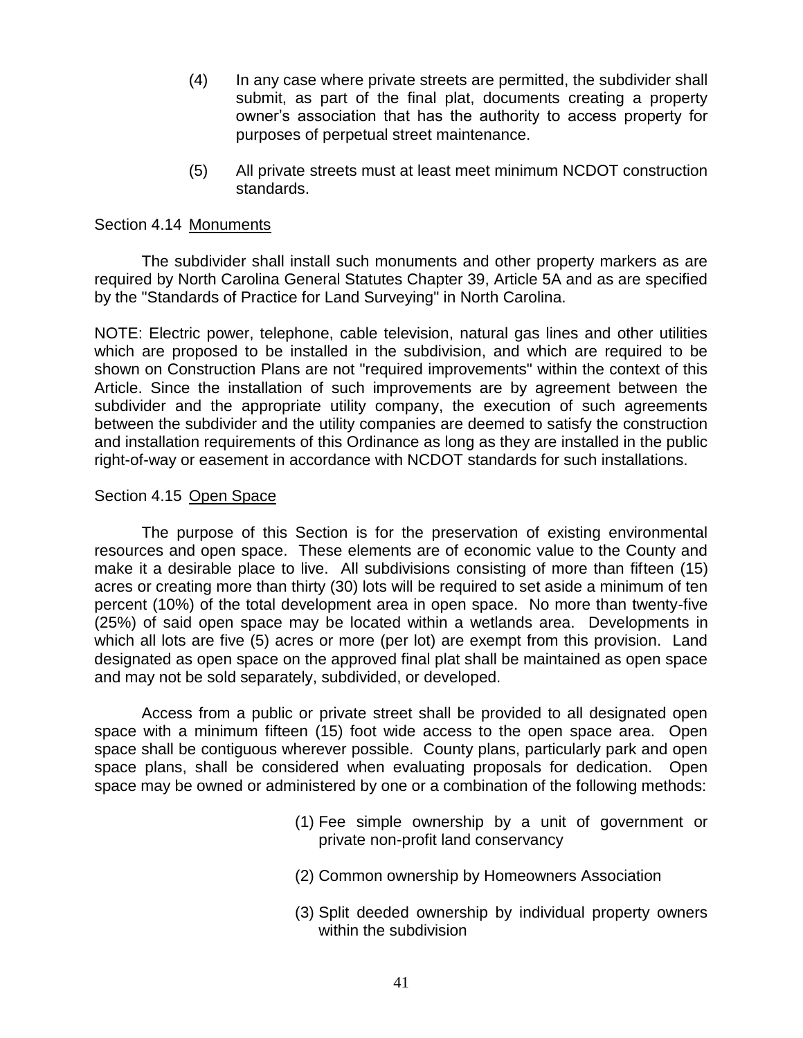(4) In any case where private streets are permitted, the subdivider shall submit, as part of the final plat, documents creating a property owner's association that has the authority to access property for purposes of perpetual street maintenance.

(5) All private streets must at least meet minimum NCDOT construction standards.

Section 4.14 Monuments

The subdivider shall install such monuments and other property markers as are required by North Carolina General Statutes Chapter 39, Article 5A and as are specified by the "Standards of Practice for Land Surveying" in North Carolina.

NOTE: Electric power, telephone, cable television, natural gas lines and other utilities which are proposed to be installed in the subdivision, and which are required to be shown on Construction Plans are not "required improvements" within the context of this Article. Since the installation of such improvements are by agreement between the subdivider and the appropriate utility company, the execution of such agreements between the subdivider and the utility companies are deemed to satisfy the construction and installation requirements of this Ordinance as long as they are installed in the public right-of-way or easement in accordance with NCDOT standards for such installations.

Section 4.15 Open Space

The purpose of this Section is for the preservation of existing environmental resources and open space. These elements are of economic value to the County and make it a desirable place to live. All subdivisions consisting of more than fifteen (15) acres or creating more than thirty (30) lots will be required to set aside a minimum of ten percent (10%) of the total development area in open space. No more than twenty-five (25%) of said open space may be located within a wetlands area. Developments in which all lots are five (5) acres or more (per lot) are exempt from this provision. Land designated as open space on the approved final plat shall be maintained as open space and may not be sold separately, subdivided, or developed.

Access from a public or private street shall be provided to all designated open space with a minimum fifteen (15) foot wide access to the open space area. Open space shall be contiguous wherever possible. County plans, particularly park and open space plans, shall be considered when evaluating proposals for dedication. Open space may be owned or administered by one or a combination of the following methods:

(1) Fee simple ownership by a unit of government or private non-profit land conservancy

(2) Common ownership by Homeowners Association

(3) Split deeded ownership by individual property owners within the subdivision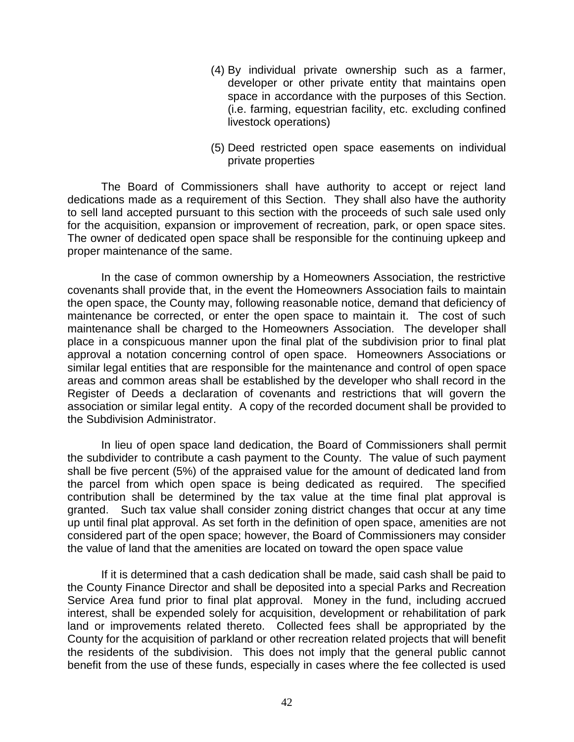(4) By individual private ownership such as a farmer, developer or other private entity that maintains open space in accordance with the purposes of this Section. (i.e. farming, equestrian facility, etc. excluding confined livestock operations)

(5) Deed restricted open space easements on individual private properties

The Board of Commissioners shall have authority to accept or reject land dedications made as a requirement of this Section. They shall also have the authority to sell land accepted pursuant to this section with the proceeds of such sale used only for the acquisition, expansion or improvement of recreation, park, or open space sites. The owner of dedicated open space shall be responsible for the continuing upkeep and proper maintenance of the same.

In the case of common ownership by a Homeowners Association, the restrictive covenants shall provide that, in the event the Homeowners Association fails to maintain the open space, the County may, following reasonable notice, demand that deficiency of maintenance be corrected, or enter the open space to maintain it. The cost of such maintenance shall be charged to the Homeowners Association. The developer shall place in a conspicuous manner upon the final plat of the subdivision prior to final plat approval a notation concerning control of open space. Homeowners Associations or similar legal entities that are responsible for the maintenance and control of open space areas and common areas shall be established by the developer who shall record in the Register of Deeds a declaration of covenants and restrictions that will govern the association or similar legal entity. A copy of the recorded document shall be provided to the Subdivision Administrator.

In lieu of open space land dedication, the Board of Commissioners shall permit the subdivider to contribute a cash payment to the County. The value of such payment shall be five percent (5%) of the appraised value for the amount of dedicated land from the parcel from which open space is being dedicated as required. The specified contribution shall be determined by the tax value at the time final plat approval is granted. Such tax value shall consider zoning district changes that occur at any time up until final plat approval. As set forth in the definition of open space, amenities are not considered part of the open space; however, the Board of Commissioners may consider the value of land that the amenities are located on toward the open space value

If it is determined that a cash dedication shall be made, said cash shall be paid to the County Finance Director and shall be deposited into a special Parks and Recreation Service Area fund prior to final plat approval. Money in the fund, including accrued interest, shall be expended solely for acquisition, development or rehabilitation of park land or improvements related thereto. Collected fees shall be appropriated by the County for the acquisition of parkland or other recreation related projects that will benefit the residents of the subdivision. This does not imply that the general public cannot benefit from the use of these funds, especially in cases where the fee collected is used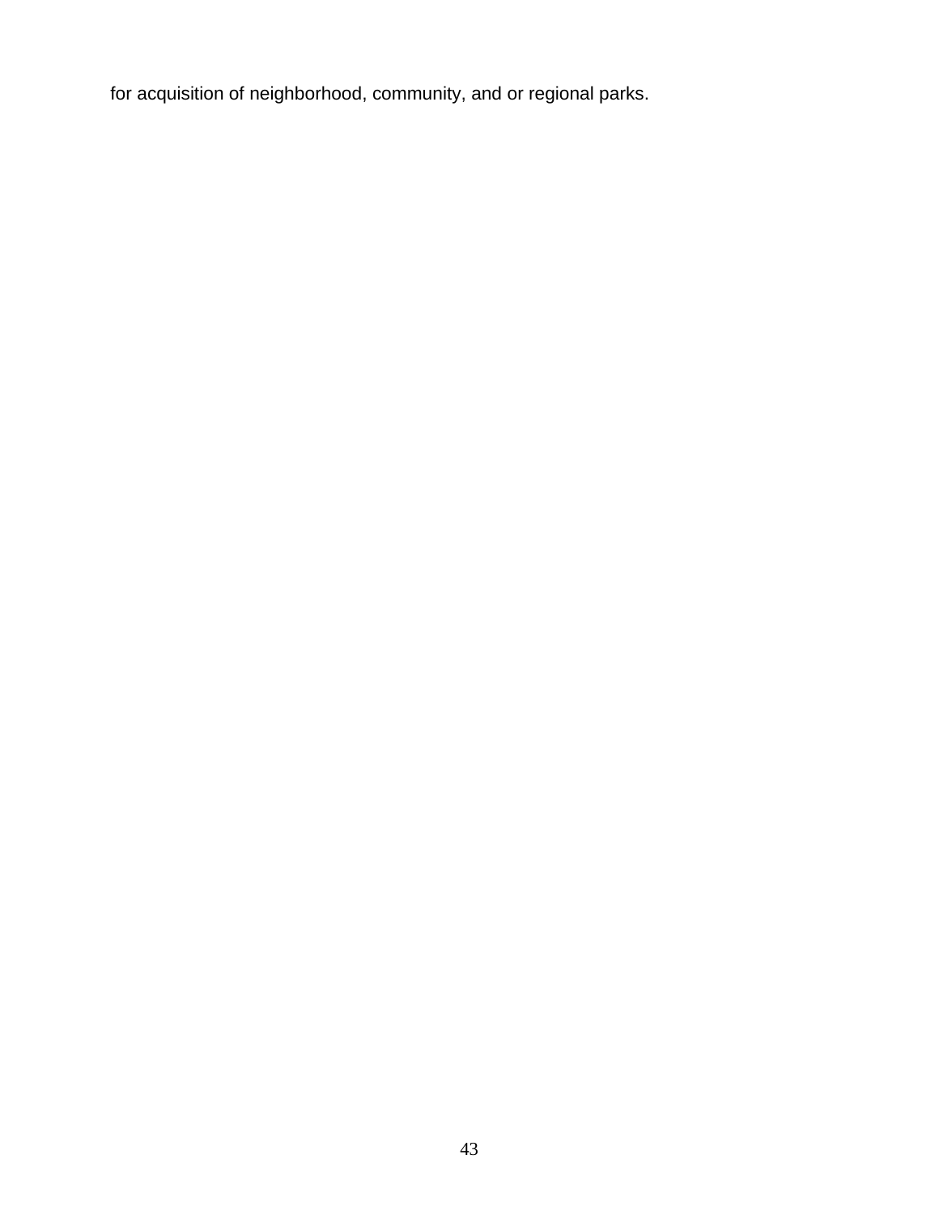for acquisition of neighborhood, community, and or regional parks.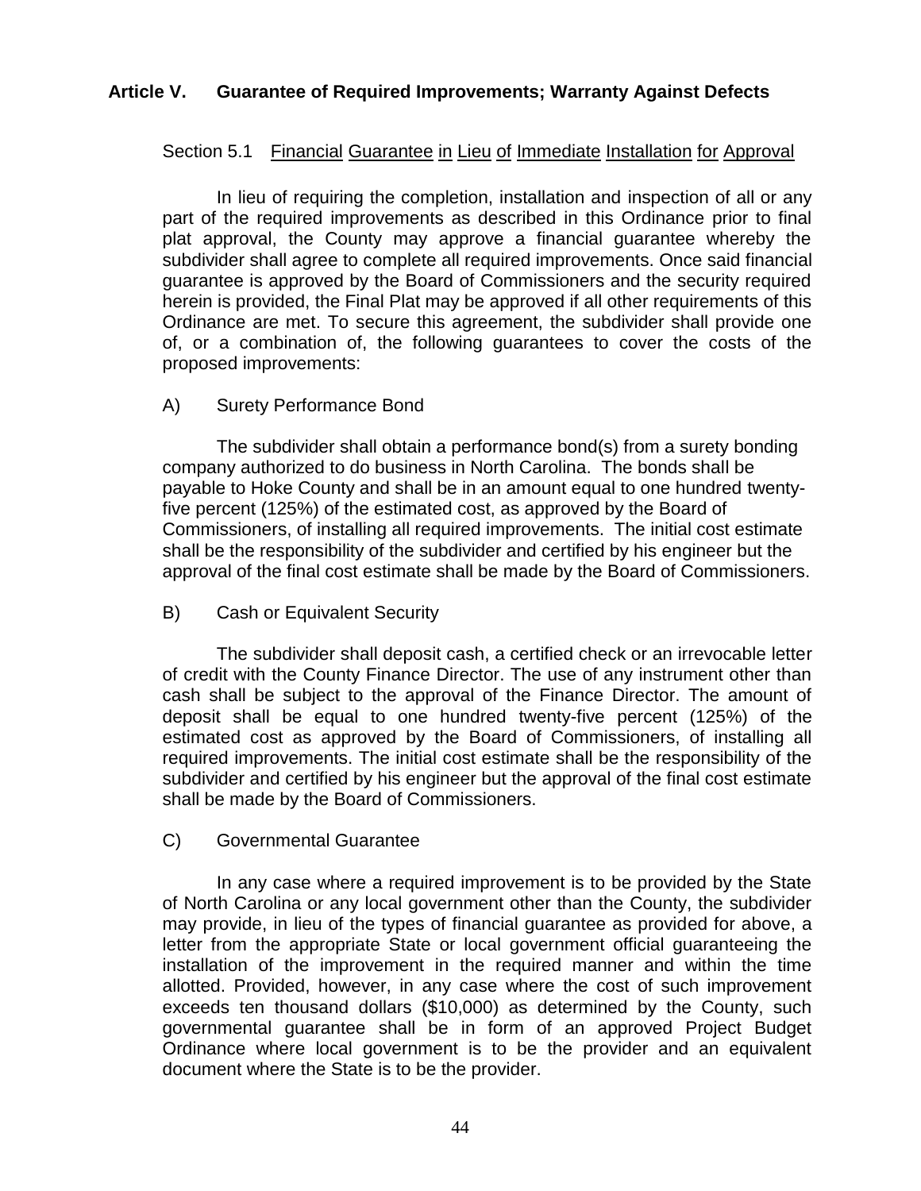## Article V. Guarantee of Required Improvements; Warranty Against Defects

### Section 5.1 Financial Guarantee in Lieu of Immediate Installation for Approval

In lieu of requiring the completion, installation and inspection of all or any part of the required improvements as described in this Ordinance prior to final plat approval, the County may approve a financial guarantee whereby the subdivider shall agree to complete all required improvements. Once said financial guarantee is approved by the Board of Commissioners and the security required herein is provided, the Final Plat may be approved if all other requirements of this Ordinance are met. To secure this agreement, the subdivider shall provide one of, or a combination of, the following guarantees to cover the costs of the proposed improvements:

A) Surety Performance Bond

The subdivider shall obtain a performance bond(s) from a surety bonding company authorized to do business in North Carolina. The bonds shall be payable to Hoke County and shall be in an amount equal to one hundred twenty-five percent (125%) of the estimated cost, as approved by the Board of Commissioners, of installing all required improvements. The initial cost estimate shall be the responsibility of the subdivider and certified by his engineer but the approval of the final cost estimate shall be made by the Board of Commissioners.

B) Cash or Equivalent Security

The subdivider shall deposit cash, a certified check or an irrevocable letter of credit with the County Finance Director. The use of any instrument other than cash shall be subject to the approval of the Finance Director. The amount of deposit shall be equal to one hundred twenty-five percent (125%) of the estimated cost as approved by the Board of Commissioners, of installing all required improvements. The initial cost estimate shall be the responsibility of the subdivider and certified by his engineer but the approval of the final cost estimate shall be made by the Board of Commissioners.

C) Governmental Guarantee

In any case where a required improvement is to be provided by the State of North Carolina or any local government other than the County, the subdivider may provide, in lieu of the types of financial guarantee as provided for above, a letter from the appropriate State or local government official guaranteeing the installation of the improvement in the required manner and within the time allotted. Provided, however, in any case where the cost of such improvement exceeds ten thousand dollars ($10,000) as determined by the County, such governmental guarantee shall be in form of an approved Project Budget Ordinance where local government is to be the provider and an equivalent document where the State is to be the provider.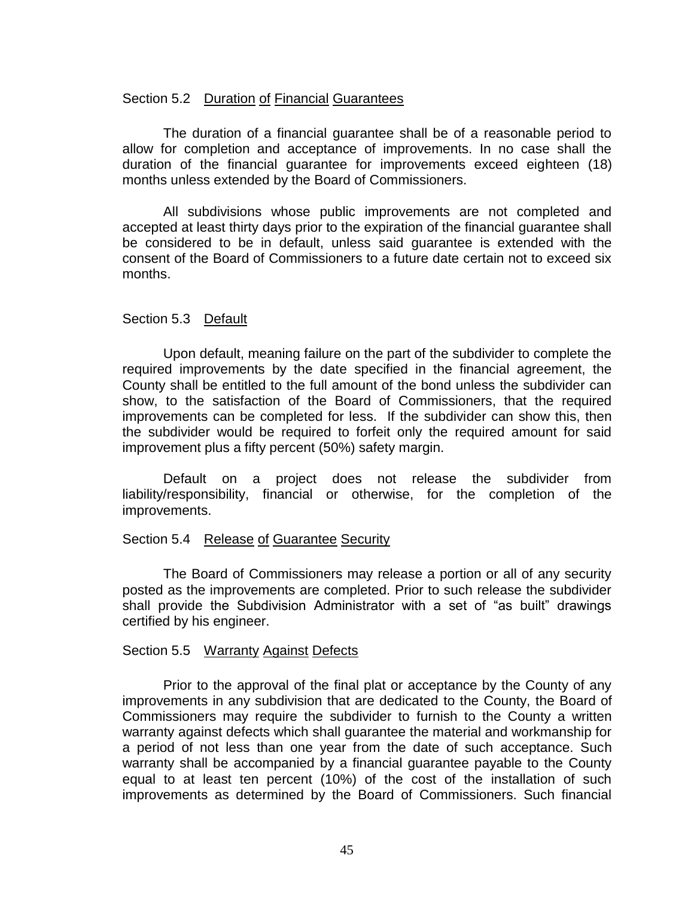### Section 5.2 Duration of Financial Guarantees

The duration of a financial guarantee shall be of a reasonable period to allow for completion and acceptance of improvements. In no case shall the duration of the financial guarantee for improvements exceed eighteen (18) months unless extended by the Board of Commissioners.

All subdivisions whose public improvements are not completed and accepted at least thirty days prior to the expiration of the financial guarantee shall be considered to be in default, unless said guarantee is extended with the consent of the Board of Commissioners to a future date certain not to exceed six months.

### Section 5.3 Default

Upon default, meaning failure on the part of the subdivider to complete the required improvements by the date specified in the financial agreement, the County shall be entitled to the full amount of the bond unless the subdivider can show, to the satisfaction of the Board of Commissioners, that the required improvements can be completed for less. If the subdivider can show this, then the subdivider would be required to forfeit only the required amount for said improvement plus a fifty percent (50%) safety margin.

Default on a project does not release the subdivider from liability/responsibility, financial or otherwise, for the completion of the improvements.

### Section 5.4 Release of Guarantee Security

The Board of Commissioners may release a portion or all of any security posted as the improvements are completed. Prior to such release the subdivider shall provide the Subdivision Administrator with a set of "as built" drawings certified by his engineer.

### Section 5.5 Warranty Against Defects

Prior to the approval of the final plat or acceptance by the County of any improvements in any subdivision that are dedicated to the County, the Board of Commissioners may require the subdivider to furnish to the County a written warranty against defects which shall guarantee the material and workmanship for a period of not less than one year from the date of such acceptance. Such warranty shall be accompanied by a financial guarantee payable to the County equal to at least ten percent (10%) of the cost of the installation of such improvements as determined by the Board of Commissioners. Such financial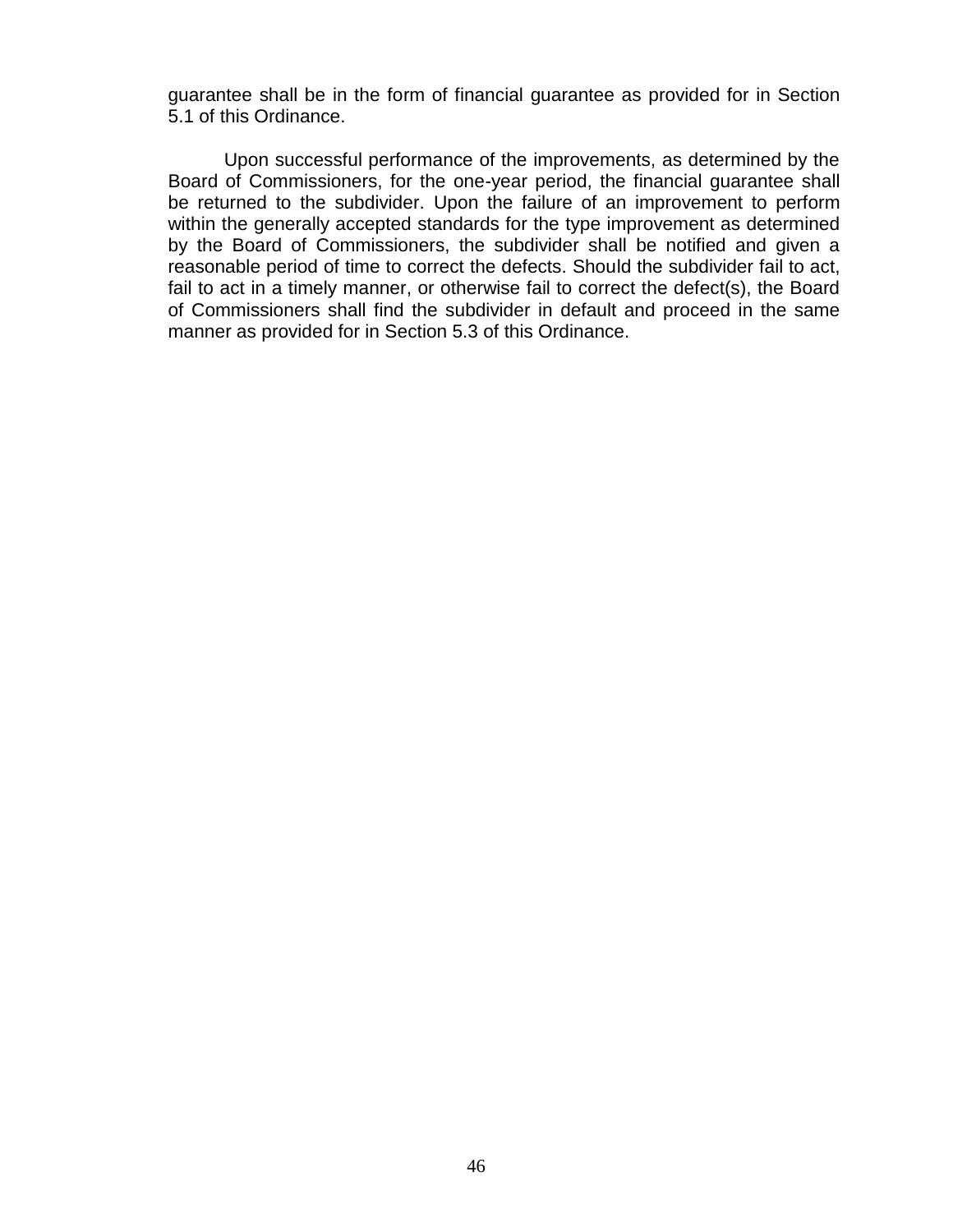guarantee shall be in the form of financial guarantee as provided for in Section 5.1 of this Ordinance.

Upon successful performance of the improvements, as determined by the Board of Commissioners, for the one-year period, the financial guarantee shall be returned to the subdivider. Upon the failure of an improvement to perform within the generally accepted standards for the type improvement as determined by the Board of Commissioners, the subdivider shall be notified and given a reasonable period of time to correct the defects. Should the subdivider fail to act, fail to act in a timely manner, or otherwise fail to correct the defect(s), the Board of Commissioners shall find the subdivider in default and proceed in the same manner as provided for in Section 5.3 of this Ordinance.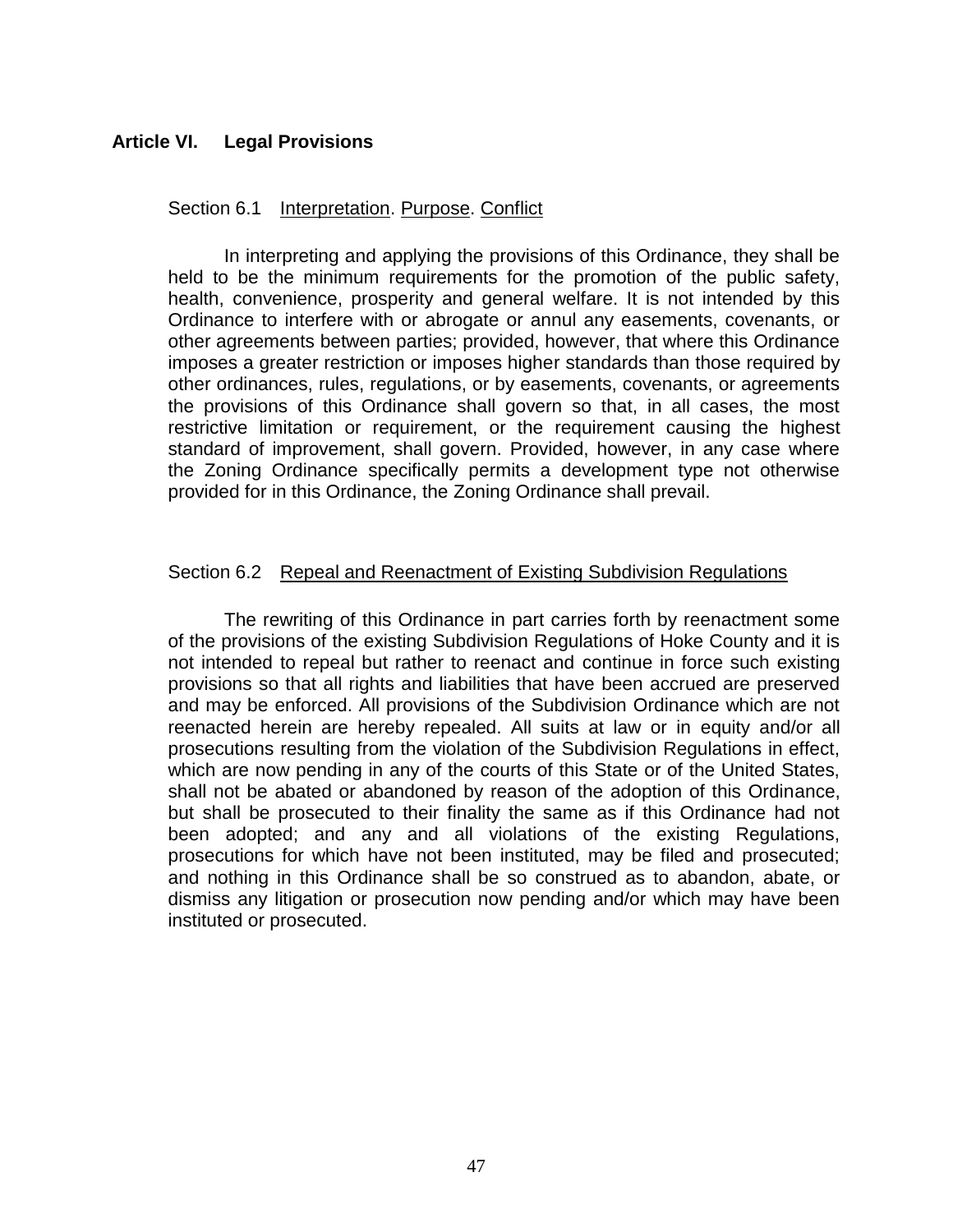## Article VI. Legal Provisions

### Section 6.1 Interpretation. Purpose. Conflict

In interpreting and applying the provisions of this Ordinance, they shall be held to be the minimum requirements for the promotion of the public safety, health, convenience, prosperity and general welfare. It is not intended by this Ordinance to interfere with or abrogate or annul any easements, covenants, or other agreements between parties; provided, however, that where this Ordinance imposes a greater restriction or imposes higher standards than those required by other ordinances, rules, regulations, or by easements, covenants, or agreements the provisions of this Ordinance shall govern so that, in all cases, the most restrictive limitation or requirement, or the requirement causing the highest standard of improvement, shall govern. Provided, however, in any case where the Zoning Ordinance specifically permits a development type not otherwise provided for in this Ordinance, the Zoning Ordinance shall prevail.

### Section 6.2 Repeal and Reenactment of Existing Subdivision Regulations

The rewriting of this Ordinance in part carries forth by reenactment some of the provisions of the existing Subdivision Regulations of Hoke County and it is not intended to repeal but rather to reenact and continue in force such existing provisions so that all rights and liabilities that have been accrued are preserved and may be enforced. All provisions of the Subdivision Ordinance which are not reenacted herein are hereby repealed. All suits at law or in equity and/or all prosecutions resulting from the violation of the Subdivision Regulations in effect, which are now pending in any of the courts of this State or of the United States, shall not be abated or abandoned by reason of the adoption of this Ordinance, but shall be prosecuted to their finality the same as if this Ordinance had not been adopted; and any and all violations of the existing Regulations, prosecutions for which have not been instituted, may be filed and prosecuted; and nothing in this Ordinance shall be so construed as to abandon, abate, or dismiss any litigation or prosecution now pending and/or which may have been instituted or prosecuted.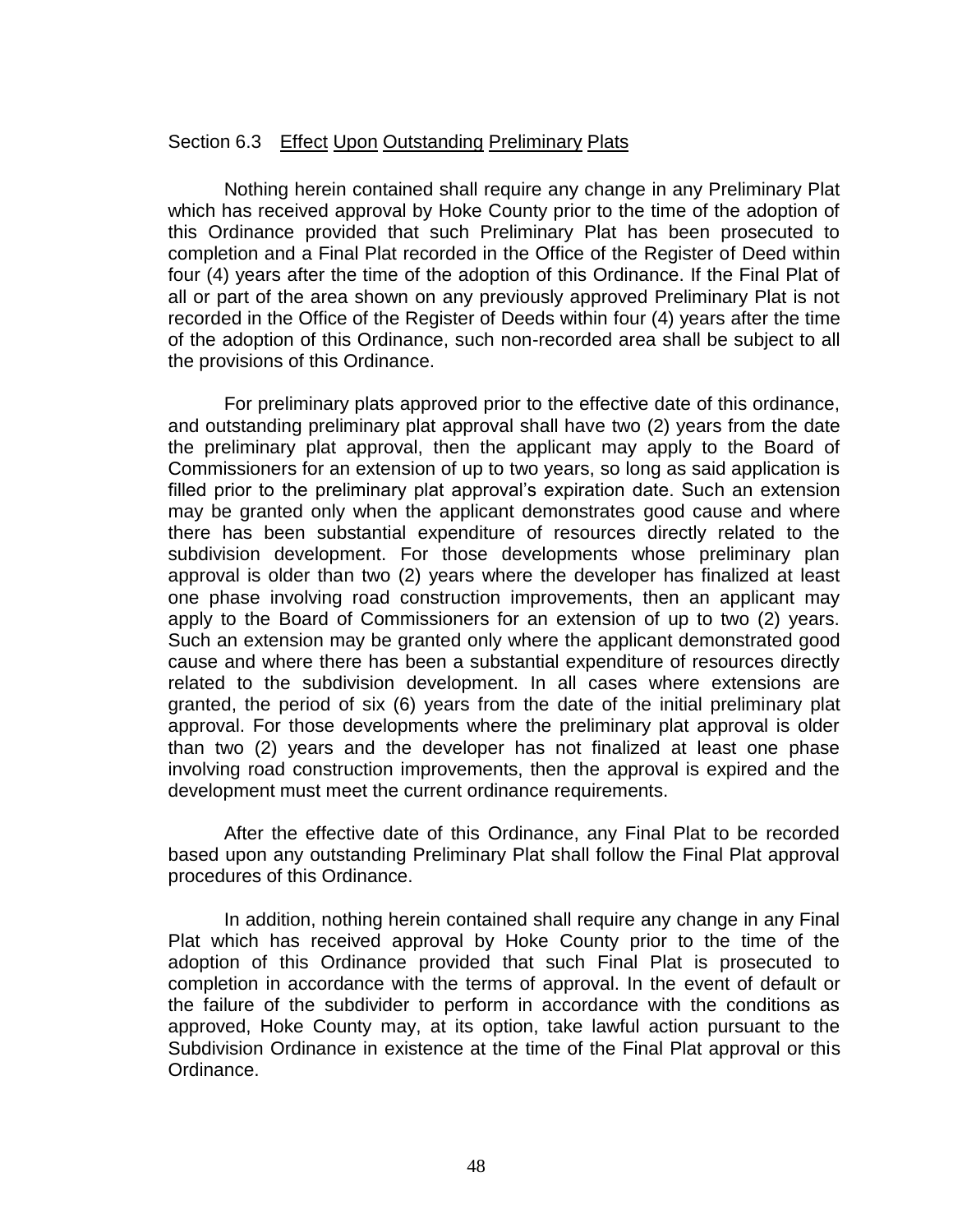Section 6.3 Effect Upon Outstanding Preliminary Plats

Nothing herein contained shall require any change in any Preliminary Plat which has received approval by Hoke County prior to the time of the adoption of this Ordinance provided that such Preliminary Plat has been prosecuted to completion and a Final Plat recorded in the Office of the Register of Deed within four (4) years after the time of the adoption of this Ordinance. If the Final Plat of all or part of the area shown on any previously approved Preliminary Plat is not recorded in the Office of the Register of Deeds within four (4) years after the time of the adoption of this Ordinance, such non-recorded area shall be subject to all the provisions of this Ordinance.

For preliminary plats approved prior to the effective date of this ordinance, and outstanding preliminary plat approval shall have two (2) years from the date the preliminary plat approval, then the applicant may apply to the Board of Commissioners for an extension of up to two years, so long as said application is filled prior to the preliminary plat approval's expiration date. Such an extension may be granted only when the applicant demonstrates good cause and where there has been substantial expenditure of resources directly related to the subdivision development. For those developments whose preliminary plan approval is older than two (2) years where the developer has finalized at least one phase involving road construction improvements, then an applicant may apply to the Board of Commissioners for an extension of up to two (2) years. Such an extension may be granted only where the applicant demonstrated good cause and where there has been a substantial expenditure of resources directly related to the subdivision development. In all cases where extensions are granted, the period of six (6) years from the date of the initial preliminary plat approval. For those developments where the preliminary plat approval is older than two (2) years and the developer has not finalized at least one phase involving road construction improvements, then the approval is expired and the development must meet the current ordinance requirements.

After the effective date of this Ordinance, any Final Plat to be recorded based upon any outstanding Preliminary Plat shall follow the Final Plat approval procedures of this Ordinance.

In addition, nothing herein contained shall require any change in any Final Plat which has received approval by Hoke County prior to the time of the adoption of this Ordinance provided that such Final Plat is prosecuted to completion in accordance with the terms of approval. In the event of default or the failure of the subdivider to perform in accordance with the conditions as approved, Hoke County may, at its option, take lawful action pursuant to the Subdivision Ordinance in existence at the time of the Final Plat approval or this Ordinance.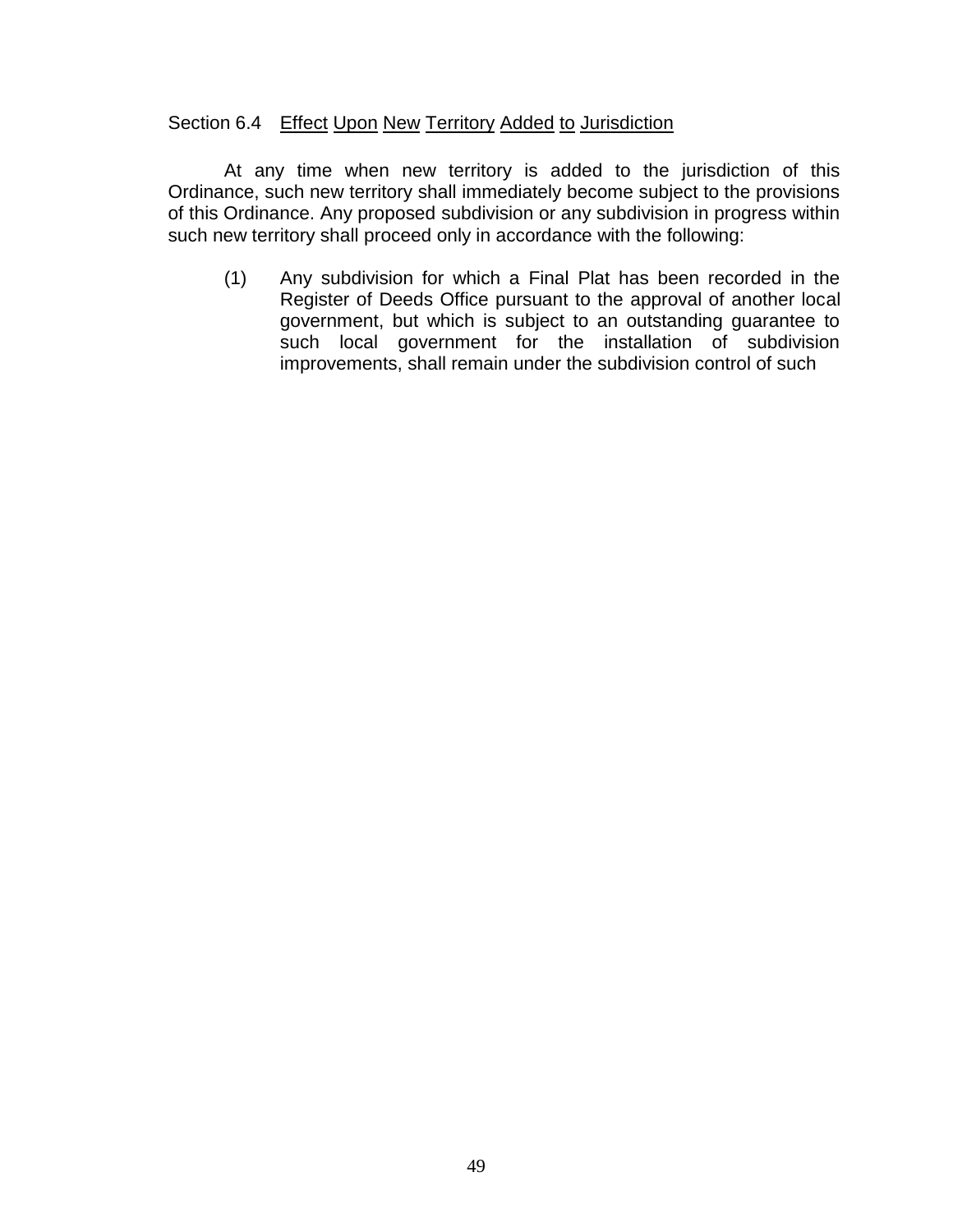### Section 6.4 Effect Upon New Territory Added to Jurisdiction

At any time when new territory is added to the jurisdiction of this Ordinance, such new territory shall immediately become subject to the provisions of this Ordinance. Any proposed subdivision or any subdivision in progress within such new territory shall proceed only in accordance with the following:

(1) Any subdivision for which a Final Plat has been recorded in the Register of Deeds Office pursuant to the approval of another local government, but which is subject to an outstanding guarantee to such local government for the installation of subdivision improvements, shall remain under the subdivision control of such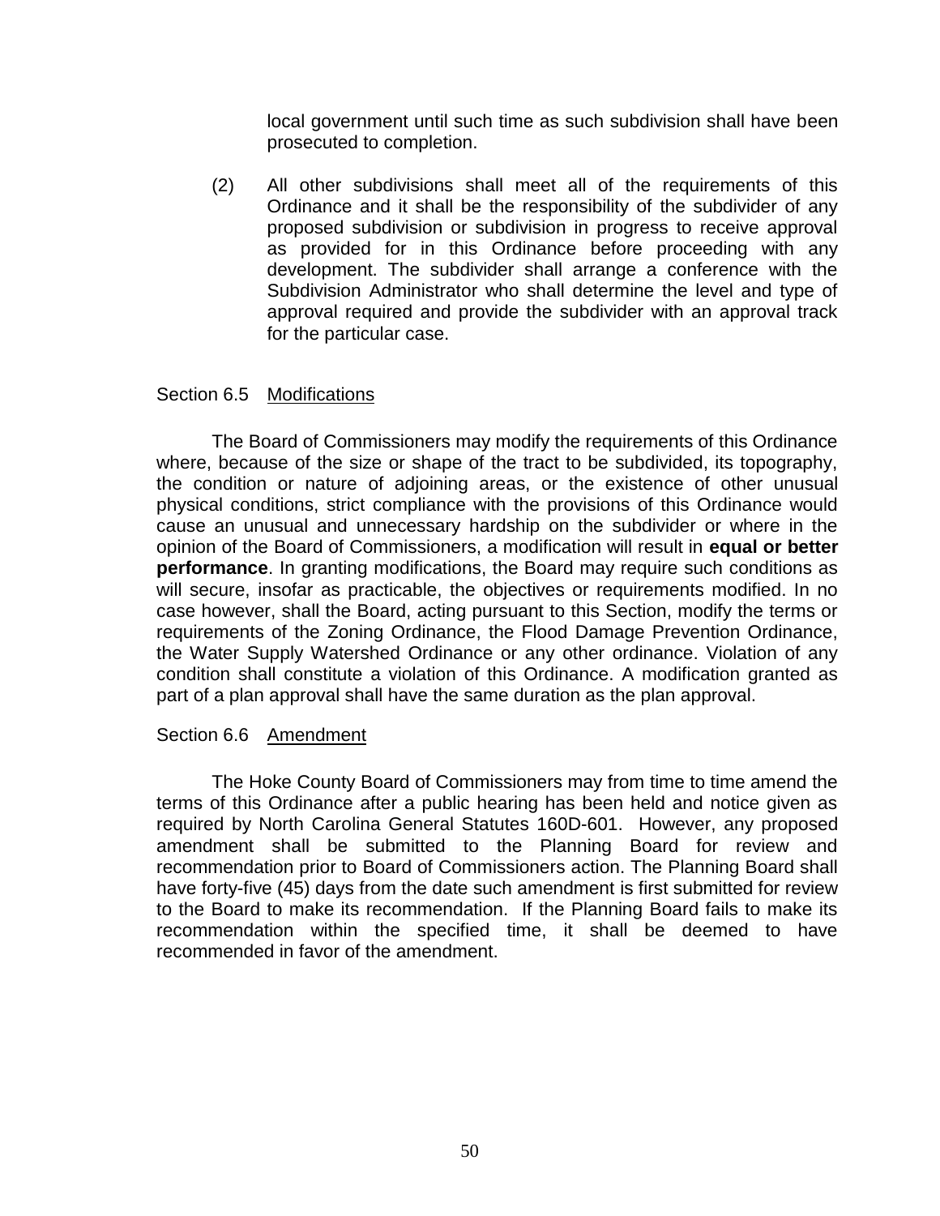local government until such time as such subdivision shall have been prosecuted to completion.

(2) All other subdivisions shall meet all of the requirements of this Ordinance and it shall be the responsibility of the subdivider of any proposed subdivision or subdivision in progress to receive approval as provided for in this Ordinance before proceeding with any development. The subdivider shall arrange a conference with the Subdivision Administrator who shall determine the level and type of approval required and provide the subdivider with an approval track for the particular case.

### Section 6.5 Modifications

The Board of Commissioners may modify the requirements of this Ordinance where, because of the size or shape of the tract to be subdivided, its topography, the condition or nature of adjoining areas, or the existence of other unusual physical conditions, strict compliance with the provisions of this Ordinance would cause an unusual and unnecessary hardship on the subdivider or where in the opinion of the Board of Commissioners, a modification will result in **equal or better performance**. In granting modifications, the Board may require such conditions as will secure, insofar as practicable, the objectives or requirements modified. In no case however, shall the Board, acting pursuant to this Section, modify the terms or requirements of the Zoning Ordinance, the Flood Damage Prevention Ordinance, the Water Supply Watershed Ordinance or any other ordinance. Violation of any condition shall constitute a violation of this Ordinance. A modification granted as part of a plan approval shall have the same duration as the plan approval.

### Section 6.6 Amendment

The Hoke County Board of Commissioners may from time to time amend the terms of this Ordinance after a public hearing has been held and notice given as required by North Carolina General Statutes 160D-601. However, any proposed amendment shall be submitted to the Planning Board for review and recommendation prior to Board of Commissioners action. The Planning Board shall have forty-five (45) days from the date such amendment is first submitted for review to the Board to make its recommendation. If the Planning Board fails to make its recommendation within the specified time, it shall be deemed to have recommended in favor of the amendment.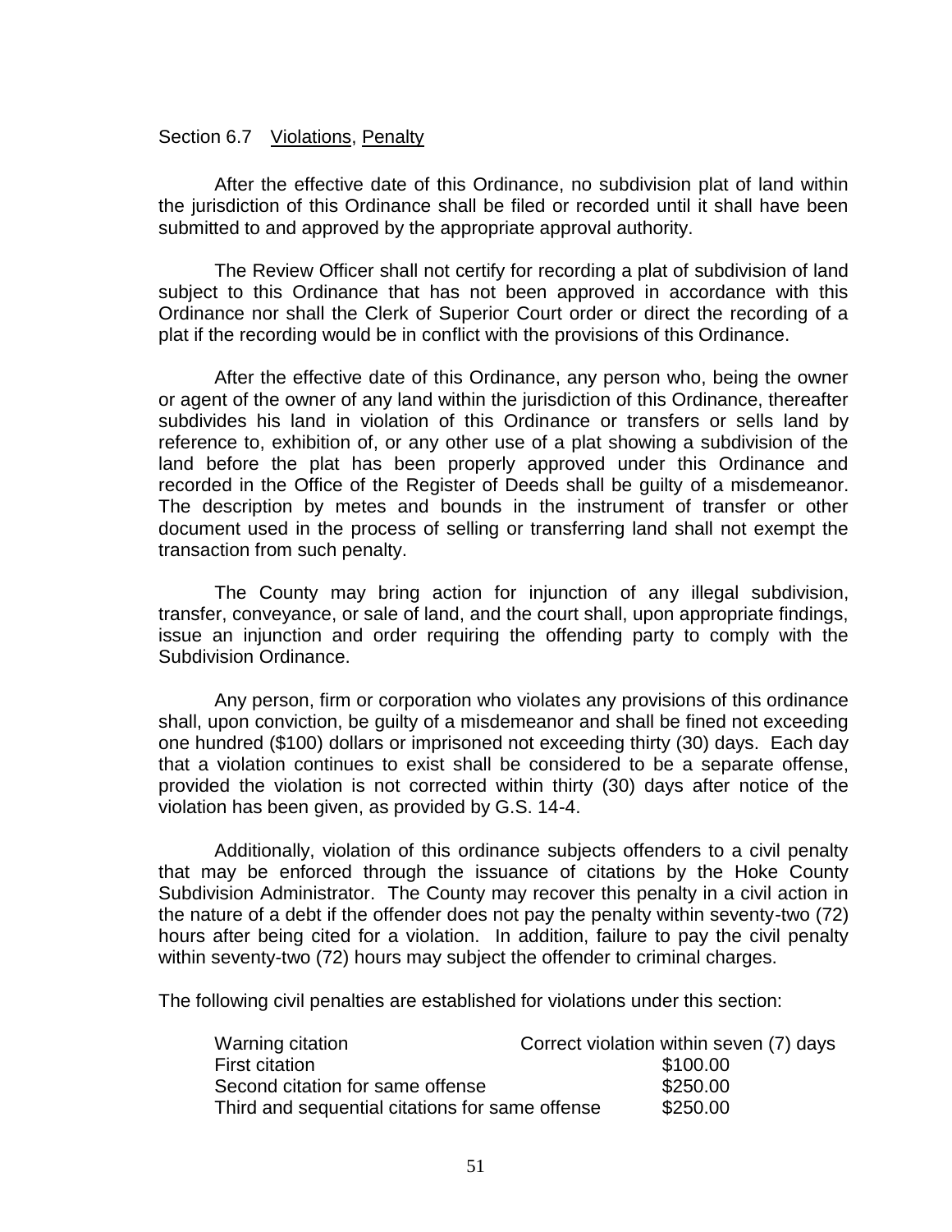Section 6.7 Violations, Penalty

After the effective date of this Ordinance, no subdivision plat of land within the jurisdiction of this Ordinance shall be filed or recorded until it shall have been submitted to and approved by the appropriate approval authority.

The Review Officer shall not certify for recording a plat of subdivision of land subject to this Ordinance that has not been approved in accordance with this Ordinance nor shall the Clerk of Superior Court order or direct the recording of a plat if the recording would be in conflict with the provisions of this Ordinance.

After the effective date of this Ordinance, any person who, being the owner or agent of the owner of any land within the jurisdiction of this Ordinance, thereafter subdivides his land in violation of this Ordinance or transfers or sells land by reference to, exhibition of, or any other use of a plat showing a subdivision of the land before the plat has been properly approved under this Ordinance and recorded in the Office of the Register of Deeds shall be guilty of a misdemeanor. The description by metes and bounds in the instrument of transfer or other document used in the process of selling or transferring land shall not exempt the transaction from such penalty.

The County may bring action for injunction of any illegal subdivision, transfer, conveyance, or sale of land, and the court shall, upon appropriate findings, issue an injunction and order requiring the offending party to comply with the Subdivision Ordinance.

Any person, firm or corporation who violates any provisions of this ordinance shall, upon conviction, be guilty of a misdemeanor and shall be fined not exceeding one hundred ($100) dollars or imprisoned not exceeding thirty (30) days. Each day that a violation continues to exist shall be considered to be a separate offense, provided the violation is not corrected within thirty (30) days after notice of the violation has been given, as provided by G.S. 14-4.

Additionally, violation of this ordinance subjects offenders to a civil penalty that may be enforced through the issuance of citations by the Hoke County Subdivision Administrator. The County may recover this penalty in a civil action in the nature of a debt if the offender does not pay the penalty within seventy-two (72) hours after being cited for a violation. In addition, failure to pay the civil penalty within seventy-two (72) hours may subject the offender to criminal charges.

The following civil penalties are established for violations under this section:

| | |
|---|---|
| Warning citation | Correct violation within seven (7) days |
| First citation | $100.00 |
| Second citation for same offense | $250.00 |
| Third and sequential citations for same offense | $250.00 |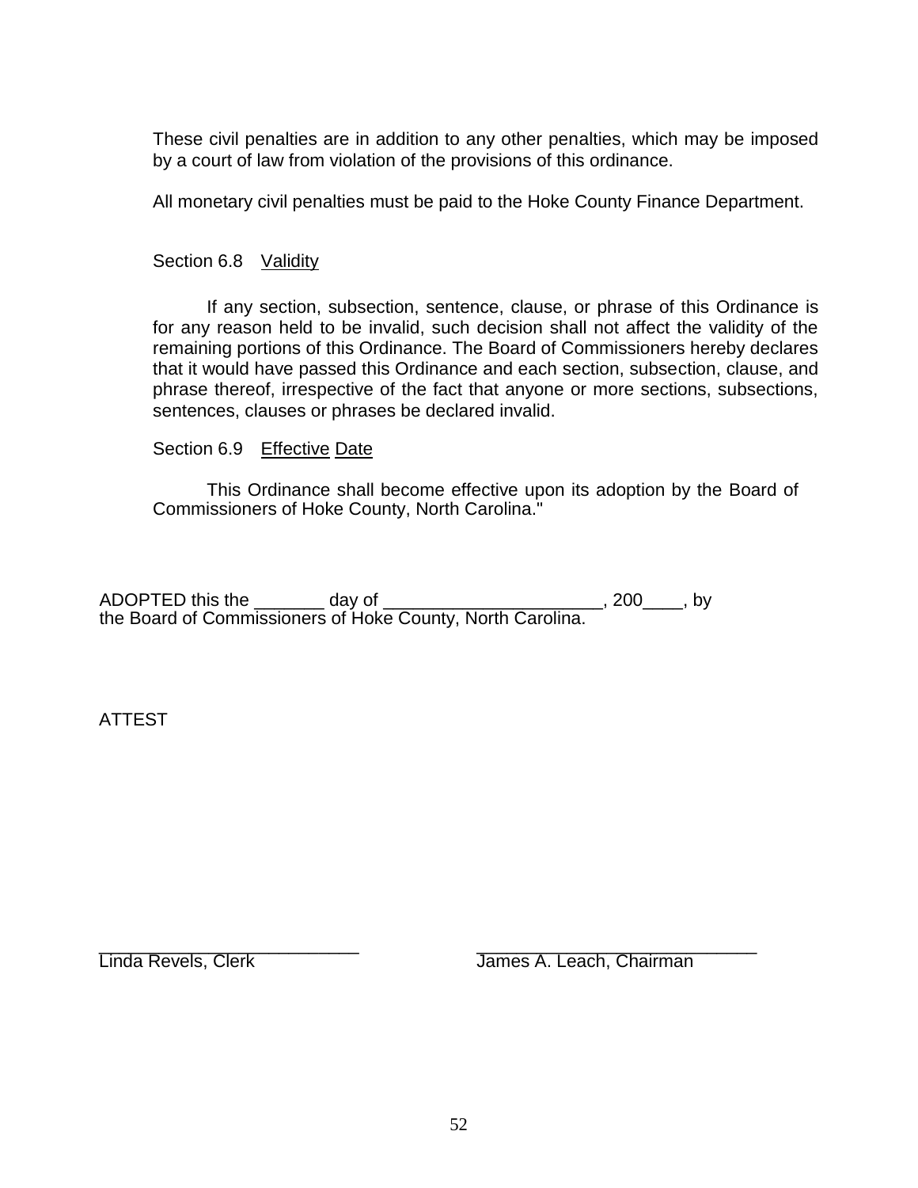These civil penalties are in addition to any other penalties, which may be imposed by a court of law from violation of the provisions of this ordinance.

All monetary civil penalties must be paid to the Hoke County Finance Department.

Section 6.8 Validity

If any section, subsection, sentence, clause, or phrase of this Ordinance is for any reason held to be invalid, such decision shall not affect the validity of the remaining portions of this Ordinance. The Board of Commissioners hereby declares that it would have passed this Ordinance and each section, subsection, clause, and phrase thereof, irrespective of the fact that anyone or more sections, subsections, sentences, clauses or phrases be declared invalid.

Section 6.9 Effective Date

This Ordinance shall become effective upon its adoption by the Board of Commissioners of Hoke County, North Carolina."

ADOPTED this the _______ day of _____________________, 200____, by the Board of Commissioners of Hoke County, North Carolina.

ATTEST

___________________________ Linda Revels, Clerk

___________________________ James A. Leach, Chairman